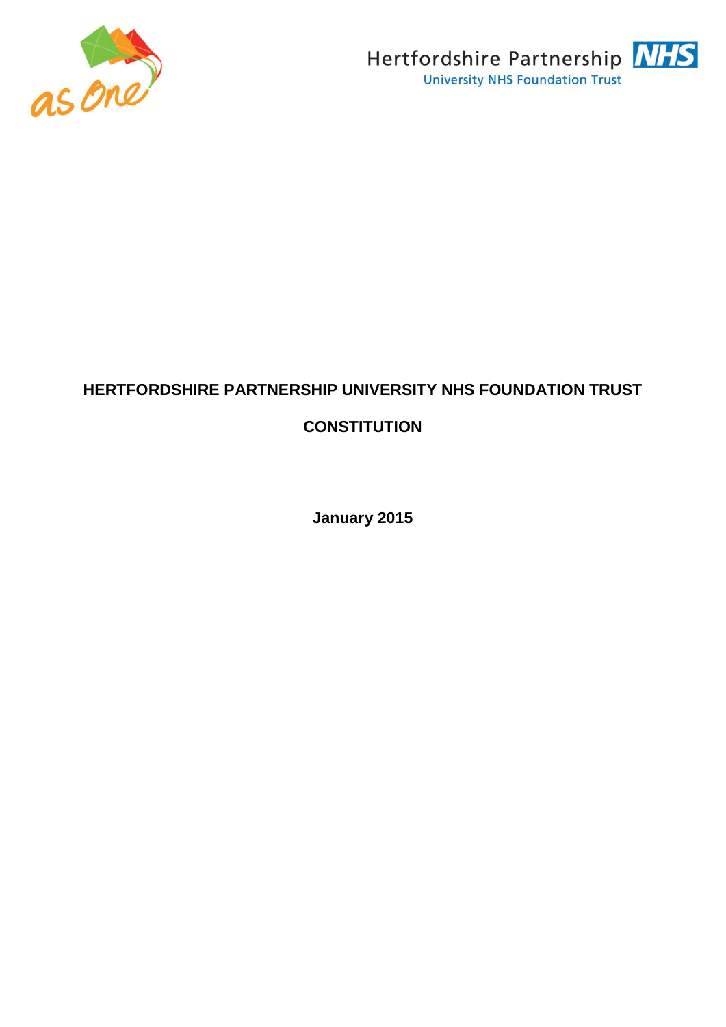Hertfordshire Partnership NHS
University NHS Foundation Trust

# HERTFORDSHIRE PARTNERSHIP UNIVERSITY NHS FOUNDATION TRUST

# CONSTITUTION

**January 2015**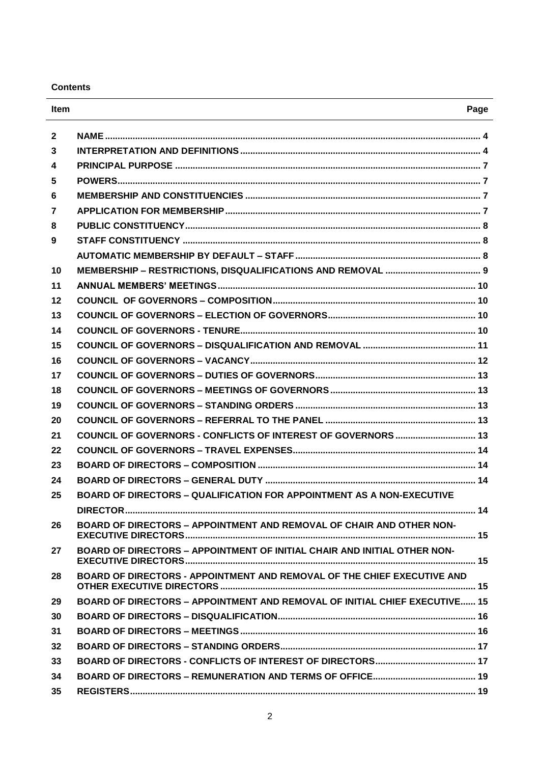**Contents**

| Item | | Page |
|---|---|---|
| 2 | NAME | 4 |
| 3 | INTERPRETATION AND DEFINITIONS | 4 |
| 4 | PRINCIPAL PURPOSE | 7 |
| 5 | POWERS | 7 |
| 6 | MEMBERSHIP AND CONSTITUENCIES | 7 |
| 7 | APPLICATION FOR MEMBERSHIP | 7 |
| 8 | PUBLIC CONSTITUENCY | 8 |
| 9 | STAFF CONSTITUENCY | 8 |
| | AUTOMATIC MEMBERSHIP BY DEFAULT – STAFF | 8 |
| 10 | MEMBERSHIP – RESTRICTIONS, DISQUALIFICATIONS AND REMOVAL | 9 |
| 11 | ANNUAL MEMBERS' MEETINGS | 10 |
| 12 | COUNCIL OF GOVERNORS – COMPOSITION | 10 |
| 13 | COUNCIL OF GOVERNORS – ELECTION OF GOVERNORS | 10 |
| 14 | COUNCIL OF GOVERNORS - TENURE | 10 |
| 15 | COUNCIL OF GOVERNORS – DISQUALIFICATION AND REMOVAL | 11 |
| 16 | COUNCIL OF GOVERNORS – VACANCY | 12 |
| 17 | COUNCIL OF GOVERNORS – DUTIES OF GOVERNORS | 13 |
| 18 | COUNCIL OF GOVERNORS – MEETINGS OF GOVERNORS | 13 |
| 19 | COUNCIL OF GOVERNORS – STANDING ORDERS | 13 |
| 20 | COUNCIL OF GOVERNORS – REFERRAL TO THE PANEL | 13 |
| 21 | COUNCIL OF GOVERNORS - CONFLICTS OF INTEREST OF GOVERNORS | 13 |
| 22 | COUNCIL OF GOVERNORS – TRAVEL EXPENSES | 14 |
| 23 | BOARD OF DIRECTORS – COMPOSITION | 14 |
| 24 | BOARD OF DIRECTORS – GENERAL DUTY | 14 |
| 25 | BOARD OF DIRECTORS – QUALIFICATION FOR APPOINTMENT AS A NON-EXECUTIVE DIRECTOR | 14 |
| 26 | BOARD OF DIRECTORS – APPOINTMENT AND REMOVAL OF CHAIR AND OTHER NON-EXECUTIVE DIRECTORS | 15 |
| 27 | BOARD OF DIRECTORS – APPOINTMENT OF INITIAL CHAIR AND INITIAL OTHER NON-EXECUTIVE DIRECTORS | 15 |
| 28 | BOARD OF DIRECTORS - APPOINTMENT AND REMOVAL OF THE CHIEF EXECUTIVE AND OTHER EXECUTIVE DIRECTORS | 15 |
| 29 | BOARD OF DIRECTORS – APPOINTMENT AND REMOVAL OF INITIAL CHIEF EXECUTIVE | 15 |
| 30 | BOARD OF DIRECTORS – DISQUALIFICATION | 16 |
| 31 | BOARD OF DIRECTORS – MEETINGS | 16 |
| 32 | BOARD OF DIRECTORS – STANDING ORDERS | 17 |
| 33 | BOARD OF DIRECTORS - CONFLICTS OF INTEREST OF DIRECTORS | 17 |
| 34 | BOARD OF DIRECTORS – REMUNERATION AND TERMS OF OFFICE | 19 |
| 35 | REGISTERS | 19 |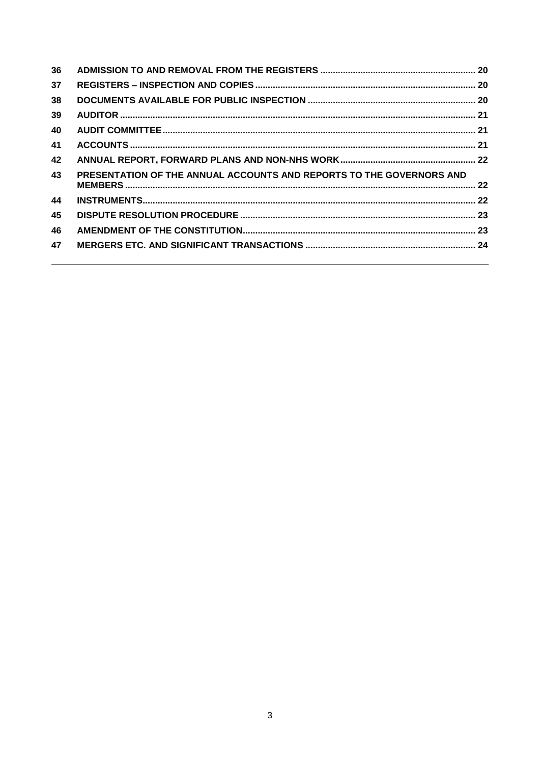| | | |
|---|---|---|
| **36** | **ADMISSION TO AND REMOVAL FROM THE REGISTERS** | **20** |
| **37** | **REGISTERS – INSPECTION AND COPIES** | **20** |
| **38** | **DOCUMENTS AVAILABLE FOR PUBLIC INSPECTION** | **20** |
| **39** | **AUDITOR** | **21** |
| **40** | **AUDIT COMMITTEE** | **21** |
| **41** | **ACCOUNTS** | **21** |
| **42** | **ANNUAL REPORT, FORWARD PLANS AND NON-NHS WORK** | **22** |
| **43** | **PRESENTATION OF THE ANNUAL ACCOUNTS AND REPORTS TO THE GOVERNORS AND MEMBERS** | **22** |
| **44** | **INSTRUMENTS** | **22** |
| **45** | **DISPUTE RESOLUTION PROCEDURE** | **23** |
| **46** | **AMENDMENT OF THE CONSTITUTION** | **23** |
| **47** | **MERGERS ETC. AND SIGNIFICANT TRANSACTIONS** | **24** |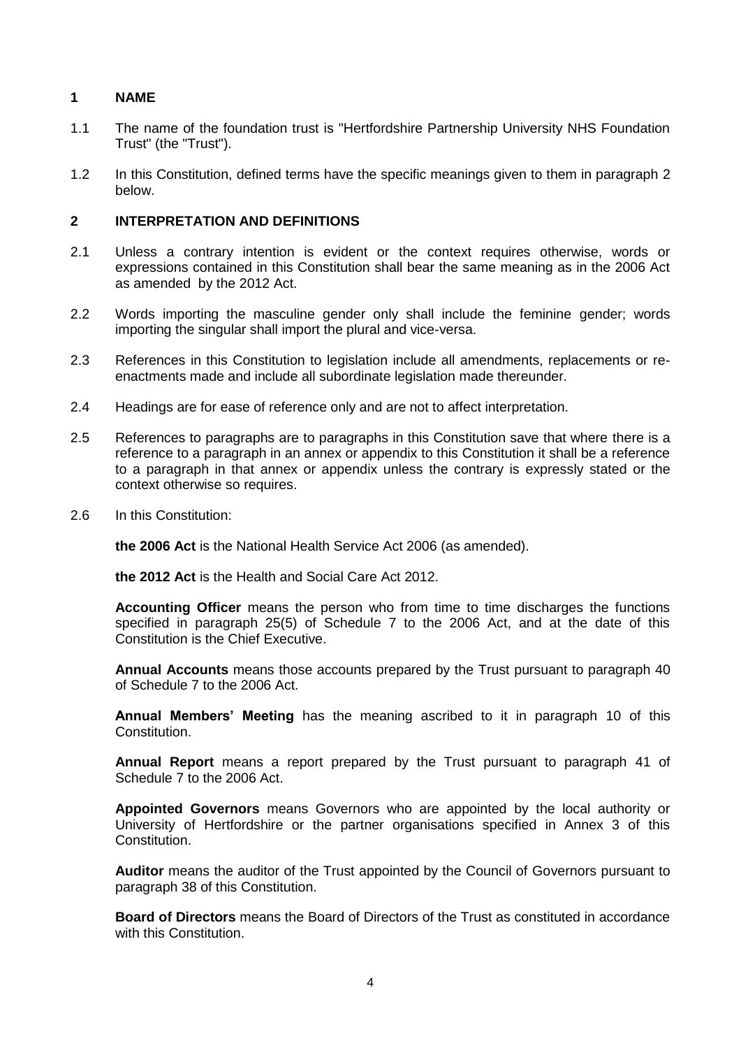## 1 NAME

1.1 The name of the foundation trust is "Hertfordshire Partnership University NHS Foundation Trust" (the "Trust").

1.2 In this Constitution, defined terms have the specific meanings given to them in paragraph 2 below.

## 2 INTERPRETATION AND DEFINITIONS

2.1 Unless a contrary intention is evident or the context requires otherwise, words or expressions contained in this Constitution shall bear the same meaning as in the 2006 Act as amended by the 2012 Act.

2.2 Words importing the masculine gender only shall include the feminine gender; words importing the singular shall import the plural and vice-versa.

2.3 References in this Constitution to legislation include all amendments, replacements or re-enactments made and include all subordinate legislation made thereunder.

2.4 Headings are for ease of reference only and are not to affect interpretation.

2.5 References to paragraphs are to paragraphs in this Constitution save that where there is a reference to a paragraph in an annex or appendix to this Constitution it shall be a reference to a paragraph in that annex or appendix unless the contrary is expressly stated or the context otherwise so requires.

2.6 In this Constitution:

**the 2006 Act** is the National Health Service Act 2006 (as amended).

**the 2012 Act** is the Health and Social Care Act 2012.

**Accounting Officer** means the person who from time to time discharges the functions specified in paragraph 25(5) of Schedule 7 to the 2006 Act, and at the date of this Constitution is the Chief Executive.

**Annual Accounts** means those accounts prepared by the Trust pursuant to paragraph 40 of Schedule 7 to the 2006 Act.

**Annual Members' Meeting** has the meaning ascribed to it in paragraph 10 of this Constitution.

**Annual Report** means a report prepared by the Trust pursuant to paragraph 41 of Schedule 7 to the 2006 Act.

**Appointed Governors** means Governors who are appointed by the local authority or University of Hertfordshire or the partner organisations specified in Annex 3 of this Constitution.

**Auditor** means the auditor of the Trust appointed by the Council of Governors pursuant to paragraph 38 of this Constitution.

**Board of Directors** means the Board of Directors of the Trust as constituted in accordance with this Constitution.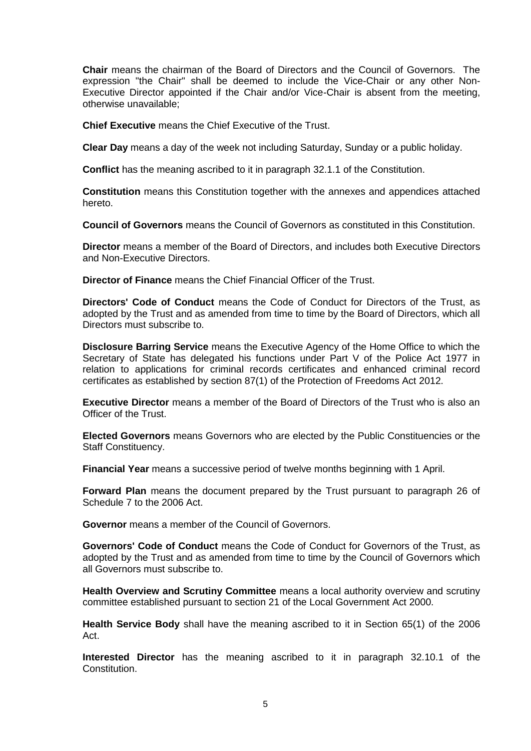**Chair** means the chairman of the Board of Directors and the Council of Governors. The expression "the Chair" shall be deemed to include the Vice-Chair or any other Non-Executive Director appointed if the Chair and/or Vice-Chair is absent from the meeting, otherwise unavailable;

**Chief Executive** means the Chief Executive of the Trust.

**Clear Day** means a day of the week not including Saturday, Sunday or a public holiday.

**Conflict** has the meaning ascribed to it in paragraph 32.1.1 of the Constitution.

**Constitution** means this Constitution together with the annexes and appendices attached hereto.

**Council of Governors** means the Council of Governors as constituted in this Constitution.

**Director** means a member of the Board of Directors, and includes both Executive Directors and Non-Executive Directors.

**Director of Finance** means the Chief Financial Officer of the Trust.

**Directors' Code of Conduct** means the Code of Conduct for Directors of the Trust, as adopted by the Trust and as amended from time to time by the Board of Directors, which all Directors must subscribe to.

**Disclosure Barring Service** means the Executive Agency of the Home Office to which the Secretary of State has delegated his functions under Part V of the Police Act 1977 in relation to applications for criminal records certificates and enhanced criminal record certificates as established by section 87(1) of the Protection of Freedoms Act 2012.

**Executive Director** means a member of the Board of Directors of the Trust who is also an Officer of the Trust.

**Elected Governors** means Governors who are elected by the Public Constituencies or the Staff Constituency.

**Financial Year** means a successive period of twelve months beginning with 1 April.

**Forward Plan** means the document prepared by the Trust pursuant to paragraph 26 of Schedule 7 to the 2006 Act.

**Governor** means a member of the Council of Governors.

**Governors' Code of Conduct** means the Code of Conduct for Governors of the Trust, as adopted by the Trust and as amended from time to time by the Council of Governors which all Governors must subscribe to.

**Health Overview and Scrutiny Committee** means a local authority overview and scrutiny committee established pursuant to section 21 of the Local Government Act 2000.

**Health Service Body** shall have the meaning ascribed to it in Section 65(1) of the 2006 Act.

**Interested Director** has the meaning ascribed to it in paragraph 32.10.1 of the Constitution.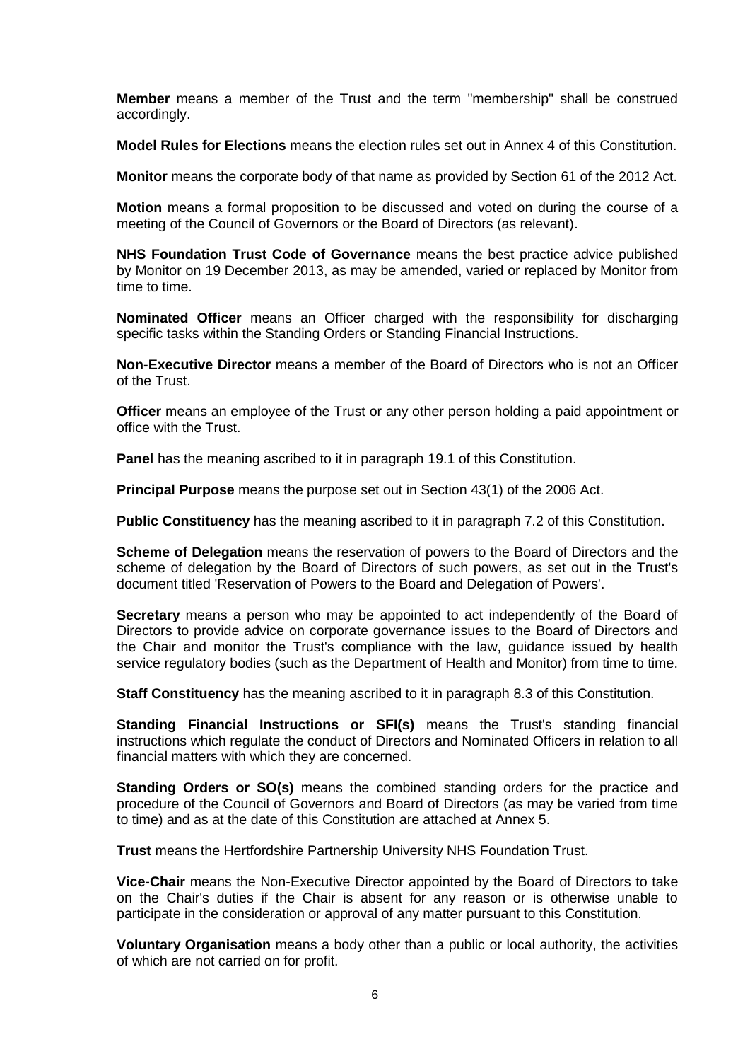**Member** means a member of the Trust and the term "membership" shall be construed accordingly.

**Model Rules for Elections** means the election rules set out in Annex 4 of this Constitution.

**Monitor** means the corporate body of that name as provided by Section 61 of the 2012 Act.

**Motion** means a formal proposition to be discussed and voted on during the course of a meeting of the Council of Governors or the Board of Directors (as relevant).

**NHS Foundation Trust Code of Governance** means the best practice advice published by Monitor on 19 December 2013, as may be amended, varied or replaced by Monitor from time to time.

**Nominated Officer** means an Officer charged with the responsibility for discharging specific tasks within the Standing Orders or Standing Financial Instructions.

**Non-Executive Director** means a member of the Board of Directors who is not an Officer of the Trust.

**Officer** means an employee of the Trust or any other person holding a paid appointment or office with the Trust.

**Panel** has the meaning ascribed to it in paragraph 19.1 of this Constitution.

**Principal Purpose** means the purpose set out in Section 43(1) of the 2006 Act.

**Public Constituency** has the meaning ascribed to it in paragraph 7.2 of this Constitution.

**Scheme of Delegation** means the reservation of powers to the Board of Directors and the scheme of delegation by the Board of Directors of such powers, as set out in the Trust's document titled 'Reservation of Powers to the Board and Delegation of Powers'.

**Secretary** means a person who may be appointed to act independently of the Board of Directors to provide advice on corporate governance issues to the Board of Directors and the Chair and monitor the Trust's compliance with the law, guidance issued by health service regulatory bodies (such as the Department of Health and Monitor) from time to time.

**Staff Constituency** has the meaning ascribed to it in paragraph 8.3 of this Constitution.

**Standing Financial Instructions or SFI(s)** means the Trust's standing financial instructions which regulate the conduct of Directors and Nominated Officers in relation to all financial matters with which they are concerned.

**Standing Orders or SO(s)** means the combined standing orders for the practice and procedure of the Council of Governors and Board of Directors (as may be varied from time to time) and as at the date of this Constitution are attached at Annex 5.

**Trust** means the Hertfordshire Partnership University NHS Foundation Trust.

**Vice-Chair** means the Non-Executive Director appointed by the Board of Directors to take on the Chair's duties if the Chair is absent for any reason or is otherwise unable to participate in the consideration or approval of any matter pursuant to this Constitution.

**Voluntary Organisation** means a body other than a public or local authority, the activities of which are not carried on for profit.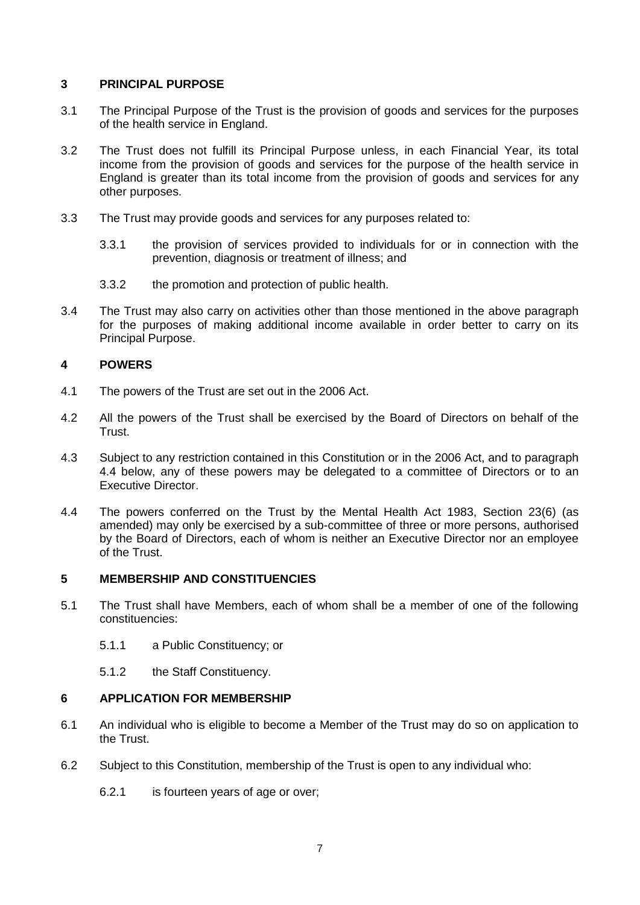## 3 PRINCIPAL PURPOSE

3.1 The Principal Purpose of the Trust is the provision of goods and services for the purposes of the health service in England.

3.2 The Trust does not fulfill its Principal Purpose unless, in each Financial Year, its total income from the provision of goods and services for the purpose of the health service in England is greater than its total income from the provision of goods and services for any other purposes.

3.3 The Trust may provide goods and services for any purposes related to:

3.3.1 the provision of services provided to individuals for or in connection with the prevention, diagnosis or treatment of illness; and

3.3.2 the promotion and protection of public health.

3.4 The Trust may also carry on activities other than those mentioned in the above paragraph for the purposes of making additional income available in order better to carry on its Principal Purpose.

## 4 POWERS

4.1 The powers of the Trust are set out in the 2006 Act.

4.2 All the powers of the Trust shall be exercised by the Board of Directors on behalf of the Trust.

4.3 Subject to any restriction contained in this Constitution or in the 2006 Act, and to paragraph 4.4 below, any of these powers may be delegated to a committee of Directors or to an Executive Director.

4.4 The powers conferred on the Trust by the Mental Health Act 1983, Section 23(6) (as amended) may only be exercised by a sub-committee of three or more persons, authorised by the Board of Directors, each of whom is neither an Executive Director nor an employee of the Trust.

## 5 MEMBERSHIP AND CONSTITUENCIES

5.1 The Trust shall have Members, each of whom shall be a member of one of the following constituencies:

5.1.1 a Public Constituency; or

5.1.2 the Staff Constituency.

## 6 APPLICATION FOR MEMBERSHIP

6.1 An individual who is eligible to become a Member of the Trust may do so on application to the Trust.

6.2 Subject to this Constitution, membership of the Trust is open to any individual who:

6.2.1 is fourteen years of age or over;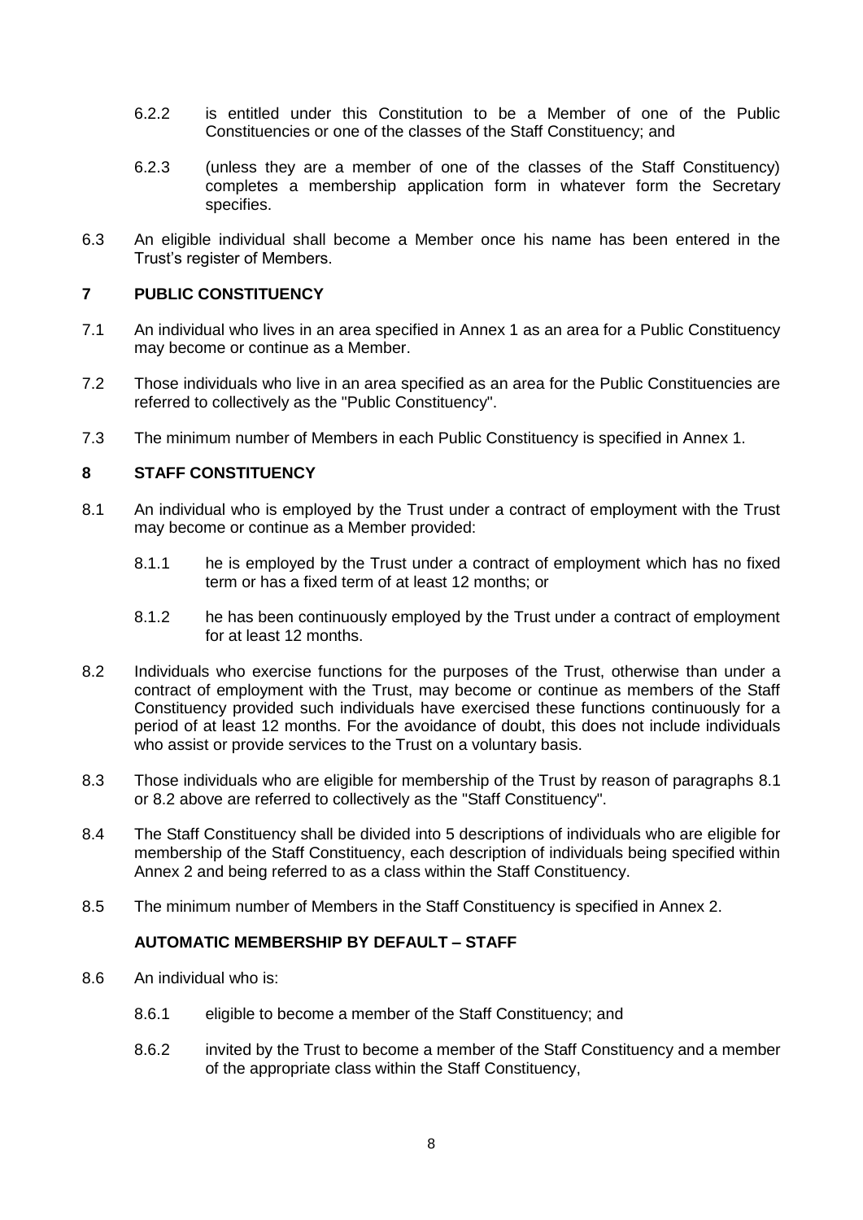6.2.2 is entitled under this Constitution to be a Member of one of the Public Constituencies or one of the classes of the Staff Constituency; and

6.2.3 (unless they are a member of one of the classes of the Staff Constituency) completes a membership application form in whatever form the Secretary specifies.

6.3 An eligible individual shall become a Member once his name has been entered in the Trust's register of Members.

## 7 PUBLIC CONSTITUENCY

7.1 An individual who lives in an area specified in Annex 1 as an area for a Public Constituency may become or continue as a Member.

7.2 Those individuals who live in an area specified as an area for the Public Constituencies are referred to collectively as the "Public Constituency".

7.3 The minimum number of Members in each Public Constituency is specified in Annex 1.

## 8 STAFF CONSTITUENCY

8.1 An individual who is employed by the Trust under a contract of employment with the Trust may become or continue as a Member provided:

8.1.1 he is employed by the Trust under a contract of employment which has no fixed term or has a fixed term of at least 12 months; or

8.1.2 he has been continuously employed by the Trust under a contract of employment for at least 12 months.

8.2 Individuals who exercise functions for the purposes of the Trust, otherwise than under a contract of employment with the Trust, may become or continue as members of the Staff Constituency provided such individuals have exercised these functions continuously for a period of at least 12 months. For the avoidance of doubt, this does not include individuals who assist or provide services to the Trust on a voluntary basis.

8.3 Those individuals who are eligible for membership of the Trust by reason of paragraphs 8.1 or 8.2 above are referred to collectively as the "Staff Constituency".

8.4 The Staff Constituency shall be divided into 5 descriptions of individuals who are eligible for membership of the Staff Constituency, each description of individuals being specified within Annex 2 and being referred to as a class within the Staff Constituency.

8.5 The minimum number of Members in the Staff Constituency is specified in Annex 2.

### AUTOMATIC MEMBERSHIP BY DEFAULT – STAFF

8.6 An individual who is:

8.6.1 eligible to become a member of the Staff Constituency; and

8.6.2 invited by the Trust to become a member of the Staff Constituency and a member of the appropriate class within the Staff Constituency,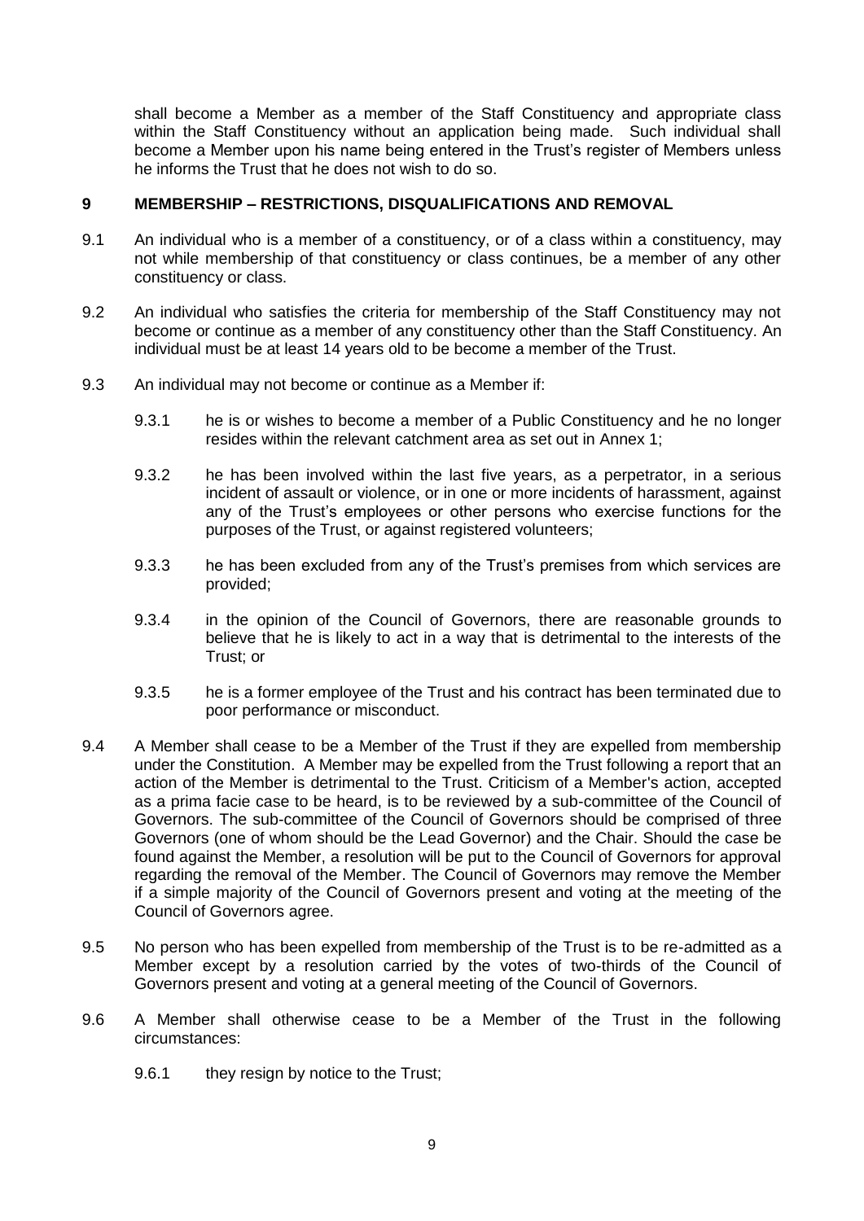shall become a Member as a member of the Staff Constituency and appropriate class within the Staff Constituency without an application being made. Such individual shall become a Member upon his name being entered in the Trust's register of Members unless he informs the Trust that he does not wish to do so.

## 9 MEMBERSHIP – RESTRICTIONS, DISQUALIFICATIONS AND REMOVAL

9.1 An individual who is a member of a constituency, or of a class within a constituency, may not while membership of that constituency or class continues, be a member of any other constituency or class.

9.2 An individual who satisfies the criteria for membership of the Staff Constituency may not become or continue as a member of any constituency other than the Staff Constituency. An individual must be at least 14 years old to be become a member of the Trust.

9.3 An individual may not become or continue as a Member if:

9.3.1 he is or wishes to become a member of a Public Constituency and he no longer resides within the relevant catchment area as set out in Annex 1;

9.3.2 he has been involved within the last five years, as a perpetrator, in a serious incident of assault or violence, or in one or more incidents of harassment, against any of the Trust's employees or other persons who exercise functions for the purposes of the Trust, or against registered volunteers;

9.3.3 he has been excluded from any of the Trust's premises from which services are provided;

9.3.4 in the opinion of the Council of Governors, there are reasonable grounds to believe that he is likely to act in a way that is detrimental to the interests of the Trust; or

9.3.5 he is a former employee of the Trust and his contract has been terminated due to poor performance or misconduct.

9.4 A Member shall cease to be a Member of the Trust if they are expelled from membership under the Constitution. A Member may be expelled from the Trust following a report that an action of the Member is detrimental to the Trust. Criticism of a Member's action, accepted as a prima facie case to be heard, is to be reviewed by a sub-committee of the Council of Governors. The sub-committee of the Council of Governors should be comprised of three Governors (one of whom should be the Lead Governor) and the Chair. Should the case be found against the Member, a resolution will be put to the Council of Governors for approval regarding the removal of the Member. The Council of Governors may remove the Member if a simple majority of the Council of Governors present and voting at the meeting of the Council of Governors agree.

9.5 No person who has been expelled from membership of the Trust is to be re-admitted as a Member except by a resolution carried by the votes of two-thirds of the Council of Governors present and voting at a general meeting of the Council of Governors.

9.6 A Member shall otherwise cease to be a Member of the Trust in the following circumstances:

9.6.1 they resign by notice to the Trust;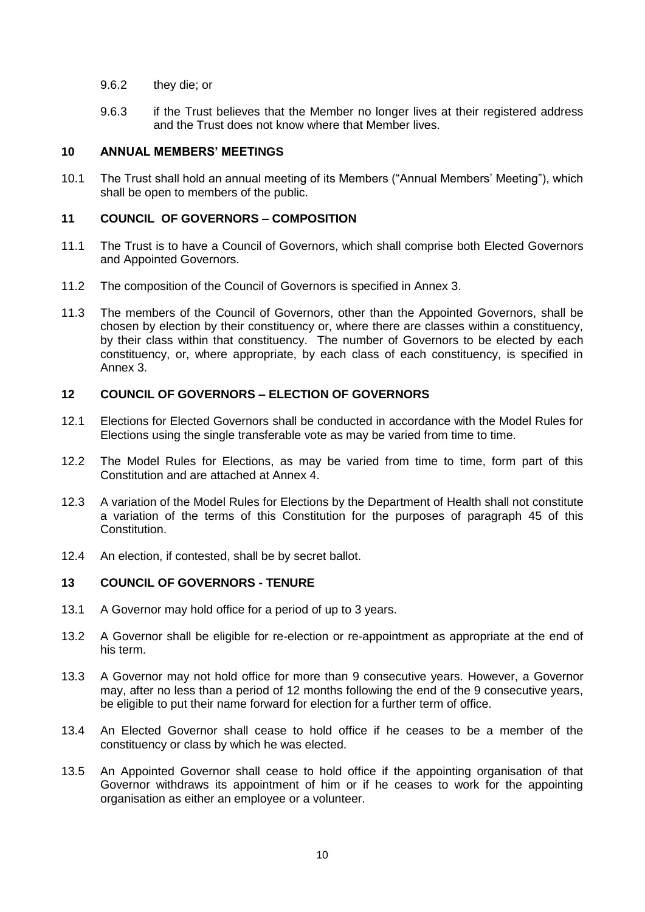9.6.2 they die; or

9.6.3 if the Trust believes that the Member no longer lives at their registered address and the Trust does not know where that Member lives.

## 10 ANNUAL MEMBERS' MEETINGS

10.1 The Trust shall hold an annual meeting of its Members ("Annual Members' Meeting"), which shall be open to members of the public.

## 11 COUNCIL OF GOVERNORS – COMPOSITION

11.1 The Trust is to have a Council of Governors, which shall comprise both Elected Governors and Appointed Governors.

11.2 The composition of the Council of Governors is specified in Annex 3.

11.3 The members of the Council of Governors, other than the Appointed Governors, shall be chosen by election by their constituency or, where there are classes within a constituency, by their class within that constituency. The number of Governors to be elected by each constituency, or, where appropriate, by each class of each constituency, is specified in Annex 3.

## 12 COUNCIL OF GOVERNORS – ELECTION OF GOVERNORS

12.1 Elections for Elected Governors shall be conducted in accordance with the Model Rules for Elections using the single transferable vote as may be varied from time to time.

12.2 The Model Rules for Elections, as may be varied from time to time, form part of this Constitution and are attached at Annex 4.

12.3 A variation of the Model Rules for Elections by the Department of Health shall not constitute a variation of the terms of this Constitution for the purposes of paragraph 45 of this Constitution.

12.4 An election, if contested, shall be by secret ballot.

## 13 COUNCIL OF GOVERNORS - TENURE

13.1 A Governor may hold office for a period of up to 3 years.

13.2 A Governor shall be eligible for re-election or re-appointment as appropriate at the end of his term.

13.3 A Governor may not hold office for more than 9 consecutive years. However, a Governor may, after no less than a period of 12 months following the end of the 9 consecutive years, be eligible to put their name forward for election for a further term of office.

13.4 An Elected Governor shall cease to hold office if he ceases to be a member of the constituency or class by which he was elected.

13.5 An Appointed Governor shall cease to hold office if the appointing organisation of that Governor withdraws its appointment of him or if he ceases to work for the appointing organisation as either an employee or a volunteer.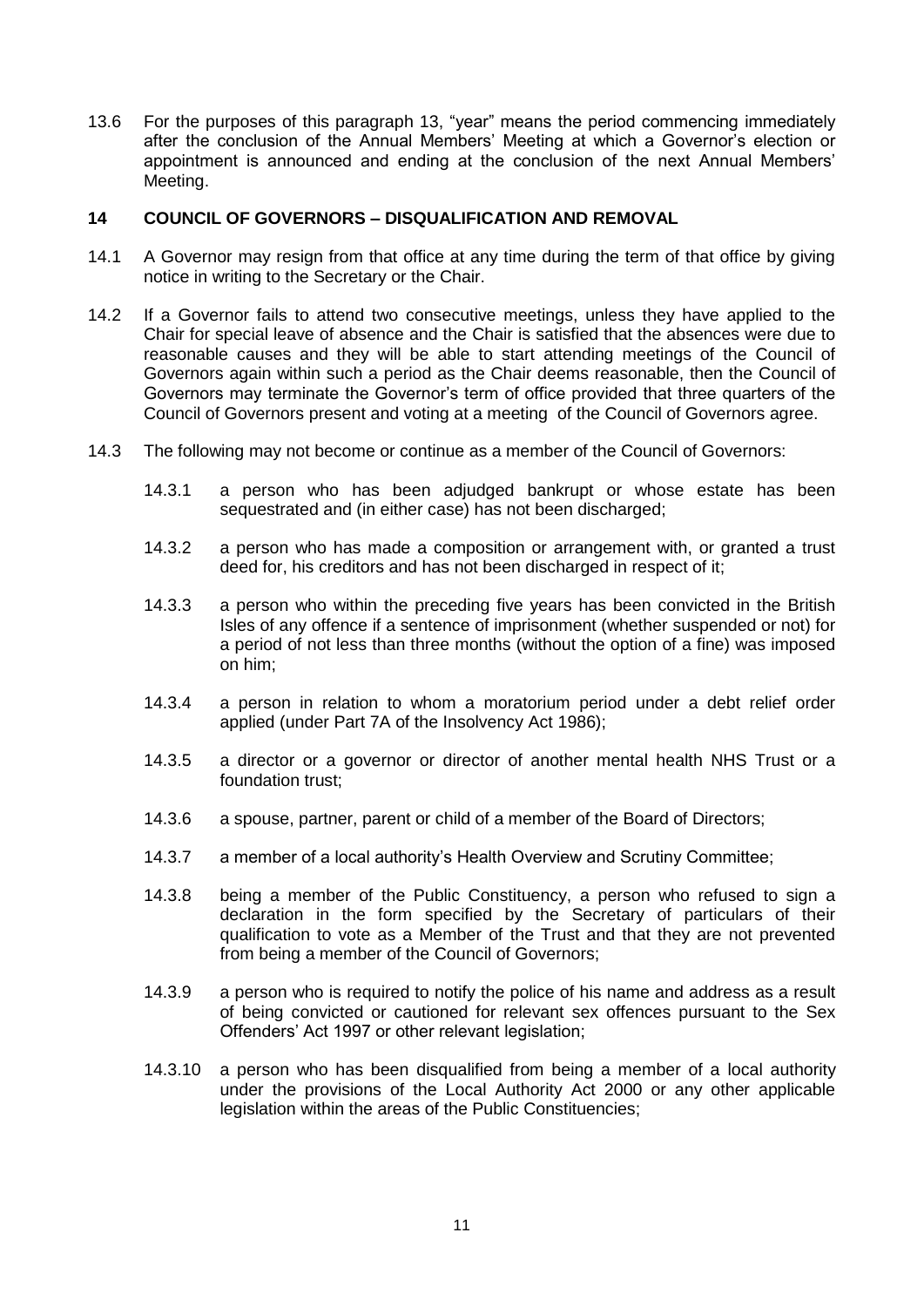13.6 For the purposes of this paragraph 13, "year" means the period commencing immediately after the conclusion of the Annual Members' Meeting at which a Governor's election or appointment is announced and ending at the conclusion of the next Annual Members' Meeting.

## 14 COUNCIL OF GOVERNORS – DISQUALIFICATION AND REMOVAL

14.1 A Governor may resign from that office at any time during the term of that office by giving notice in writing to the Secretary or the Chair.

14.2 If a Governor fails to attend two consecutive meetings, unless they have applied to the Chair for special leave of absence and the Chair is satisfied that the absences were due to reasonable causes and they will be able to start attending meetings of the Council of Governors again within such a period as the Chair deems reasonable, then the Council of Governors may terminate the Governor's term of office provided that three quarters of the Council of Governors present and voting at a meeting of the Council of Governors agree.

14.3 The following may not become or continue as a member of the Council of Governors:

14.3.1 a person who has been adjudged bankrupt or whose estate has been sequestrated and (in either case) has not been discharged;

14.3.2 a person who has made a composition or arrangement with, or granted a trust deed for, his creditors and has not been discharged in respect of it;

14.3.3 a person who within the preceding five years has been convicted in the British Isles of any offence if a sentence of imprisonment (whether suspended or not) for a period of not less than three months (without the option of a fine) was imposed on him;

14.3.4 a person in relation to whom a moratorium period under a debt relief order applied (under Part 7A of the Insolvency Act 1986);

14.3.5 a director or a governor or director of another mental health NHS Trust or a foundation trust;

14.3.6 a spouse, partner, parent or child of a member of the Board of Directors;

14.3.7 a member of a local authority's Health Overview and Scrutiny Committee;

14.3.8 being a member of the Public Constituency, a person who refused to sign a declaration in the form specified by the Secretary of particulars of their qualification to vote as a Member of the Trust and that they are not prevented from being a member of the Council of Governors;

14.3.9 a person who is required to notify the police of his name and address as a result of being convicted or cautioned for relevant sex offences pursuant to the Sex Offenders' Act 1997 or other relevant legislation;

14.3.10 a person who has been disqualified from being a member of a local authority under the provisions of the Local Authority Act 2000 or any other applicable legislation within the areas of the Public Constituencies;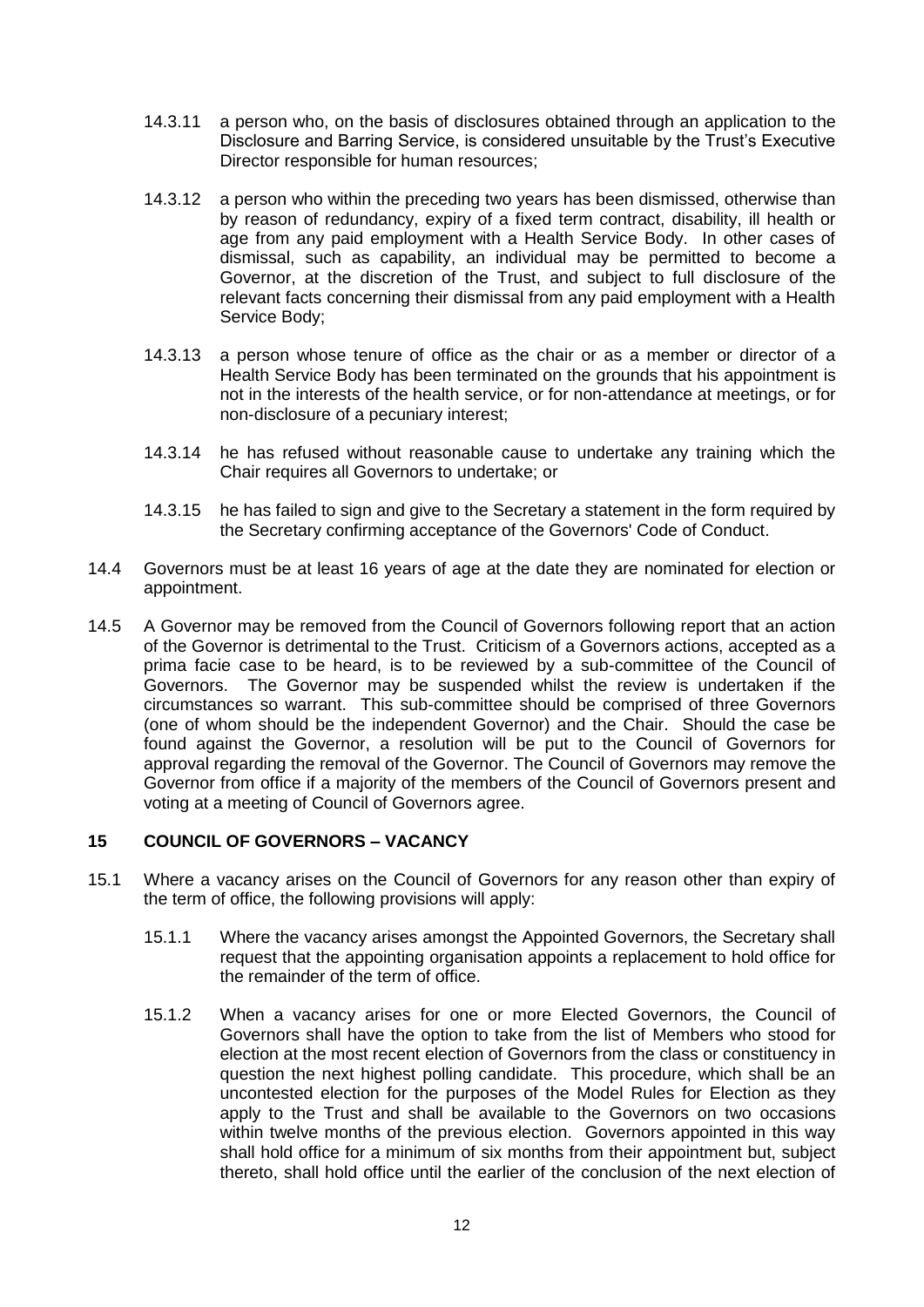14.3.11 a person who, on the basis of disclosures obtained through an application to the Disclosure and Barring Service, is considered unsuitable by the Trust's Executive Director responsible for human resources;

14.3.12 a person who within the preceding two years has been dismissed, otherwise than by reason of redundancy, expiry of a fixed term contract, disability, ill health or age from any paid employment with a Health Service Body. In other cases of dismissal, such as capability, an individual may be permitted to become a Governor, at the discretion of the Trust, and subject to full disclosure of the relevant facts concerning their dismissal from any paid employment with a Health Service Body;

14.3.13 a person whose tenure of office as the chair or as a member or director of a Health Service Body has been terminated on the grounds that his appointment is not in the interests of the health service, or for non-attendance at meetings, or for non-disclosure of a pecuniary interest;

14.3.14 he has refused without reasonable cause to undertake any training which the Chair requires all Governors to undertake; or

14.3.15 he has failed to sign and give to the Secretary a statement in the form required by the Secretary confirming acceptance of the Governors' Code of Conduct.

14.4 Governors must be at least 16 years of age at the date they are nominated for election or appointment.

14.5 A Governor may be removed from the Council of Governors following report that an action of the Governor is detrimental to the Trust. Criticism of a Governors actions, accepted as a prima facie case to be heard, is to be reviewed by a sub-committee of the Council of Governors. The Governor may be suspended whilst the review is undertaken if the circumstances so warrant. This sub-committee should be comprised of three Governors (one of whom should be the independent Governor) and the Chair. Should the case be found against the Governor, a resolution will be put to the Council of Governors for approval regarding the removal of the Governor. The Council of Governors may remove the Governor from office if a majority of the members of the Council of Governors present and voting at a meeting of Council of Governors agree.

## 15 COUNCIL OF GOVERNORS – VACANCY

15.1 Where a vacancy arises on the Council of Governors for any reason other than expiry of the term of office, the following provisions will apply:

15.1.1 Where the vacancy arises amongst the Appointed Governors, the Secretary shall request that the appointing organisation appoints a replacement to hold office for the remainder of the term of office.

15.1.2 When a vacancy arises for one or more Elected Governors, the Council of Governors shall have the option to take from the list of Members who stood for election at the most recent election of Governors from the class or constituency in question the next highest polling candidate. This procedure, which shall be an uncontested election for the purposes of the Model Rules for Election as they apply to the Trust and shall be available to the Governors on two occasions within twelve months of the previous election. Governors appointed in this way shall hold office for a minimum of six months from their appointment but, subject thereto, shall hold office until the earlier of the conclusion of the next election of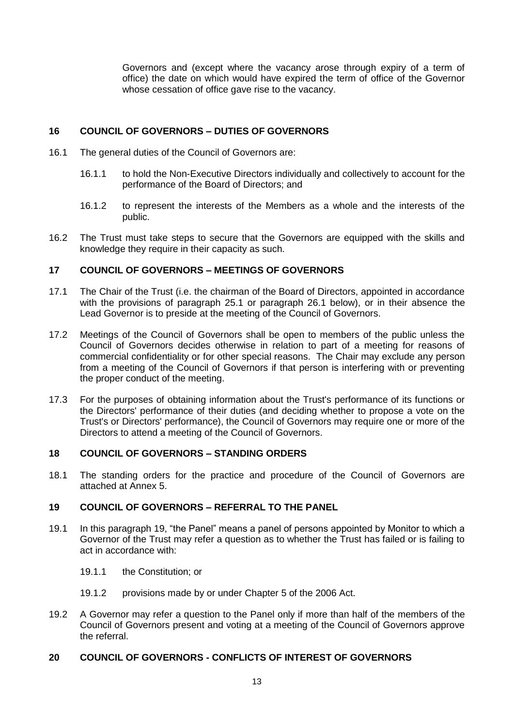Governors and (except where the vacancy arose through expiry of a term of office) the date on which would have expired the term of office of the Governor whose cessation of office gave rise to the vacancy.

## 16 COUNCIL OF GOVERNORS – DUTIES OF GOVERNORS

16.1 The general duties of the Council of Governors are:

16.1.1 to hold the Non-Executive Directors individually and collectively to account for the performance of the Board of Directors; and

16.1.2 to represent the interests of the Members as a whole and the interests of the public.

16.2 The Trust must take steps to secure that the Governors are equipped with the skills and knowledge they require in their capacity as such.

## 17 COUNCIL OF GOVERNORS – MEETINGS OF GOVERNORS

17.1 The Chair of the Trust (i.e. the chairman of the Board of Directors, appointed in accordance with the provisions of paragraph 25.1 or paragraph 26.1 below), or in their absence the Lead Governor is to preside at the meeting of the Council of Governors.

17.2 Meetings of the Council of Governors shall be open to members of the public unless the Council of Governors decides otherwise in relation to part of a meeting for reasons of commercial confidentiality or for other special reasons. The Chair may exclude any person from a meeting of the Council of Governors if that person is interfering with or preventing the proper conduct of the meeting.

17.3 For the purposes of obtaining information about the Trust's performance of its functions or the Directors' performance of their duties (and deciding whether to propose a vote on the Trust's or Directors' performance), the Council of Governors may require one or more of the Directors to attend a meeting of the Council of Governors.

## 18 COUNCIL OF GOVERNORS – STANDING ORDERS

18.1 The standing orders for the practice and procedure of the Council of Governors are attached at Annex 5.

## 19 COUNCIL OF GOVERNORS – REFERRAL TO THE PANEL

19.1 In this paragraph 19, "the Panel" means a panel of persons appointed by Monitor to which a Governor of the Trust may refer a question as to whether the Trust has failed or is failing to act in accordance with:

19.1.1 the Constitution; or

19.1.2 provisions made by or under Chapter 5 of the 2006 Act.

19.2 A Governor may refer a question to the Panel only if more than half of the members of the Council of Governors present and voting at a meeting of the Council of Governors approve the referral.

## 20 COUNCIL OF GOVERNORS - CONFLICTS OF INTEREST OF GOVERNORS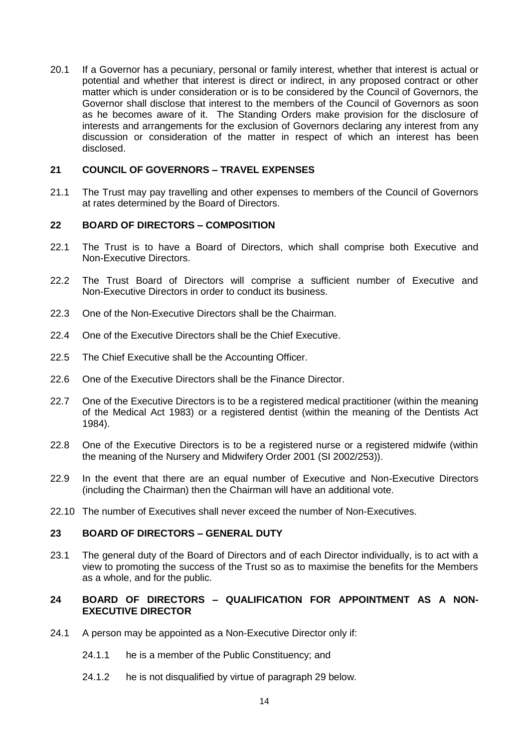20.1 If a Governor has a pecuniary, personal or family interest, whether that interest is actual or potential and whether that interest is direct or indirect, in any proposed contract or other matter which is under consideration or is to be considered by the Council of Governors, the Governor shall disclose that interest to the members of the Council of Governors as soon as he becomes aware of it. The Standing Orders make provision for the disclosure of interests and arrangements for the exclusion of Governors declaring any interest from any discussion or consideration of the matter in respect of which an interest has been disclosed.

## 21 COUNCIL OF GOVERNORS – TRAVEL EXPENSES

21.1 The Trust may pay travelling and other expenses to members of the Council of Governors at rates determined by the Board of Directors.

## 22 BOARD OF DIRECTORS – COMPOSITION

22.1 The Trust is to have a Board of Directors, which shall comprise both Executive and Non-Executive Directors.

22.2 The Trust Board of Directors will comprise a sufficient number of Executive and Non-Executive Directors in order to conduct its business.

22.3 One of the Non-Executive Directors shall be the Chairman.

22.4 One of the Executive Directors shall be the Chief Executive.

22.5 The Chief Executive shall be the Accounting Officer.

22.6 One of the Executive Directors shall be the Finance Director.

22.7 One of the Executive Directors is to be a registered medical practitioner (within the meaning of the Medical Act 1983) or a registered dentist (within the meaning of the Dentists Act 1984).

22.8 One of the Executive Directors is to be a registered nurse or a registered midwife (within the meaning of the Nursery and Midwifery Order 2001 (SI 2002/253)).

22.9 In the event that there are an equal number of Executive and Non-Executive Directors (including the Chairman) then the Chairman will have an additional vote.

22.10 The number of Executives shall never exceed the number of Non-Executives.

## 23 BOARD OF DIRECTORS – GENERAL DUTY

23.1 The general duty of the Board of Directors and of each Director individually, is to act with a view to promoting the success of the Trust so as to maximise the benefits for the Members as a whole, and for the public.

## 24 BOARD OF DIRECTORS – QUALIFICATION FOR APPOINTMENT AS A NON-EXECUTIVE DIRECTOR

24.1 A person may be appointed as a Non-Executive Director only if:

24.1.1 he is a member of the Public Constituency; and

24.1.2 he is not disqualified by virtue of paragraph 29 below.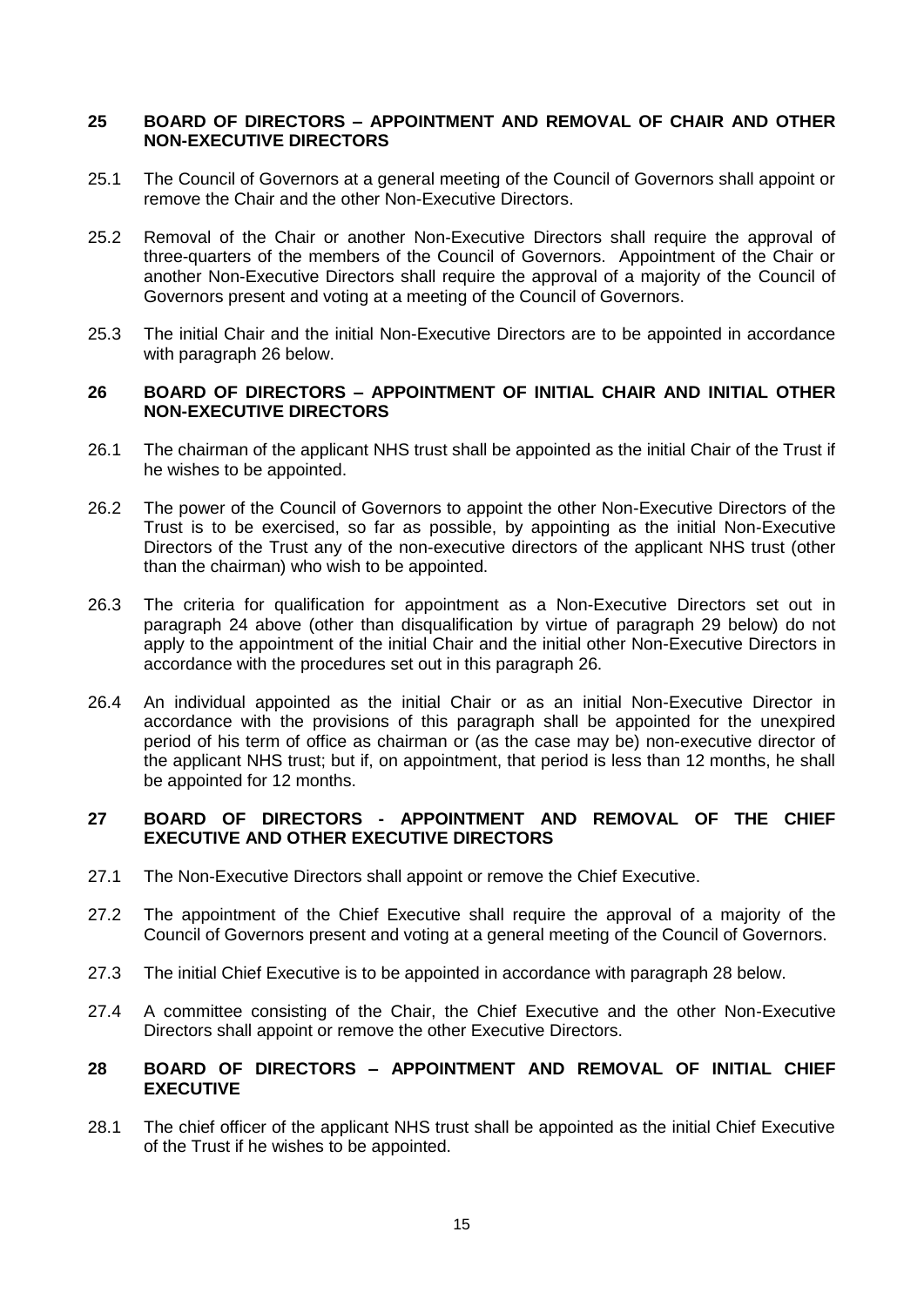## 25 BOARD OF DIRECTORS – APPOINTMENT AND REMOVAL OF CHAIR AND OTHER NON-EXECUTIVE DIRECTORS

25.1 The Council of Governors at a general meeting of the Council of Governors shall appoint or remove the Chair and the other Non-Executive Directors.

25.2 Removal of the Chair or another Non-Executive Directors shall require the approval of three-quarters of the members of the Council of Governors. Appointment of the Chair or another Non-Executive Directors shall require the approval of a majority of the Council of Governors present and voting at a meeting of the Council of Governors.

25.3 The initial Chair and the initial Non-Executive Directors are to be appointed in accordance with paragraph 26 below.

## 26 BOARD OF DIRECTORS – APPOINTMENT OF INITIAL CHAIR AND INITIAL OTHER NON-EXECUTIVE DIRECTORS

26.1 The chairman of the applicant NHS trust shall be appointed as the initial Chair of the Trust if he wishes to be appointed.

26.2 The power of the Council of Governors to appoint the other Non-Executive Directors of the Trust is to be exercised, so far as possible, by appointing as the initial Non-Executive Directors of the Trust any of the non-executive directors of the applicant NHS trust (other than the chairman) who wish to be appointed.

26.3 The criteria for qualification for appointment as a Non-Executive Directors set out in paragraph 24 above (other than disqualification by virtue of paragraph 29 below) do not apply to the appointment of the initial Chair and the initial other Non-Executive Directors in accordance with the procedures set out in this paragraph 26.

26.4 An individual appointed as the initial Chair or as an initial Non-Executive Director in accordance with the provisions of this paragraph shall be appointed for the unexpired period of his term of office as chairman or (as the case may be) non-executive director of the applicant NHS trust; but if, on appointment, that period is less than 12 months, he shall be appointed for 12 months.

## 27 BOARD OF DIRECTORS - APPOINTMENT AND REMOVAL OF THE CHIEF EXECUTIVE AND OTHER EXECUTIVE DIRECTORS

27.1 The Non-Executive Directors shall appoint or remove the Chief Executive.

27.2 The appointment of the Chief Executive shall require the approval of a majority of the Council of Governors present and voting at a general meeting of the Council of Governors.

27.3 The initial Chief Executive is to be appointed in accordance with paragraph 28 below.

27.4 A committee consisting of the Chair, the Chief Executive and the other Non-Executive Directors shall appoint or remove the other Executive Directors.

## 28 BOARD OF DIRECTORS – APPOINTMENT AND REMOVAL OF INITIAL CHIEF EXECUTIVE

28.1 The chief officer of the applicant NHS trust shall be appointed as the initial Chief Executive of the Trust if he wishes to be appointed.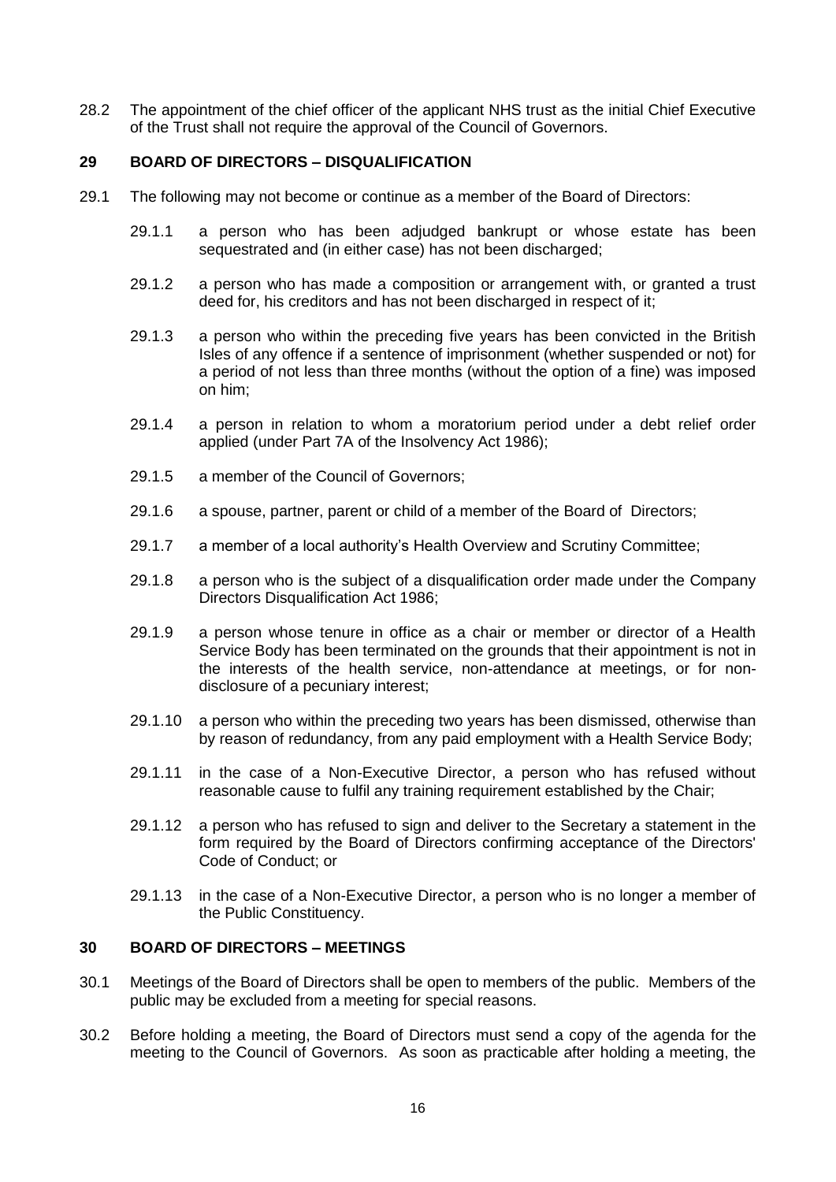28.2 The appointment of the chief officer of the applicant NHS trust as the initial Chief Executive of the Trust shall not require the approval of the Council of Governors.

## 29 BOARD OF DIRECTORS – DISQUALIFICATION

29.1 The following may not become or continue as a member of the Board of Directors:

29.1.1 a person who has been adjudged bankrupt or whose estate has been sequestrated and (in either case) has not been discharged;

29.1.2 a person who has made a composition or arrangement with, or granted a trust deed for, his creditors and has not been discharged in respect of it;

29.1.3 a person who within the preceding five years has been convicted in the British Isles of any offence if a sentence of imprisonment (whether suspended or not) for a period of not less than three months (without the option of a fine) was imposed on him;

29.1.4 a person in relation to whom a moratorium period under a debt relief order applied (under Part 7A of the Insolvency Act 1986);

29.1.5 a member of the Council of Governors;

29.1.6 a spouse, partner, parent or child of a member of the Board of Directors;

29.1.7 a member of a local authority's Health Overview and Scrutiny Committee;

29.1.8 a person who is the subject of a disqualification order made under the Company Directors Disqualification Act 1986;

29.1.9 a person whose tenure in office as a chair or member or director of a Health Service Body has been terminated on the grounds that their appointment is not in the interests of the health service, non-attendance at meetings, or for non-disclosure of a pecuniary interest;

29.1.10 a person who within the preceding two years has been dismissed, otherwise than by reason of redundancy, from any paid employment with a Health Service Body;

29.1.11 in the case of a Non-Executive Director, a person who has refused without reasonable cause to fulfil any training requirement established by the Chair;

29.1.12 a person who has refused to sign and deliver to the Secretary a statement in the form required by the Board of Directors confirming acceptance of the Directors' Code of Conduct; or

29.1.13 in the case of a Non-Executive Director, a person who is no longer a member of the Public Constituency.

## 30 BOARD OF DIRECTORS – MEETINGS

30.1 Meetings of the Board of Directors shall be open to members of the public. Members of the public may be excluded from a meeting for special reasons.

30.2 Before holding a meeting, the Board of Directors must send a copy of the agenda for the meeting to the Council of Governors. As soon as practicable after holding a meeting, the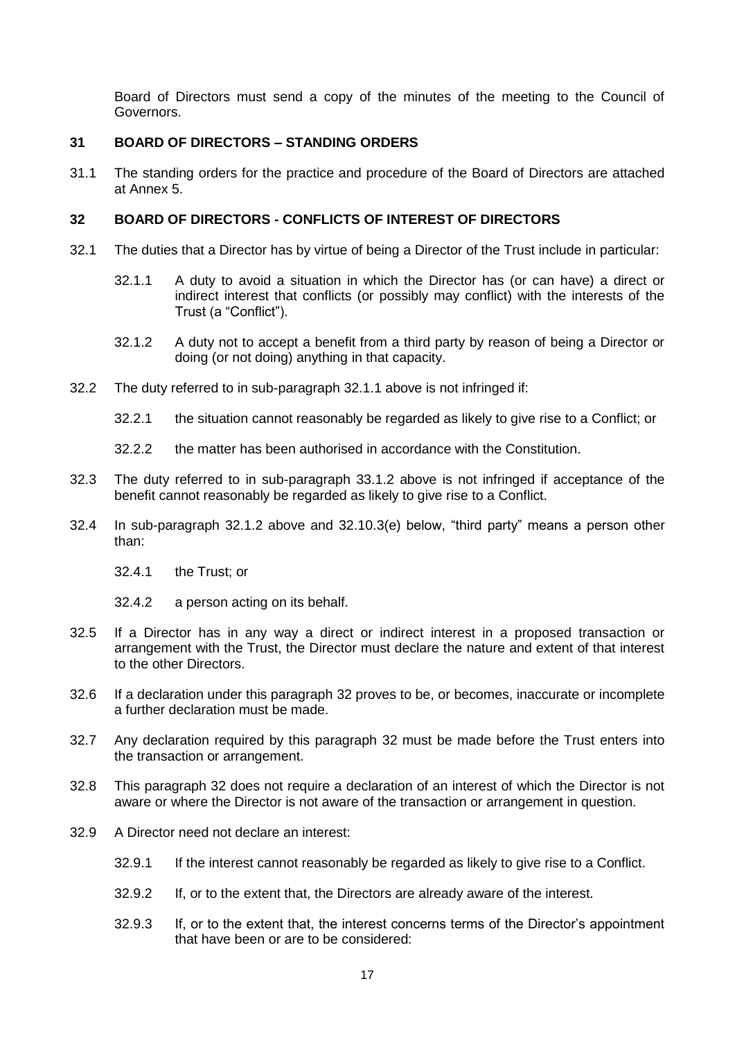Board of Directors must send a copy of the minutes of the meeting to the Council of Governors.

## 31 BOARD OF DIRECTORS – STANDING ORDERS

31.1 The standing orders for the practice and procedure of the Board of Directors are attached at Annex 5.

## 32 BOARD OF DIRECTORS - CONFLICTS OF INTEREST OF DIRECTORS

32.1 The duties that a Director has by virtue of being a Director of the Trust include in particular:

32.1.1 A duty to avoid a situation in which the Director has (or can have) a direct or indirect interest that conflicts (or possibly may conflict) with the interests of the Trust (a "Conflict").

32.1.2 A duty not to accept a benefit from a third party by reason of being a Director or doing (or not doing) anything in that capacity.

32.2 The duty referred to in sub-paragraph 32.1.1 above is not infringed if:

32.2.1 the situation cannot reasonably be regarded as likely to give rise to a Conflict; or

32.2.2 the matter has been authorised in accordance with the Constitution.

32.3 The duty referred to in sub-paragraph 33.1.2 above is not infringed if acceptance of the benefit cannot reasonably be regarded as likely to give rise to a Conflict.

32.4 In sub-paragraph 32.1.2 above and 32.10.3(e) below, "third party" means a person other than:

32.4.1 the Trust; or

32.4.2 a person acting on its behalf.

32.5 If a Director has in any way a direct or indirect interest in a proposed transaction or arrangement with the Trust, the Director must declare the nature and extent of that interest to the other Directors.

32.6 If a declaration under this paragraph 32 proves to be, or becomes, inaccurate or incomplete a further declaration must be made.

32.7 Any declaration required by this paragraph 32 must be made before the Trust enters into the transaction or arrangement.

32.8 This paragraph 32 does not require a declaration of an interest of which the Director is not aware or where the Director is not aware of the transaction or arrangement in question.

32.9 A Director need not declare an interest:

32.9.1 If the interest cannot reasonably be regarded as likely to give rise to a Conflict.

32.9.2 If, or to the extent that, the Directors are already aware of the interest.

32.9.3 If, or to the extent that, the interest concerns terms of the Director's appointment that have been or are to be considered: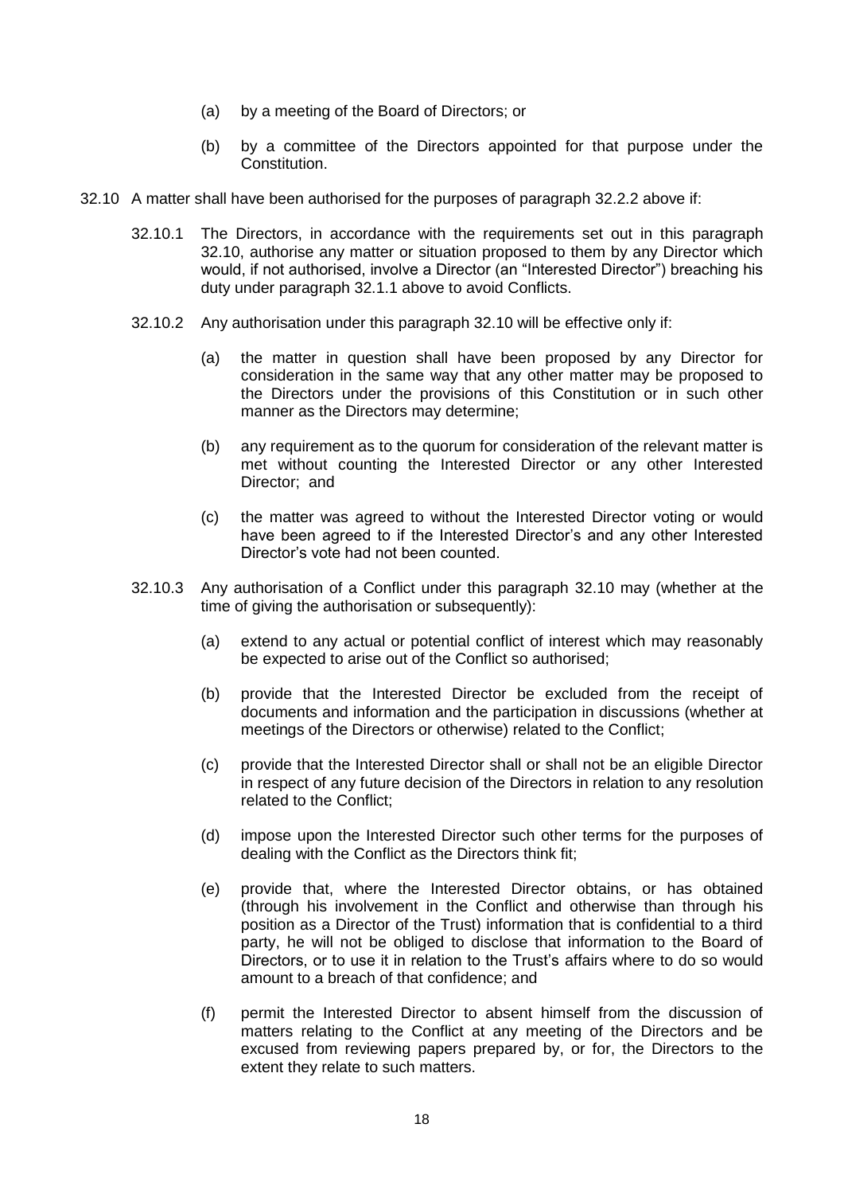(a) by a meeting of the Board of Directors; or

(b) by a committee of the Directors appointed for that purpose under the Constitution.

32.10 A matter shall have been authorised for the purposes of paragraph 32.2.2 above if:

32.10.1 The Directors, in accordance with the requirements set out in this paragraph 32.10, authorise any matter or situation proposed to them by any Director which would, if not authorised, involve a Director (an "Interested Director") breaching his duty under paragraph 32.1.1 above to avoid Conflicts.

32.10.2 Any authorisation under this paragraph 32.10 will be effective only if:

(a) the matter in question shall have been proposed by any Director for consideration in the same way that any other matter may be proposed to the Directors under the provisions of this Constitution or in such other manner as the Directors may determine;

(b) any requirement as to the quorum for consideration of the relevant matter is met without counting the Interested Director or any other Interested Director; and

(c) the matter was agreed to without the Interested Director voting or would have been agreed to if the Interested Director's and any other Interested Director's vote had not been counted.

32.10.3 Any authorisation of a Conflict under this paragraph 32.10 may (whether at the time of giving the authorisation or subsequently):

(a) extend to any actual or potential conflict of interest which may reasonably be expected to arise out of the Conflict so authorised;

(b) provide that the Interested Director be excluded from the receipt of documents and information and the participation in discussions (whether at meetings of the Directors or otherwise) related to the Conflict;

(c) provide that the Interested Director shall or shall not be an eligible Director in respect of any future decision of the Directors in relation to any resolution related to the Conflict;

(d) impose upon the Interested Director such other terms for the purposes of dealing with the Conflict as the Directors think fit;

(e) provide that, where the Interested Director obtains, or has obtained (through his involvement in the Conflict and otherwise than through his position as a Director of the Trust) information that is confidential to a third party, he will not be obliged to disclose that information to the Board of Directors, or to use it in relation to the Trust's affairs where to do so would amount to a breach of that confidence; and

(f) permit the Interested Director to absent himself from the discussion of matters relating to the Conflict at any meeting of the Directors and be excused from reviewing papers prepared by, or for, the Directors to the extent they relate to such matters.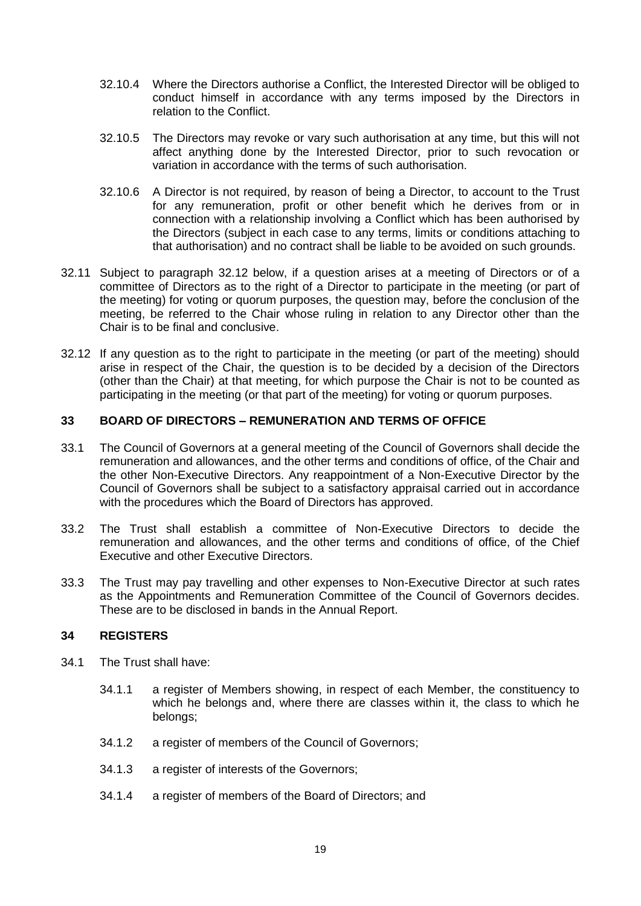32.10.4 Where the Directors authorise a Conflict, the Interested Director will be obliged to conduct himself in accordance with any terms imposed by the Directors in relation to the Conflict.

32.10.5 The Directors may revoke or vary such authorisation at any time, but this will not affect anything done by the Interested Director, prior to such revocation or variation in accordance with the terms of such authorisation.

32.10.6 A Director is not required, by reason of being a Director, to account to the Trust for any remuneration, profit or other benefit which he derives from or in connection with a relationship involving a Conflict which has been authorised by the Directors (subject in each case to any terms, limits or conditions attaching to that authorisation) and no contract shall be liable to be avoided on such grounds.

32.11 Subject to paragraph 32.12 below, if a question arises at a meeting of Directors or of a committee of Directors as to the right of a Director to participate in the meeting (or part of the meeting) for voting or quorum purposes, the question may, before the conclusion of the meeting, be referred to the Chair whose ruling in relation to any Director other than the Chair is to be final and conclusive.

32.12 If any question as to the right to participate in the meeting (or part of the meeting) should arise in respect of the Chair, the question is to be decided by a decision of the Directors (other than the Chair) at that meeting, for which purpose the Chair is not to be counted as participating in the meeting (or that part of the meeting) for voting or quorum purposes.

## 33 BOARD OF DIRECTORS – REMUNERATION AND TERMS OF OFFICE

33.1 The Council of Governors at a general meeting of the Council of Governors shall decide the remuneration and allowances, and the other terms and conditions of office, of the Chair and the other Non-Executive Directors. Any reappointment of a Non-Executive Director by the Council of Governors shall be subject to a satisfactory appraisal carried out in accordance with the procedures which the Board of Directors has approved.

33.2 The Trust shall establish a committee of Non-Executive Directors to decide the remuneration and allowances, and the other terms and conditions of office, of the Chief Executive and other Executive Directors.

33.3 The Trust may pay travelling and other expenses to Non-Executive Director at such rates as the Appointments and Remuneration Committee of the Council of Governors decides. These are to be disclosed in bands in the Annual Report.

## 34 REGISTERS

34.1 The Trust shall have:

34.1.1 a register of Members showing, in respect of each Member, the constituency to which he belongs and, where there are classes within it, the class to which he belongs;

34.1.2 a register of members of the Council of Governors;

34.1.3 a register of interests of the Governors;

34.1.4 a register of members of the Board of Directors; and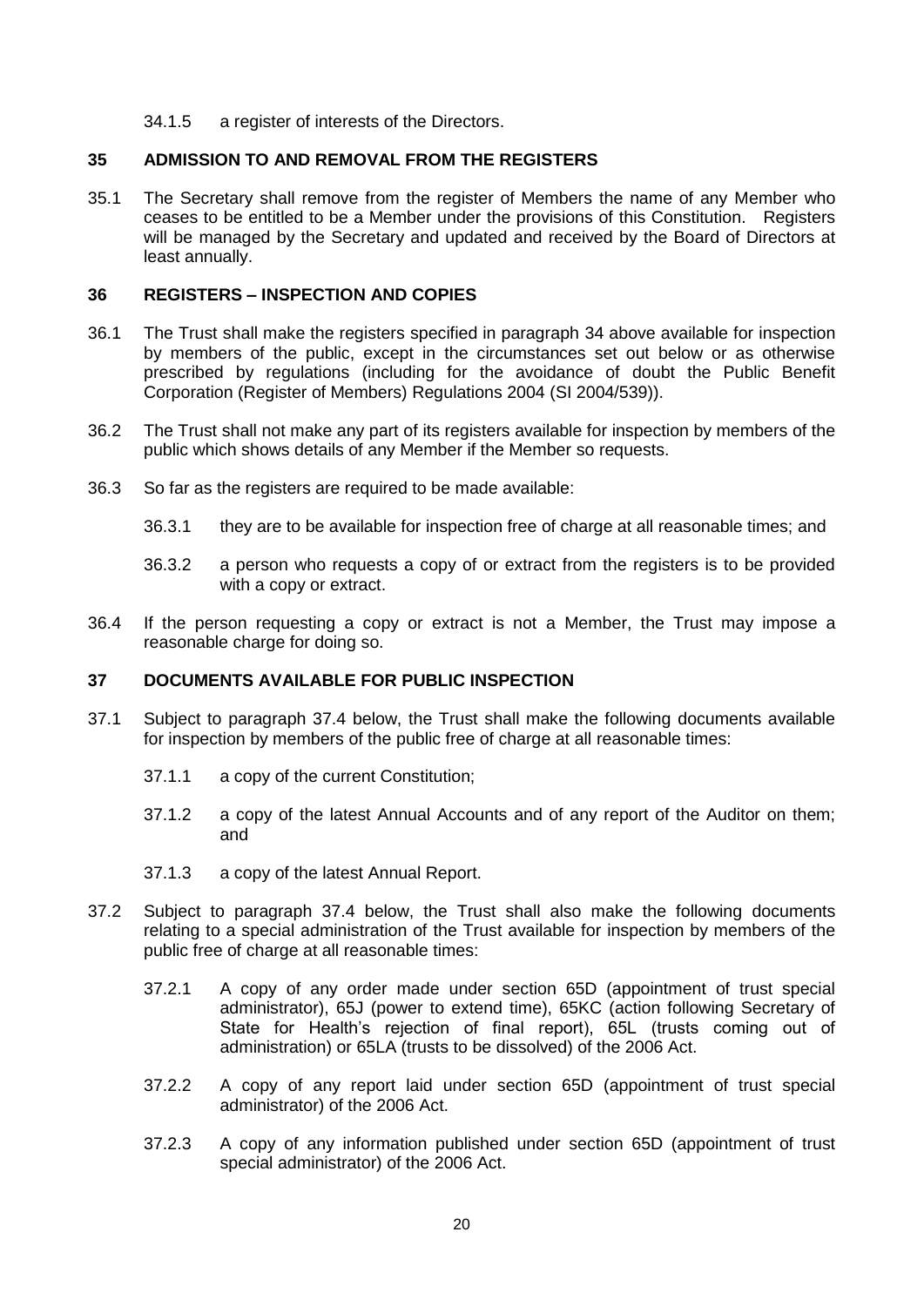34.1.5 a register of interests of the Directors.

## 35 ADMISSION TO AND REMOVAL FROM THE REGISTERS

35.1 The Secretary shall remove from the register of Members the name of any Member who ceases to be entitled to be a Member under the provisions of this Constitution. Registers will be managed by the Secretary and updated and received by the Board of Directors at least annually.

## 36 REGISTERS – INSPECTION AND COPIES

36.1 The Trust shall make the registers specified in paragraph 34 above available for inspection by members of the public, except in the circumstances set out below or as otherwise prescribed by regulations (including for the avoidance of doubt the Public Benefit Corporation (Register of Members) Regulations 2004 (SI 2004/539)).

36.2 The Trust shall not make any part of its registers available for inspection by members of the public which shows details of any Member if the Member so requests.

36.3 So far as the registers are required to be made available:

36.3.1 they are to be available for inspection free of charge at all reasonable times; and

36.3.2 a person who requests a copy of or extract from the registers is to be provided with a copy or extract.

36.4 If the person requesting a copy or extract is not a Member, the Trust may impose a reasonable charge for doing so.

## 37 DOCUMENTS AVAILABLE FOR PUBLIC INSPECTION

37.1 Subject to paragraph 37.4 below, the Trust shall make the following documents available for inspection by members of the public free of charge at all reasonable times:

37.1.1 a copy of the current Constitution;

37.1.2 a copy of the latest Annual Accounts and of any report of the Auditor on them; and

37.1.3 a copy of the latest Annual Report.

37.2 Subject to paragraph 37.4 below, the Trust shall also make the following documents relating to a special administration of the Trust available for inspection by members of the public free of charge at all reasonable times:

37.2.1 A copy of any order made under section 65D (appointment of trust special administrator), 65J (power to extend time), 65KC (action following Secretary of State for Health's rejection of final report), 65L (trusts coming out of administration) or 65LA (trusts to be dissolved) of the 2006 Act.

37.2.2 A copy of any report laid under section 65D (appointment of trust special administrator) of the 2006 Act.

37.2.3 A copy of any information published under section 65D (appointment of trust special administrator) of the 2006 Act.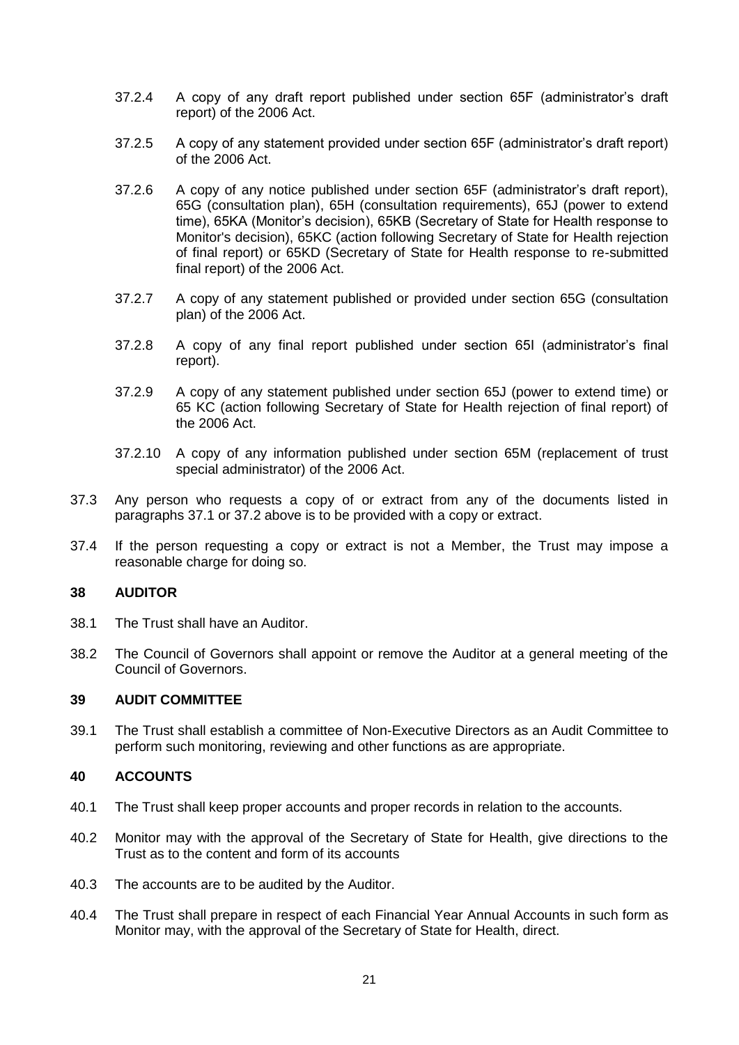37.2.4 A copy of any draft report published under section 65F (administrator's draft report) of the 2006 Act.

37.2.5 A copy of any statement provided under section 65F (administrator's draft report) of the 2006 Act.

37.2.6 A copy of any notice published under section 65F (administrator's draft report), 65G (consultation plan), 65H (consultation requirements), 65J (power to extend time), 65KA (Monitor's decision), 65KB (Secretary of State for Health response to Monitor's decision), 65KC (action following Secretary of State for Health rejection of final report) or 65KD (Secretary of State for Health response to re-submitted final report) of the 2006 Act.

37.2.7 A copy of any statement published or provided under section 65G (consultation plan) of the 2006 Act.

37.2.8 A copy of any final report published under section 65I (administrator's final report).

37.2.9 A copy of any statement published under section 65J (power to extend time) or 65 KC (action following Secretary of State for Health rejection of final report) of the 2006 Act.

37.2.10 A copy of any information published under section 65M (replacement of trust special administrator) of the 2006 Act.

37.3 Any person who requests a copy of or extract from any of the documents listed in paragraphs 37.1 or 37.2 above is to be provided with a copy or extract.

37.4 If the person requesting a copy or extract is not a Member, the Trust may impose a reasonable charge for doing so.

## 38 AUDITOR

38.1 The Trust shall have an Auditor.

38.2 The Council of Governors shall appoint or remove the Auditor at a general meeting of the Council of Governors.

## 39 AUDIT COMMITTEE

39.1 The Trust shall establish a committee of Non-Executive Directors as an Audit Committee to perform such monitoring, reviewing and other functions as are appropriate.

## 40 ACCOUNTS

40.1 The Trust shall keep proper accounts and proper records in relation to the accounts.

40.2 Monitor may with the approval of the Secretary of State for Health, give directions to the Trust as to the content and form of its accounts

40.3 The accounts are to be audited by the Auditor.

40.4 The Trust shall prepare in respect of each Financial Year Annual Accounts in such form as Monitor may, with the approval of the Secretary of State for Health, direct.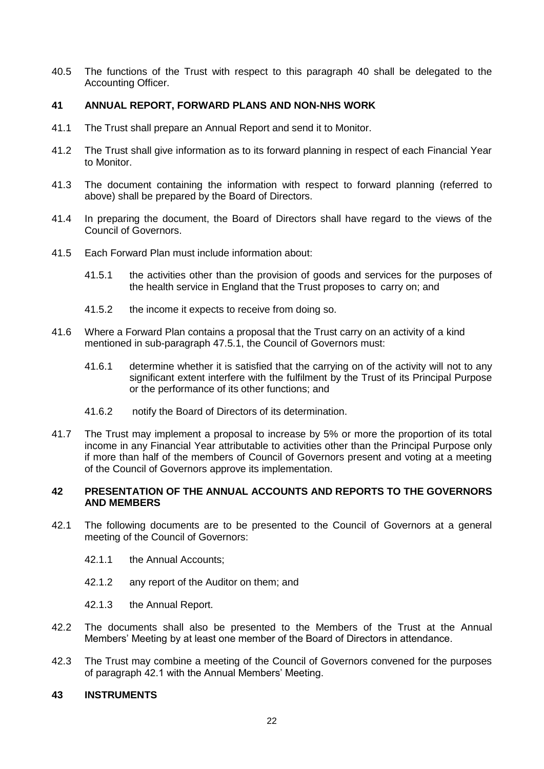40.5 The functions of the Trust with respect to this paragraph 40 shall be delegated to the Accounting Officer.

## 41 ANNUAL REPORT, FORWARD PLANS AND NON-NHS WORK

41.1 The Trust shall prepare an Annual Report and send it to Monitor.

41.2 The Trust shall give information as to its forward planning in respect of each Financial Year to Monitor.

41.3 The document containing the information with respect to forward planning (referred to above) shall be prepared by the Board of Directors.

41.4 In preparing the document, the Board of Directors shall have regard to the views of the Council of Governors.

41.5 Each Forward Plan must include information about:

41.5.1 the activities other than the provision of goods and services for the purposes of the health service in England that the Trust proposes to carry on; and

41.5.2 the income it expects to receive from doing so.

41.6 Where a Forward Plan contains a proposal that the Trust carry on an activity of a kind mentioned in sub-paragraph 47.5.1, the Council of Governors must:

41.6.1 determine whether it is satisfied that the carrying on of the activity will not to any significant extent interfere with the fulfilment by the Trust of its Principal Purpose or the performance of its other functions; and

41.6.2 notify the Board of Directors of its determination.

41.7 The Trust may implement a proposal to increase by 5% or more the proportion of its total income in any Financial Year attributable to activities other than the Principal Purpose only if more than half of the members of Council of Governors present and voting at a meeting of the Council of Governors approve its implementation.

## 42 PRESENTATION OF THE ANNUAL ACCOUNTS AND REPORTS TO THE GOVERNORS AND MEMBERS

42.1 The following documents are to be presented to the Council of Governors at a general meeting of the Council of Governors:

42.1.1 the Annual Accounts;

42.1.2 any report of the Auditor on them; and

42.1.3 the Annual Report.

42.2 The documents shall also be presented to the Members of the Trust at the Annual Members' Meeting by at least one member of the Board of Directors in attendance.

42.3 The Trust may combine a meeting of the Council of Governors convened for the purposes of paragraph 42.1 with the Annual Members' Meeting.

## 43 INSTRUMENTS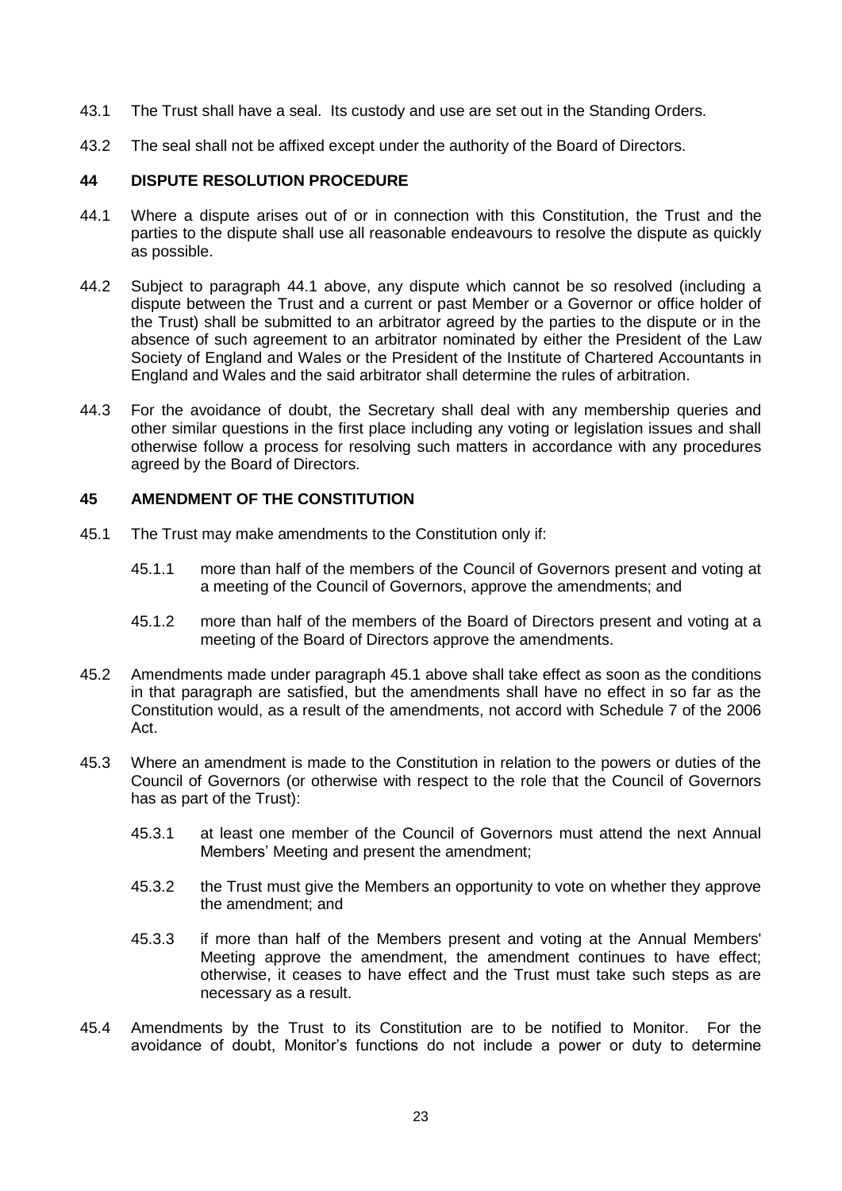43.1 The Trust shall have a seal. Its custody and use are set out in the Standing Orders.

43.2 The seal shall not be affixed except under the authority of the Board of Directors.

## 44 DISPUTE RESOLUTION PROCEDURE

44.1 Where a dispute arises out of or in connection with this Constitution, the Trust and the parties to the dispute shall use all reasonable endeavours to resolve the dispute as quickly as possible.

44.2 Subject to paragraph 44.1 above, any dispute which cannot be so resolved (including a dispute between the Trust and a current or past Member or a Governor or office holder of the Trust) shall be submitted to an arbitrator agreed by the parties to the dispute or in the absence of such agreement to an arbitrator nominated by either the President of the Law Society of England and Wales or the President of the Institute of Chartered Accountants in England and Wales and the said arbitrator shall determine the rules of arbitration.

44.3 For the avoidance of doubt, the Secretary shall deal with any membership queries and other similar questions in the first place including any voting or legislation issues and shall otherwise follow a process for resolving such matters in accordance with any procedures agreed by the Board of Directors.

## 45 AMENDMENT OF THE CONSTITUTION

45.1 The Trust may make amendments to the Constitution only if:

45.1.1 more than half of the members of the Council of Governors present and voting at a meeting of the Council of Governors, approve the amendments; and

45.1.2 more than half of the members of the Board of Directors present and voting at a meeting of the Board of Directors approve the amendments.

45.2 Amendments made under paragraph 45.1 above shall take effect as soon as the conditions in that paragraph are satisfied, but the amendments shall have no effect in so far as the Constitution would, as a result of the amendments, not accord with Schedule 7 of the 2006 Act.

45.3 Where an amendment is made to the Constitution in relation to the powers or duties of the Council of Governors (or otherwise with respect to the role that the Council of Governors has as part of the Trust):

45.3.1 at least one member of the Council of Governors must attend the next Annual Members' Meeting and present the amendment;

45.3.2 the Trust must give the Members an opportunity to vote on whether they approve the amendment; and

45.3.3 if more than half of the Members present and voting at the Annual Members' Meeting approve the amendment, the amendment continues to have effect; otherwise, it ceases to have effect and the Trust must take such steps as are necessary as a result.

45.4 Amendments by the Trust to its Constitution are to be notified to Monitor. For the avoidance of doubt, Monitor's functions do not include a power or duty to determine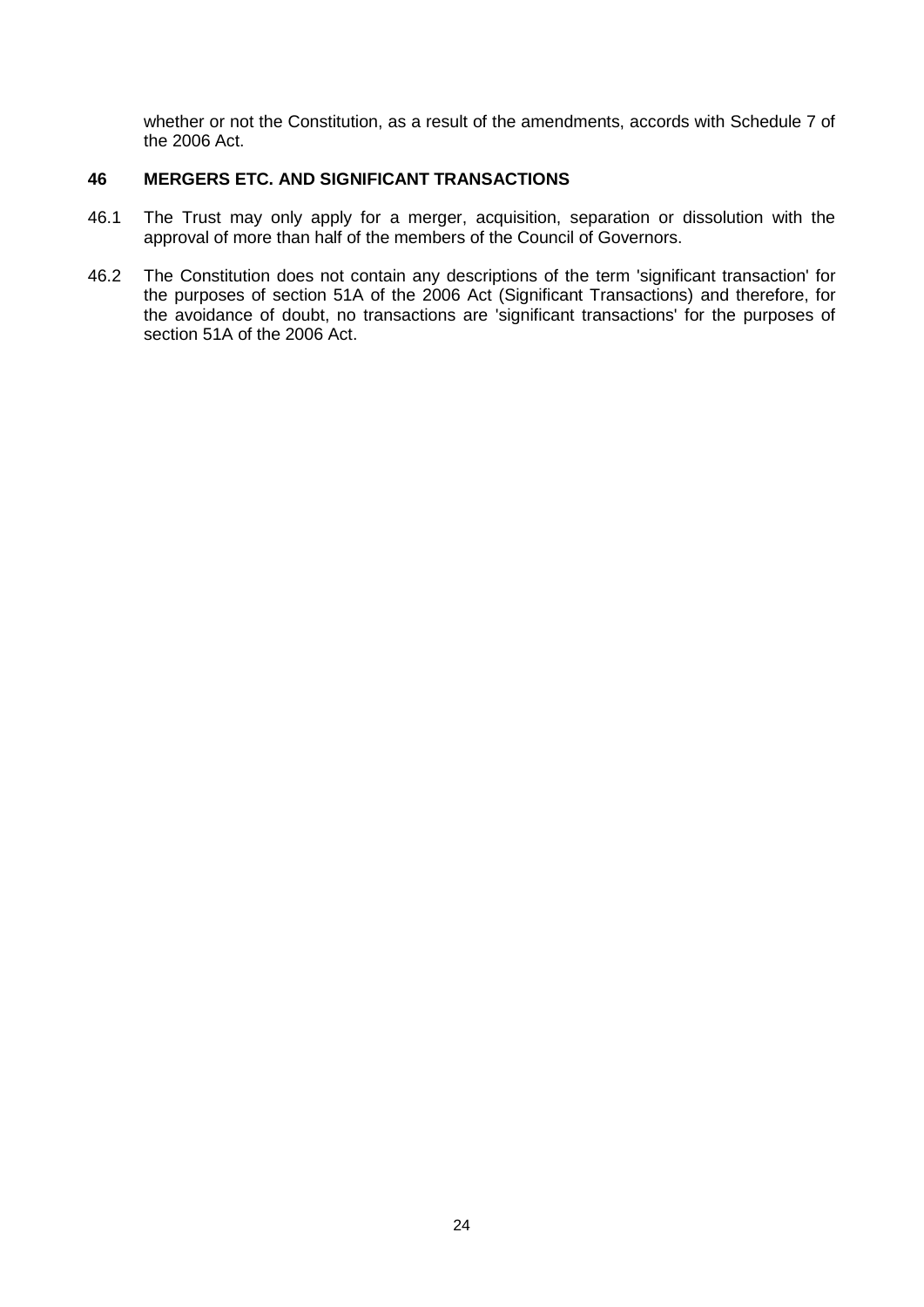whether or not the Constitution, as a result of the amendments, accords with Schedule 7 of the 2006 Act.

## 46 MERGERS ETC. AND SIGNIFICANT TRANSACTIONS

46.1 The Trust may only apply for a merger, acquisition, separation or dissolution with the approval of more than half of the members of the Council of Governors.

46.2 The Constitution does not contain any descriptions of the term 'significant transaction' for the purposes of section 51A of the 2006 Act (Significant Transactions) and therefore, for the avoidance of doubt, no transactions are 'significant transactions' for the purposes of section 51A of the 2006 Act.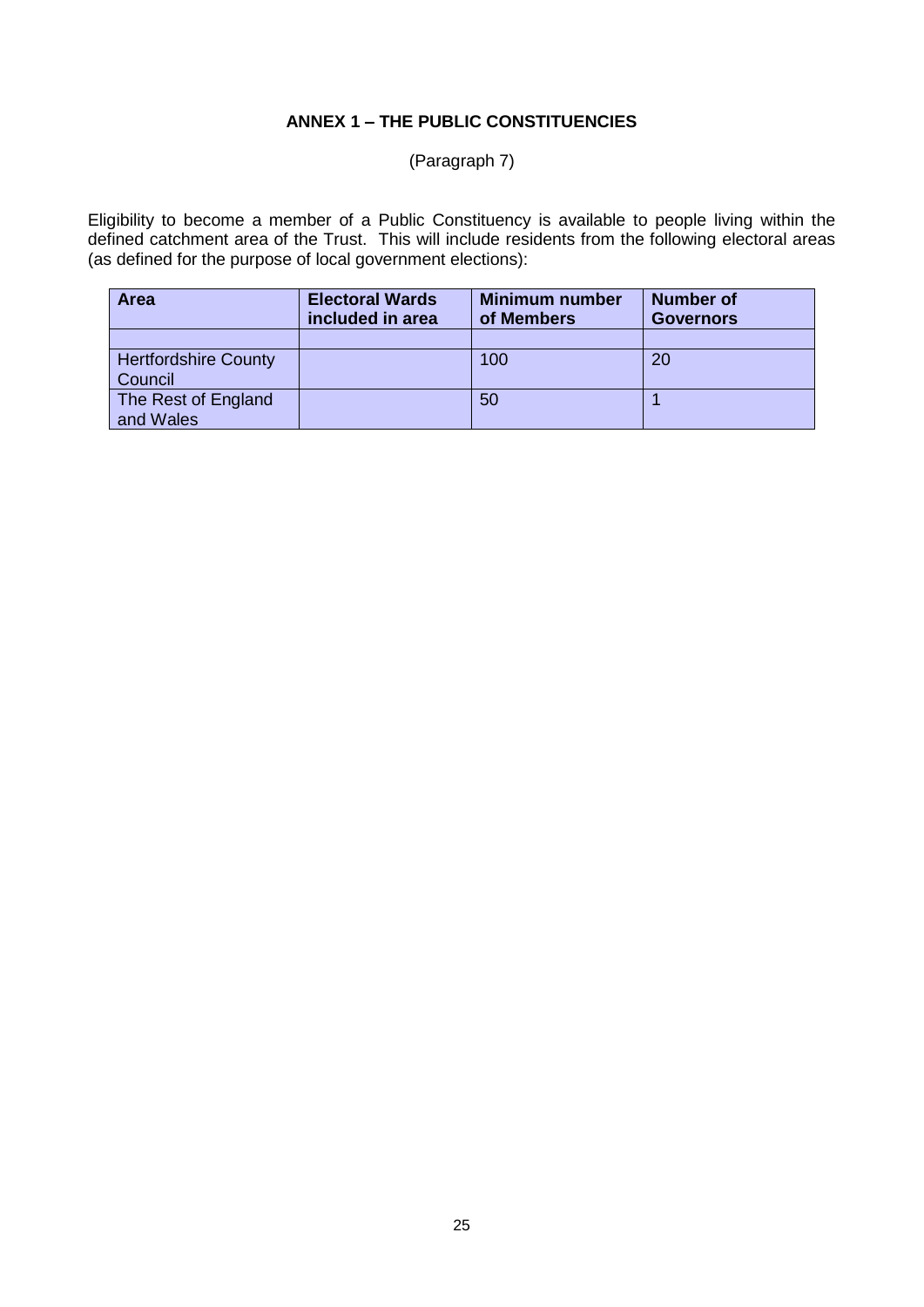## ANNEX 1 – THE PUBLIC CONSTITUENCIES

(Paragraph 7)

Eligibility to become a member of a Public Constituency is available to people living within the defined catchment area of the Trust. This will include residents from the following electoral areas (as defined for the purpose of local government elections):

| Area | Electoral Wards included in area | Minimum number of Members | Number of Governors |
|---|---|---|---|
| | | | |
| Hertfordshire County Council | | 100 | 20 |
| The Rest of England and Wales | | 50 | 1 |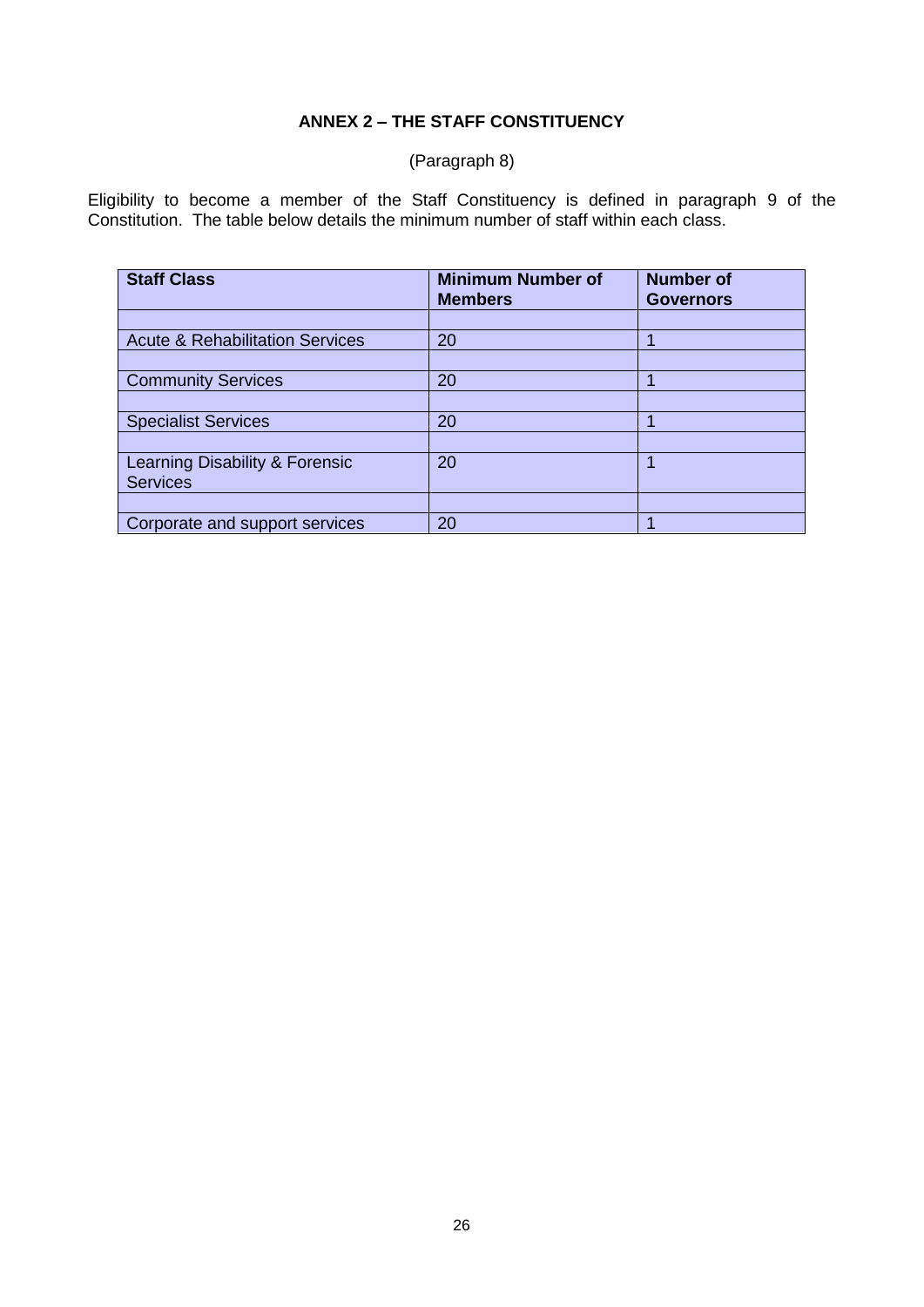## ANNEX 2 – THE STAFF CONSTITUENCY

(Paragraph 8)

Eligibility to become a member of the Staff Constituency is defined in paragraph 9 of the Constitution. The table below details the minimum number of staff within each class.

| Staff Class | Minimum Number of Members | Number of Governors |
|---|---|---|
| | | |
| Acute & Rehabilitation Services | 20 | 1 |
| | | |
| Community Services | 20 | 1 |
| | | |
| Specialist Services | 20 | 1 |
| | | |
| Learning Disability & Forensic Services | 20 | 1 |
| | | |
| Corporate and support services | 20 | 1 |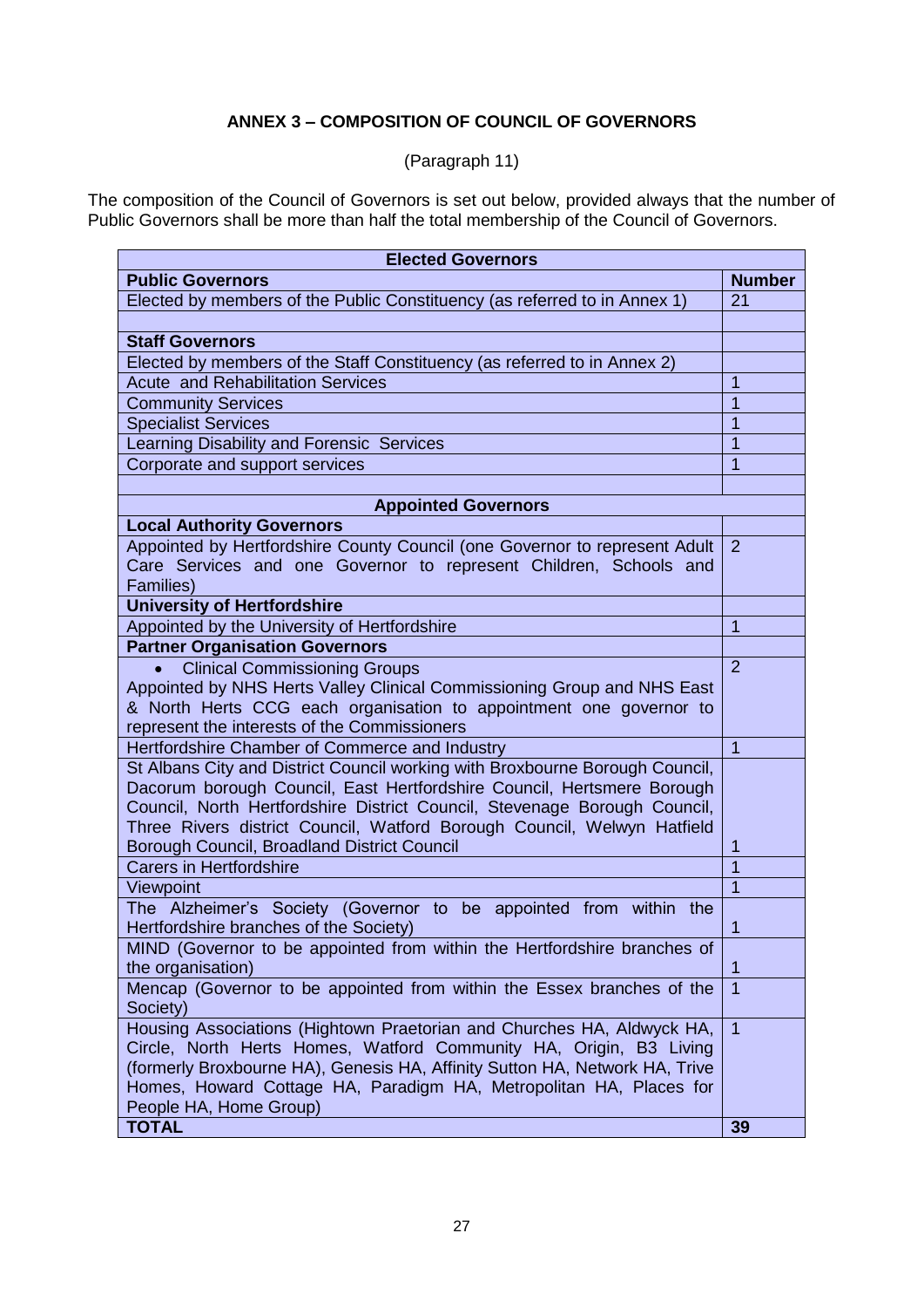# ANNEX 3 – COMPOSITION OF COUNCIL OF GOVERNORS

(Paragraph 11)

The composition of the Council of Governors is set out below, provided always that the number of Public Governors shall be more than half the total membership of the Council of Governors.

| **Elected Governors** | |
|---|---|
| **Public Governors** | **Number** |
| Elected by members of the Public Constituency (as referred to in Annex 1) | 21 |
| | |
| **Staff Governors** | |
| Elected by members of the Staff Constituency (as referred to in Annex 2) | |
| Acute and Rehabilitation Services | 1 |
| Community Services | 1 |
| Specialist Services | 1 |
| Learning Disability and Forensic Services | 1 |
| Corporate and support services | 1 |
| | |
| **Appointed Governors** | |
| **Local Authority Governors** | |
| Appointed by Hertfordshire County Council (one Governor to represent Adult Care Services and one Governor to represent Children, Schools and Families) | 2 |
| **University of Hertfordshire** | |
| Appointed by the University of Hertfordshire | 1 |
| **Partner Organisation Governors** | |
| • Clinical Commissioning Groups<br>Appointed by NHS Herts Valley Clinical Commissioning Group and NHS East & North Herts CCG each organisation to appointment one governor to represent the interests of the Commissioners | 2 |
| Hertfordshire Chamber of Commerce and Industry | 1 |
| St Albans City and District Council working with Broxbourne Borough Council, Dacorum borough Council, East Hertfordshire Council, Hertsmere Borough Council, North Hertfordshire District Council, Stevenage Borough Council, Three Rivers district Council, Watford Borough Council, Welwyn Hatfield Borough Council, Broadland District Council | 1 |
| Carers in Hertfordshire | 1 |
| Viewpoint | 1 |
| The Alzheimer's Society (Governor to be appointed from within the Hertfordshire branches of the Society) | 1 |
| MIND (Governor to be appointed from within the Hertfordshire branches of the organisation) | 1 |
| Mencap (Governor to be appointed from within the Essex branches of the Society) | 1 |
| Housing Associations (Hightown Praetorian and Churches HA, Aldwyck HA, Circle, North Herts Homes, Watford Community HA, Origin, B3 Living (formerly Broxbourne HA), Genesis HA, Affinity Sutton HA, Network HA, Trive Homes, Howard Cottage HA, Paradigm HA, Metropolitan HA, Places for People HA, Home Group) | 1 |
| **TOTAL** | **39** |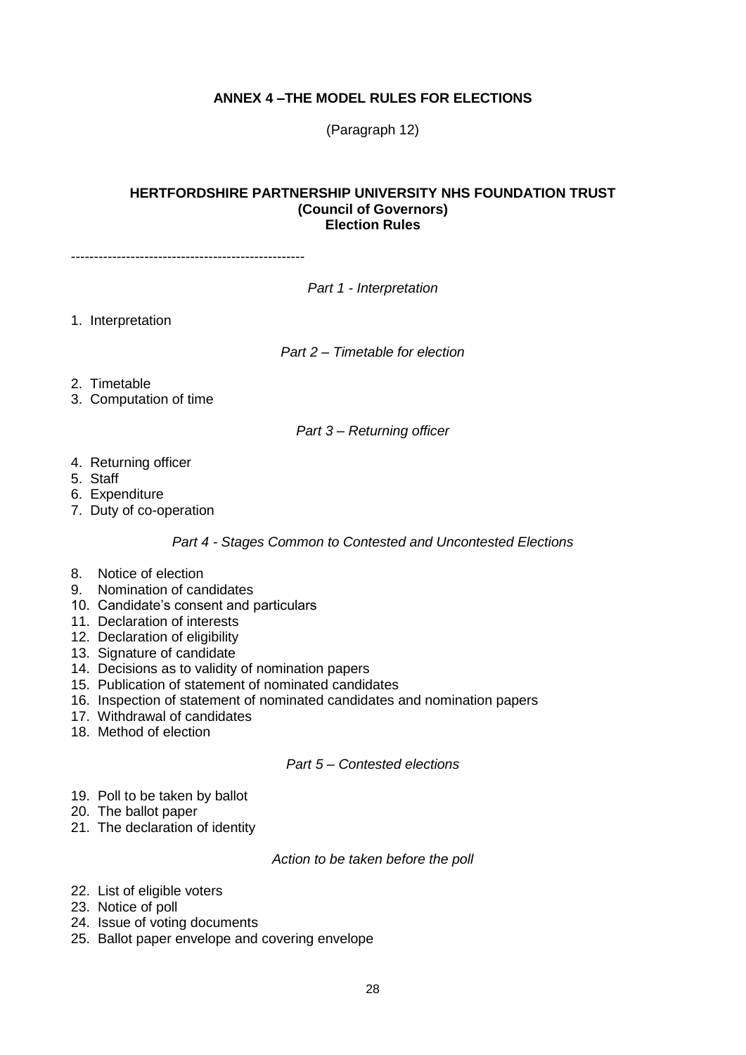**ANNEX 4 –THE MODEL RULES FOR ELECTIONS**

(Paragraph 12)

**HERTFORDSHIRE PARTNERSHIP UNIVERSITY NHS FOUNDATION TRUST**
**(Council of Governors)**
**Election Rules**

---------------------------------------------------

*Part 1 - Interpretation*

1. Interpretation

*Part 2 – Timetable for election*

2. Timetable
3. Computation of time

*Part 3 – Returning officer*

4. Returning officer
5. Staff
6. Expenditure
7. Duty of co-operation

*Part 4 - Stages Common to Contested and Uncontested Elections*

8. Notice of election
9. Nomination of candidates
10. Candidate's consent and particulars
11. Declaration of interests
12. Declaration of eligibility
13. Signature of candidate
14. Decisions as to validity of nomination papers
15. Publication of statement of nominated candidates
16. Inspection of statement of nominated candidates and nomination papers
17. Withdrawal of candidates
18. Method of election

*Part 5 – Contested elections*

19. Poll to be taken by ballot
20. The ballot paper
21. The declaration of identity

*Action to be taken before the poll*

22. List of eligible voters
23. Notice of poll
24. Issue of voting documents
25. Ballot paper envelope and covering envelope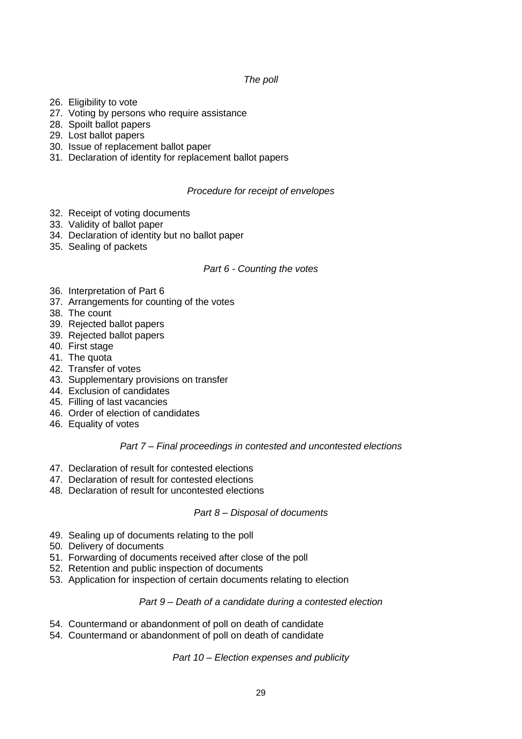*The poll*

26. Eligibility to vote
27. Voting by persons who require assistance
28. Spoilt ballot papers
29. Lost ballot papers
30. Issue of replacement ballot paper
31. Declaration of identity for replacement ballot papers

*Procedure for receipt of envelopes*

32. Receipt of voting documents
33. Validity of ballot paper
34. Declaration of identity but no ballot paper
35. Sealing of packets

*Part 6 - Counting the votes*

36. Interpretation of Part 6
37. Arrangements for counting of the votes
38. The count
39. Rejected ballot papers
39. Rejected ballot papers
40. First stage
41. The quota
42. Transfer of votes
43. Supplementary provisions on transfer
44. Exclusion of candidates
45. Filling of last vacancies
46. Order of election of candidates
46. Equality of votes

*Part 7 – Final proceedings in contested and uncontested elections*

47. Declaration of result for contested elections
47. Declaration of result for contested elections
48. Declaration of result for uncontested elections

*Part 8 – Disposal of documents*

49. Sealing up of documents relating to the poll
50. Delivery of documents
51. Forwarding of documents received after close of the poll
52. Retention and public inspection of documents
53. Application for inspection of certain documents relating to election

*Part 9 – Death of a candidate during a contested election*

54. Countermand or abandonment of poll on death of candidate
54. Countermand or abandonment of poll on death of candidate

*Part 10 – Election expenses and publicity*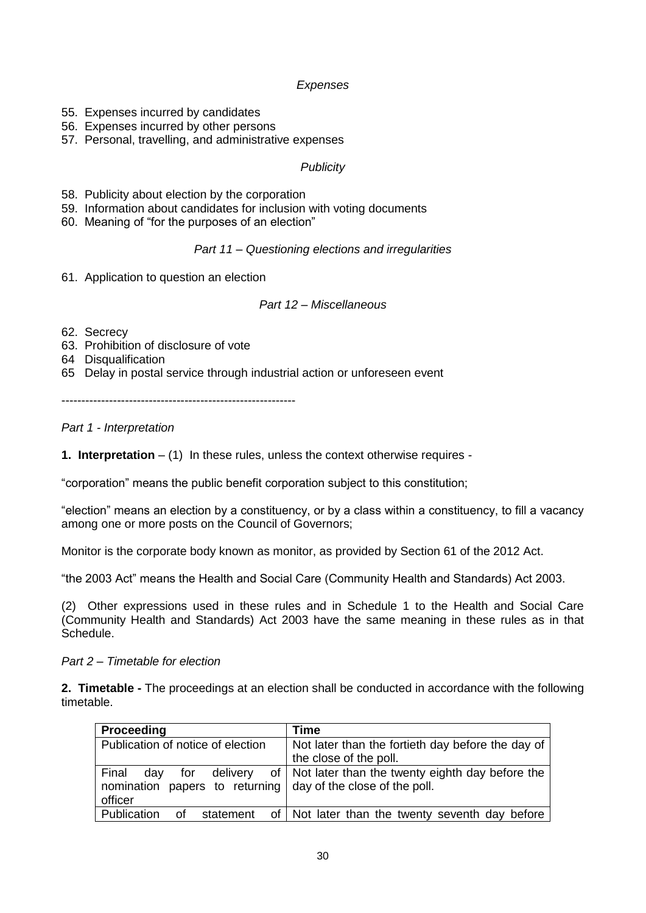*Expenses*

55. Expenses incurred by candidates
56. Expenses incurred by other persons
57. Personal, travelling, and administrative expenses

*Publicity*

58. Publicity about election by the corporation
59. Information about candidates for inclusion with voting documents
60. Meaning of "for the purposes of an election"

*Part 11 – Questioning elections and irregularities*

61. Application to question an election

*Part 12 – Miscellaneous*

62. Secrecy
63. Prohibition of disclosure of vote
64 Disqualification
65 Delay in postal service through industrial action or unforeseen event

-----------------------------------------------------------

*Part 1 - Interpretation*

**1. Interpretation** – (1) In these rules, unless the context otherwise requires -

"corporation" means the public benefit corporation subject to this constitution;

"election" means an election by a constituency, or by a class within a constituency, to fill a vacancy among one or more posts on the Council of Governors;

Monitor is the corporate body known as monitor, as provided by Section 61 of the 2012 Act.

"the 2003 Act" means the Health and Social Care (Community Health and Standards) Act 2003.

(2) Other expressions used in these rules and in Schedule 1 to the Health and Social Care (Community Health and Standards) Act 2003 have the same meaning in these rules as in that Schedule.

*Part 2 – Timetable for election*

**2. Timetable -** The proceedings at an election shall be conducted in accordance with the following timetable.

| **Proceeding** | **Time** |
|---|---|
| Publication of notice of election | Not later than the fortieth day before the day of the close of the poll. |
| Final day for delivery of nomination papers to returning officer | Not later than the twenty eighth day before the day of the close of the poll. |
| Publication of statement of | Not later than the twenty seventh day before |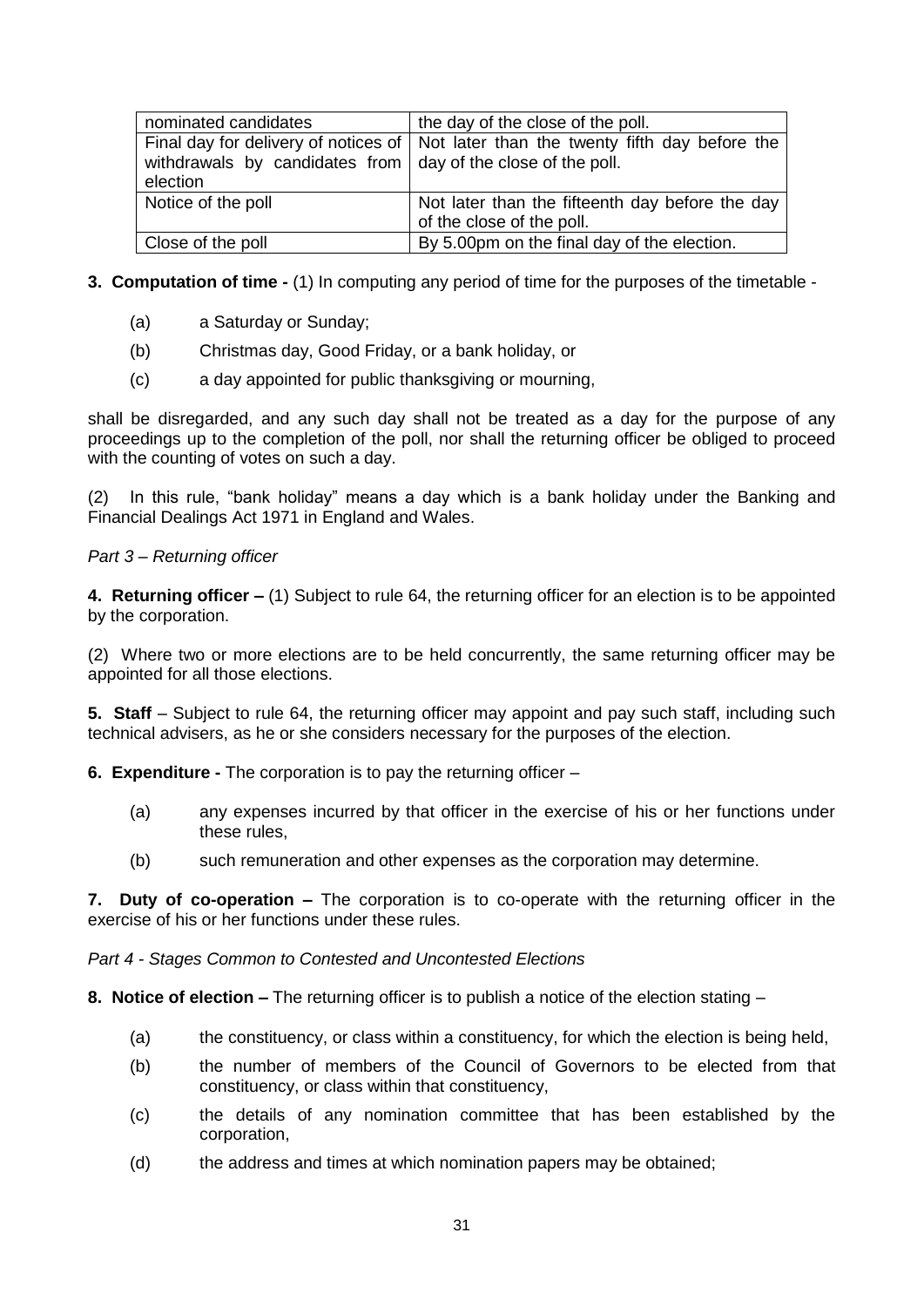| nominated candidates | the day of the close of the poll. |
|---|---|
| Final day for delivery of notices of withdrawals by candidates from election | Not later than the twenty fifth day before the day of the close of the poll. |
| Notice of the poll | Not later than the fifteenth day before the day of the close of the poll. |
| Close of the poll | By 5.00pm on the final day of the election. |

**3. Computation of time -** (1) In computing any period of time for the purposes of the timetable -

(a) a Saturday or Sunday;

(b) Christmas day, Good Friday, or a bank holiday, or

(c) a day appointed for public thanksgiving or mourning,

shall be disregarded, and any such day shall not be treated as a day for the purpose of any proceedings up to the completion of the poll, nor shall the returning officer be obliged to proceed with the counting of votes on such a day.

(2) In this rule, "bank holiday" means a day which is a bank holiday under the Banking and Financial Dealings Act 1971 in England and Wales.

*Part 3 – Returning officer*

**4. Returning officer –** (1) Subject to rule 64, the returning officer for an election is to be appointed by the corporation.

(2) Where two or more elections are to be held concurrently, the same returning officer may be appointed for all those elections.

**5. Staff** – Subject to rule 64, the returning officer may appoint and pay such staff, including such technical advisers, as he or she considers necessary for the purposes of the election.

**6. Expenditure -** The corporation is to pay the returning officer –

(a) any expenses incurred by that officer in the exercise of his or her functions under these rules,

(b) such remuneration and other expenses as the corporation may determine.

**7. Duty of co-operation –** The corporation is to co-operate with the returning officer in the exercise of his or her functions under these rules.

*Part 4 - Stages Common to Contested and Uncontested Elections*

**8. Notice of election –** The returning officer is to publish a notice of the election stating –

(a) the constituency, or class within a constituency, for which the election is being held,

(b) the number of members of the Council of Governors to be elected from that constituency, or class within that constituency,

(c) the details of any nomination committee that has been established by the corporation,

(d) the address and times at which nomination papers may be obtained;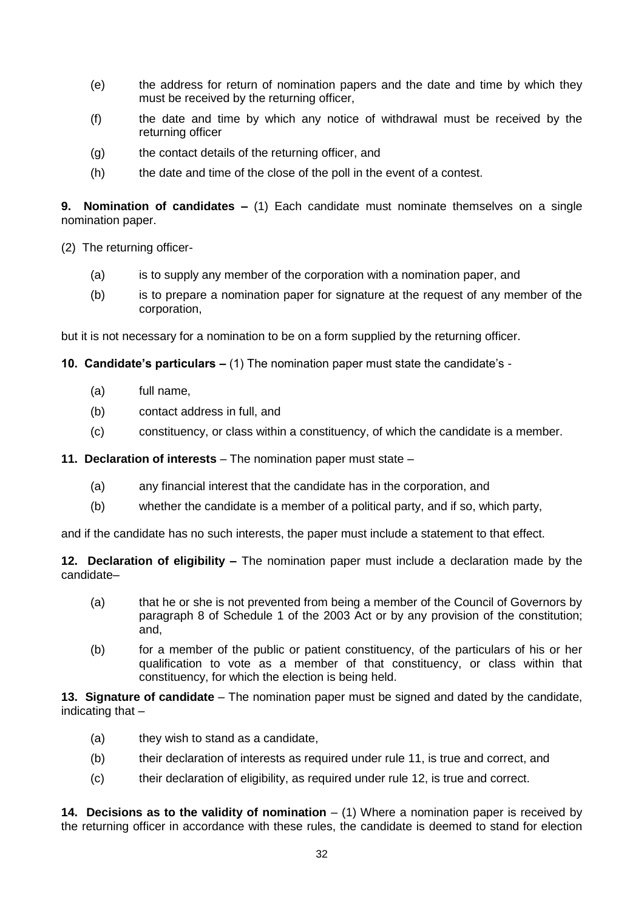(e) the address for return of nomination papers and the date and time by which they must be received by the returning officer,

(f) the date and time by which any notice of withdrawal must be received by the returning officer

(g) the contact details of the returning officer, and

(h) the date and time of the close of the poll in the event of a contest.

**9. Nomination of candidates –** (1) Each candidate must nominate themselves on a single nomination paper.

(2) The returning officer-

(a) is to supply any member of the corporation with a nomination paper, and

(b) is to prepare a nomination paper for signature at the request of any member of the corporation,

but it is not necessary for a nomination to be on a form supplied by the returning officer.

**10. Candidate's particulars –** (1) The nomination paper must state the candidate's -

(a) full name,

(b) contact address in full, and

(c) constituency, or class within a constituency, of which the candidate is a member.

**11. Declaration of interests** – The nomination paper must state –

(a) any financial interest that the candidate has in the corporation, and

(b) whether the candidate is a member of a political party, and if so, which party,

and if the candidate has no such interests, the paper must include a statement to that effect.

**12. Declaration of eligibility –** The nomination paper must include a declaration made by the candidate–

(a) that he or she is not prevented from being a member of the Council of Governors by paragraph 8 of Schedule 1 of the 2003 Act or by any provision of the constitution; and,

(b) for a member of the public or patient constituency, of the particulars of his or her qualification to vote as a member of that constituency, or class within that constituency, for which the election is being held.

**13. Signature of candidate** – The nomination paper must be signed and dated by the candidate, indicating that –

(a) they wish to stand as a candidate,

(b) their declaration of interests as required under rule 11, is true and correct, and

(c) their declaration of eligibility, as required under rule 12, is true and correct.

**14. Decisions as to the validity of nomination** – (1) Where a nomination paper is received by the returning officer in accordance with these rules, the candidate is deemed to stand for election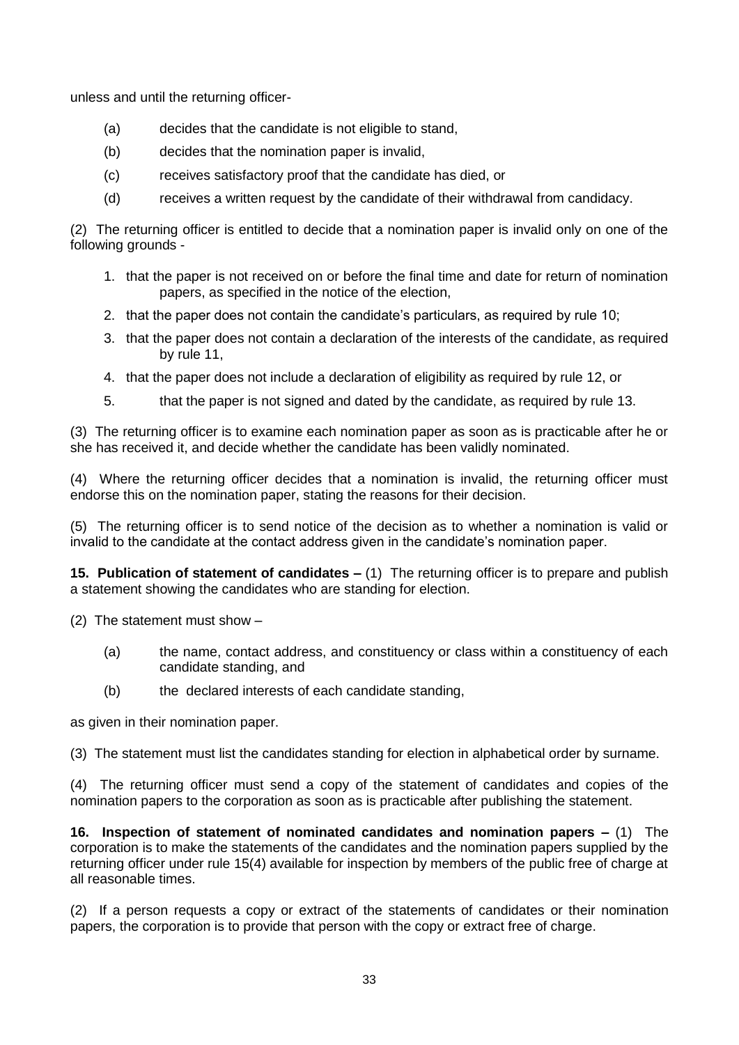unless and until the returning officer-

(a) decides that the candidate is not eligible to stand,

(b) decides that the nomination paper is invalid,

(c) receives satisfactory proof that the candidate has died, or

(d) receives a written request by the candidate of their withdrawal from candidacy.

(2) The returning officer is entitled to decide that a nomination paper is invalid only on one of the following grounds -

1. that the paper is not received on or before the final time and date for return of nomination papers, as specified in the notice of the election,
2. that the paper does not contain the candidate's particulars, as required by rule 10;
3. that the paper does not contain a declaration of the interests of the candidate, as required by rule 11,
4. that the paper does not include a declaration of eligibility as required by rule 12, or
5. that the paper is not signed and dated by the candidate, as required by rule 13.

(3) The returning officer is to examine each nomination paper as soon as is practicable after he or she has received it, and decide whether the candidate has been validly nominated.

(4) Where the returning officer decides that a nomination is invalid, the returning officer must endorse this on the nomination paper, stating the reasons for their decision.

(5) The returning officer is to send notice of the decision as to whether a nomination is valid or invalid to the candidate at the contact address given in the candidate's nomination paper.

**15. Publication of statement of candidates –** (1) The returning officer is to prepare and publish a statement showing the candidates who are standing for election.

(2) The statement must show –

(a) the name, contact address, and constituency or class within a constituency of each candidate standing, and

(b) the declared interests of each candidate standing,

as given in their nomination paper.

(3) The statement must list the candidates standing for election in alphabetical order by surname.

(4) The returning officer must send a copy of the statement of candidates and copies of the nomination papers to the corporation as soon as is practicable after publishing the statement.

**16. Inspection of statement of nominated candidates and nomination papers –** (1) The corporation is to make the statements of the candidates and the nomination papers supplied by the returning officer under rule 15(4) available for inspection by members of the public free of charge at all reasonable times.

(2) If a person requests a copy or extract of the statements of candidates or their nomination papers, the corporation is to provide that person with the copy or extract free of charge.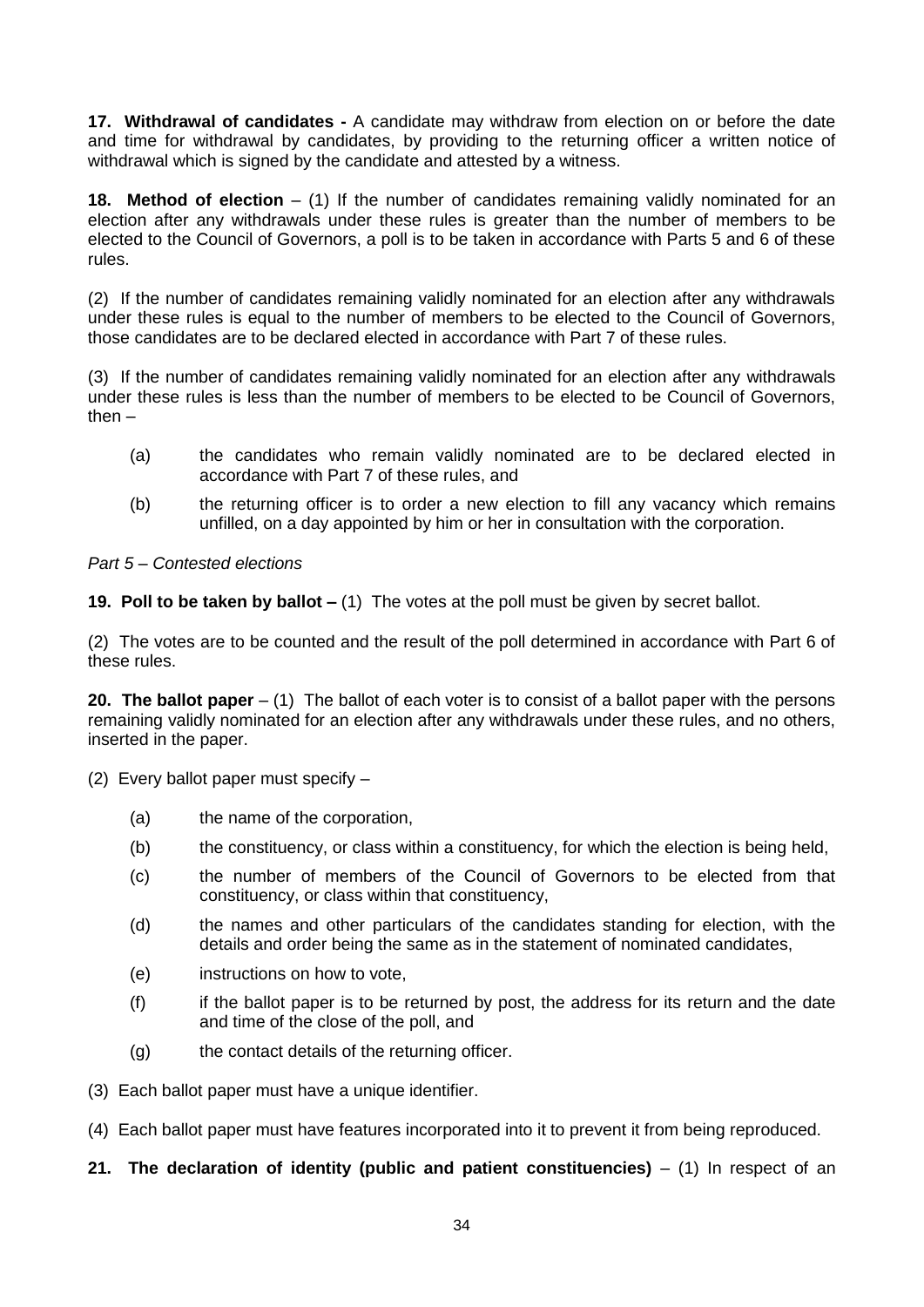**17. Withdrawal of candidates -** A candidate may withdraw from election on or before the date and time for withdrawal by candidates, by providing to the returning officer a written notice of withdrawal which is signed by the candidate and attested by a witness.

**18. Method of election** – (1) If the number of candidates remaining validly nominated for an election after any withdrawals under these rules is greater than the number of members to be elected to the Council of Governors, a poll is to be taken in accordance with Parts 5 and 6 of these rules.

(2) If the number of candidates remaining validly nominated for an election after any withdrawals under these rules is equal to the number of members to be elected to the Council of Governors, those candidates are to be declared elected in accordance with Part 7 of these rules.

(3) If the number of candidates remaining validly nominated for an election after any withdrawals under these rules is less than the number of members to be elected to be Council of Governors, then –

- (a) the candidates who remain validly nominated are to be declared elected in accordance with Part 7 of these rules, and
- (b) the returning officer is to order a new election to fill any vacancy which remains unfilled, on a day appointed by him or her in consultation with the corporation.

*Part 5 – Contested elections*

**19. Poll to be taken by ballot –** (1) The votes at the poll must be given by secret ballot.

(2) The votes are to be counted and the result of the poll determined in accordance with Part 6 of these rules.

**20. The ballot paper** – (1) The ballot of each voter is to consist of a ballot paper with the persons remaining validly nominated for an election after any withdrawals under these rules, and no others, inserted in the paper.

(2) Every ballot paper must specify –

- (a) the name of the corporation,
- (b) the constituency, or class within a constituency, for which the election is being held,
- (c) the number of members of the Council of Governors to be elected from that constituency, or class within that constituency,
- (d) the names and other particulars of the candidates standing for election, with the details and order being the same as in the statement of nominated candidates,
- (e) instructions on how to vote,
- (f) if the ballot paper is to be returned by post, the address for its return and the date and time of the close of the poll, and
- (g) the contact details of the returning officer.

(3) Each ballot paper must have a unique identifier.

(4) Each ballot paper must have features incorporated into it to prevent it from being reproduced.

**21. The declaration of identity (public and patient constituencies)** – (1) In respect of an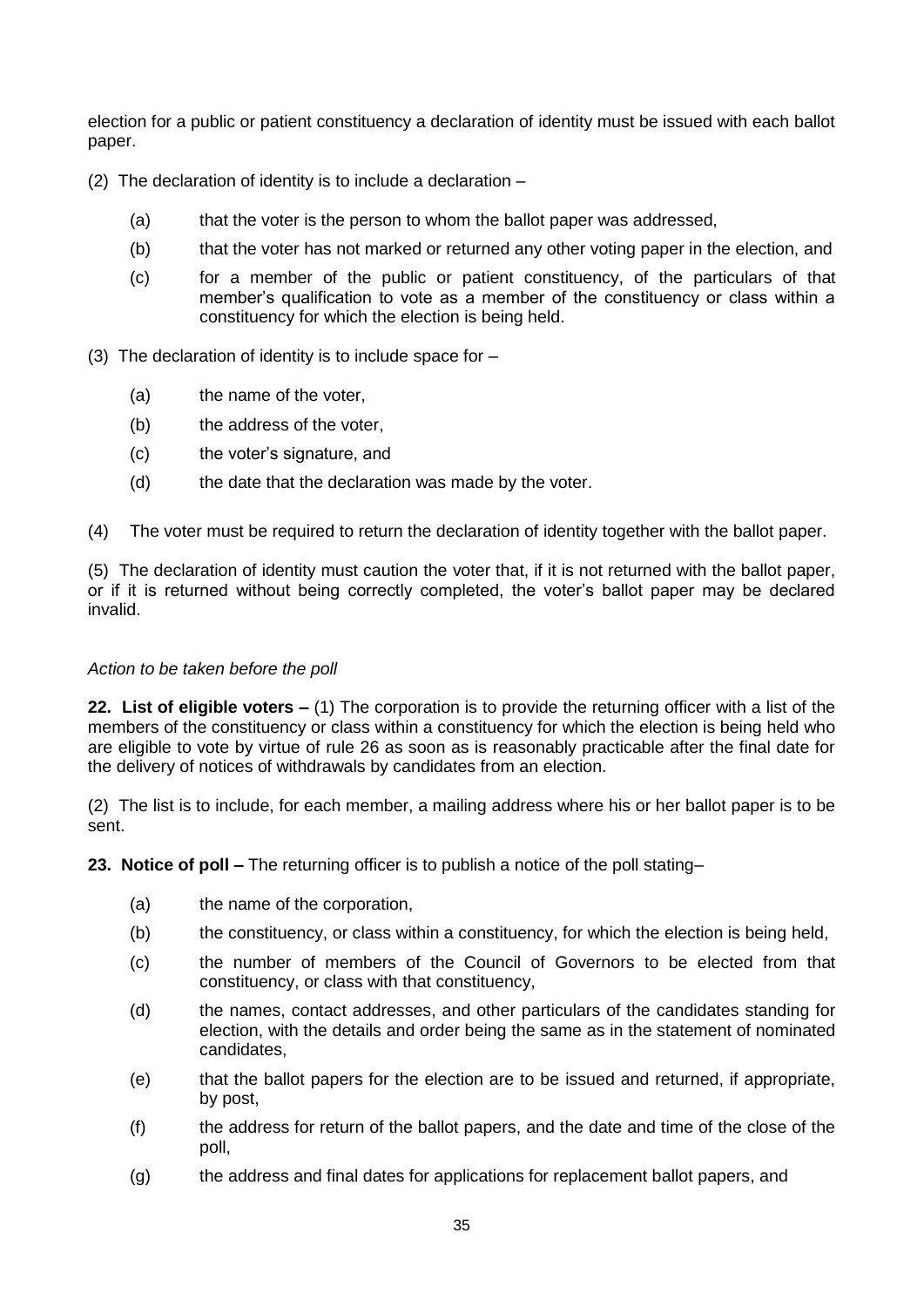election for a public or patient constituency a declaration of identity must be issued with each ballot paper.

(2) The declaration of identity is to include a declaration –

- (a) that the voter is the person to whom the ballot paper was addressed,
- (b) that the voter has not marked or returned any other voting paper in the election, and
- (c) for a member of the public or patient constituency, of the particulars of that member's qualification to vote as a member of the constituency or class within a constituency for which the election is being held.

(3) The declaration of identity is to include space for –

- (a) the name of the voter,
- (b) the address of the voter,
- (c) the voter's signature, and
- (d) the date that the declaration was made by the voter.

(4) The voter must be required to return the declaration of identity together with the ballot paper.

(5) The declaration of identity must caution the voter that, if it is not returned with the ballot paper, or if it is returned without being correctly completed, the voter's ballot paper may be declared invalid.

*Action to be taken before the poll*

**22. List of eligible voters –** (1) The corporation is to provide the returning officer with a list of the members of the constituency or class within a constituency for which the election is being held who are eligible to vote by virtue of rule 26 as soon as is reasonably practicable after the final date for the delivery of notices of withdrawals by candidates from an election.

(2) The list is to include, for each member, a mailing address where his or her ballot paper is to be sent.

**23. Notice of poll –** The returning officer is to publish a notice of the poll stating–

- (a) the name of the corporation,
- (b) the constituency, or class within a constituency, for which the election is being held,
- (c) the number of members of the Council of Governors to be elected from that constituency, or class with that constituency,
- (d) the names, contact addresses, and other particulars of the candidates standing for election, with the details and order being the same as in the statement of nominated candidates,
- (e) that the ballot papers for the election are to be issued and returned, if appropriate, by post,
- (f) the address for return of the ballot papers, and the date and time of the close of the poll,
- (g) the address and final dates for applications for replacement ballot papers, and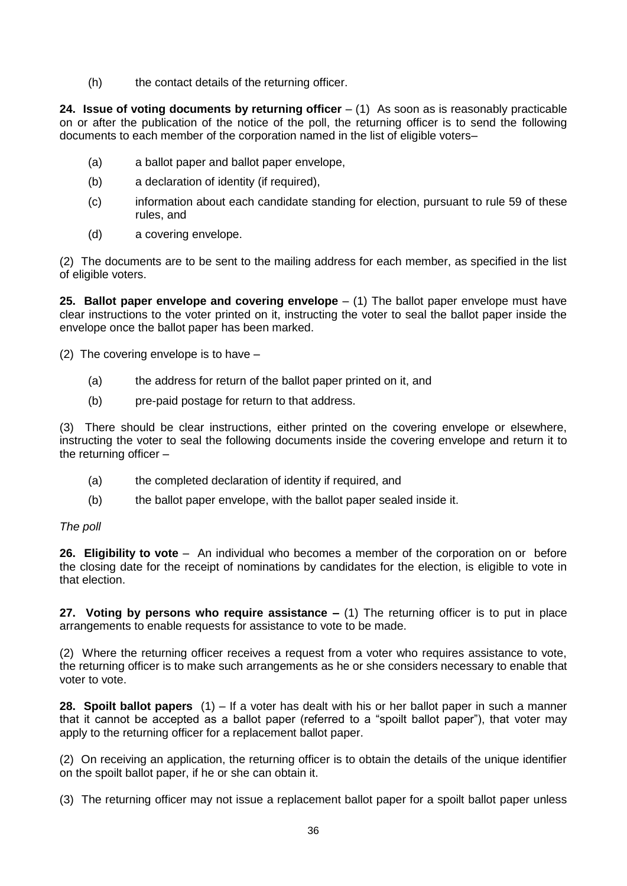(h) the contact details of the returning officer.

**24. Issue of voting documents by returning officer** – (1) As soon as is reasonably practicable on or after the publication of the notice of the poll, the returning officer is to send the following documents to each member of the corporation named in the list of eligible voters–

(a) a ballot paper and ballot paper envelope,

(b) a declaration of identity (if required),

(c) information about each candidate standing for election, pursuant to rule 59 of these rules, and

(d) a covering envelope.

(2) The documents are to be sent to the mailing address for each member, as specified in the list of eligible voters.

**25. Ballot paper envelope and covering envelope** – (1) The ballot paper envelope must have clear instructions to the voter printed on it, instructing the voter to seal the ballot paper inside the envelope once the ballot paper has been marked.

(2) The covering envelope is to have –

(a) the address for return of the ballot paper printed on it, and

(b) pre-paid postage for return to that address.

(3) There should be clear instructions, either printed on the covering envelope or elsewhere, instructing the voter to seal the following documents inside the covering envelope and return it to the returning officer –

(a) the completed declaration of identity if required, and

(b) the ballot paper envelope, with the ballot paper sealed inside it.

*The poll*

**26. Eligibility to vote** – An individual who becomes a member of the corporation on or before the closing date for the receipt of nominations by candidates for the election, is eligible to vote in that election.

**27. Voting by persons who require assistance –** (1) The returning officer is to put in place arrangements to enable requests for assistance to vote to be made.

(2) Where the returning officer receives a request from a voter who requires assistance to vote, the returning officer is to make such arrangements as he or she considers necessary to enable that voter to vote.

**28. Spoilt ballot papers** (1) – If a voter has dealt with his or her ballot paper in such a manner that it cannot be accepted as a ballot paper (referred to a "spoilt ballot paper"), that voter may apply to the returning officer for a replacement ballot paper.

(2) On receiving an application, the returning officer is to obtain the details of the unique identifier on the spoilt ballot paper, if he or she can obtain it.

(3) The returning officer may not issue a replacement ballot paper for a spoilt ballot paper unless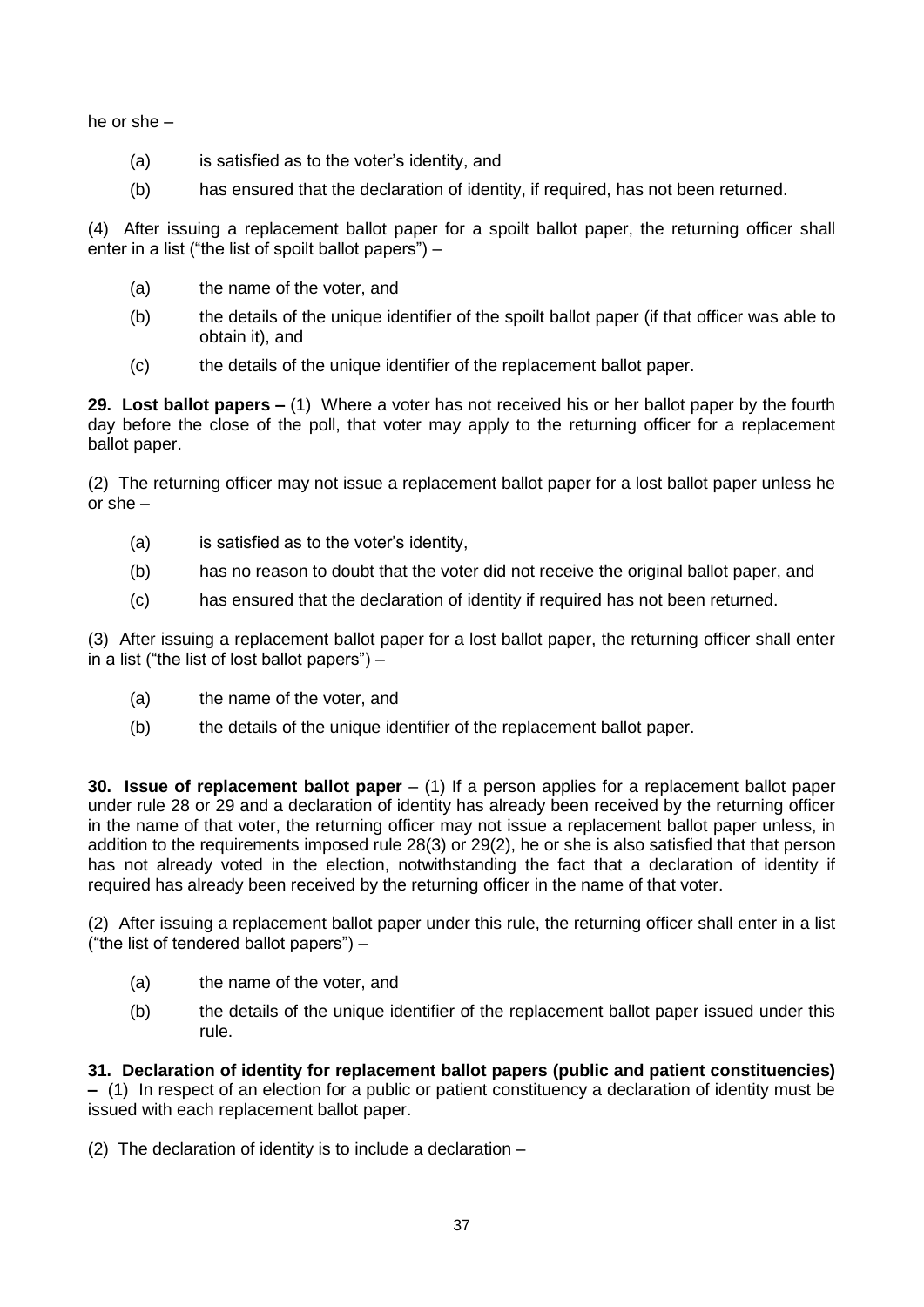he or she –

- (a) is satisfied as to the voter's identity, and
- (b) has ensured that the declaration of identity, if required, has not been returned.

(4) After issuing a replacement ballot paper for a spoilt ballot paper, the returning officer shall enter in a list ("the list of spoilt ballot papers") –

- (a) the name of the voter, and
- (b) the details of the unique identifier of the spoilt ballot paper (if that officer was able to obtain it), and
- (c) the details of the unique identifier of the replacement ballot paper.

**29. Lost ballot papers –** (1) Where a voter has not received his or her ballot paper by the fourth day before the close of the poll, that voter may apply to the returning officer for a replacement ballot paper.

(2) The returning officer may not issue a replacement ballot paper for a lost ballot paper unless he or she –

- (a) is satisfied as to the voter's identity,
- (b) has no reason to doubt that the voter did not receive the original ballot paper, and
- (c) has ensured that the declaration of identity if required has not been returned.

(3) After issuing a replacement ballot paper for a lost ballot paper, the returning officer shall enter in a list ("the list of lost ballot papers") –

- (a) the name of the voter, and
- (b) the details of the unique identifier of the replacement ballot paper.

**30. Issue of replacement ballot paper** – (1) If a person applies for a replacement ballot paper under rule 28 or 29 and a declaration of identity has already been received by the returning officer in the name of that voter, the returning officer may not issue a replacement ballot paper unless, in addition to the requirements imposed rule 28(3) or 29(2), he or she is also satisfied that that person has not already voted in the election, notwithstanding the fact that a declaration of identity if required has already been received by the returning officer in the name of that voter.

(2) After issuing a replacement ballot paper under this rule, the returning officer shall enter in a list ("the list of tendered ballot papers") –

- (a) the name of the voter, and
- (b) the details of the unique identifier of the replacement ballot paper issued under this rule.

**31. Declaration of identity for replacement ballot papers (public and patient constituencies) –** (1) In respect of an election for a public or patient constituency a declaration of identity must be issued with each replacement ballot paper.

(2) The declaration of identity is to include a declaration –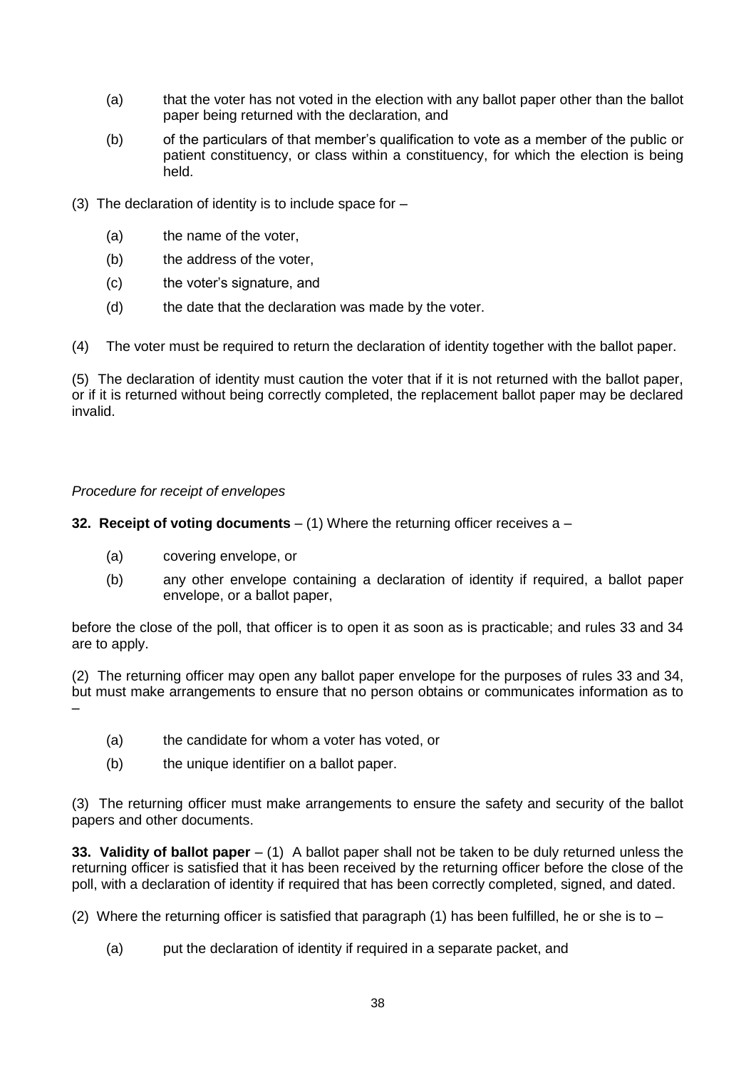(a) that the voter has not voted in the election with any ballot paper other than the ballot paper being returned with the declaration, and

(b) of the particulars of that member's qualification to vote as a member of the public or patient constituency, or class within a constituency, for which the election is being held.

(3) The declaration of identity is to include space for –

(a) the name of the voter,

(b) the address of the voter,

(c) the voter's signature, and

(d) the date that the declaration was made by the voter.

(4) The voter must be required to return the declaration of identity together with the ballot paper.

(5) The declaration of identity must caution the voter that if it is not returned with the ballot paper, or if it is returned without being correctly completed, the replacement ballot paper may be declared invalid.

*Procedure for receipt of envelopes*

**32. Receipt of voting documents** – (1) Where the returning officer receives a –

(a) covering envelope, or

(b) any other envelope containing a declaration of identity if required, a ballot paper envelope, or a ballot paper,

before the close of the poll, that officer is to open it as soon as is practicable; and rules 33 and 34 are to apply.

(2) The returning officer may open any ballot paper envelope for the purposes of rules 33 and 34, but must make arrangements to ensure that no person obtains or communicates information as to –

(a) the candidate for whom a voter has voted, or

(b) the unique identifier on a ballot paper.

(3) The returning officer must make arrangements to ensure the safety and security of the ballot papers and other documents.

**33. Validity of ballot paper** – (1) A ballot paper shall not be taken to be duly returned unless the returning officer is satisfied that it has been received by the returning officer before the close of the poll, with a declaration of identity if required that has been correctly completed, signed, and dated.

(2) Where the returning officer is satisfied that paragraph (1) has been fulfilled, he or she is to –

(a) put the declaration of identity if required in a separate packet, and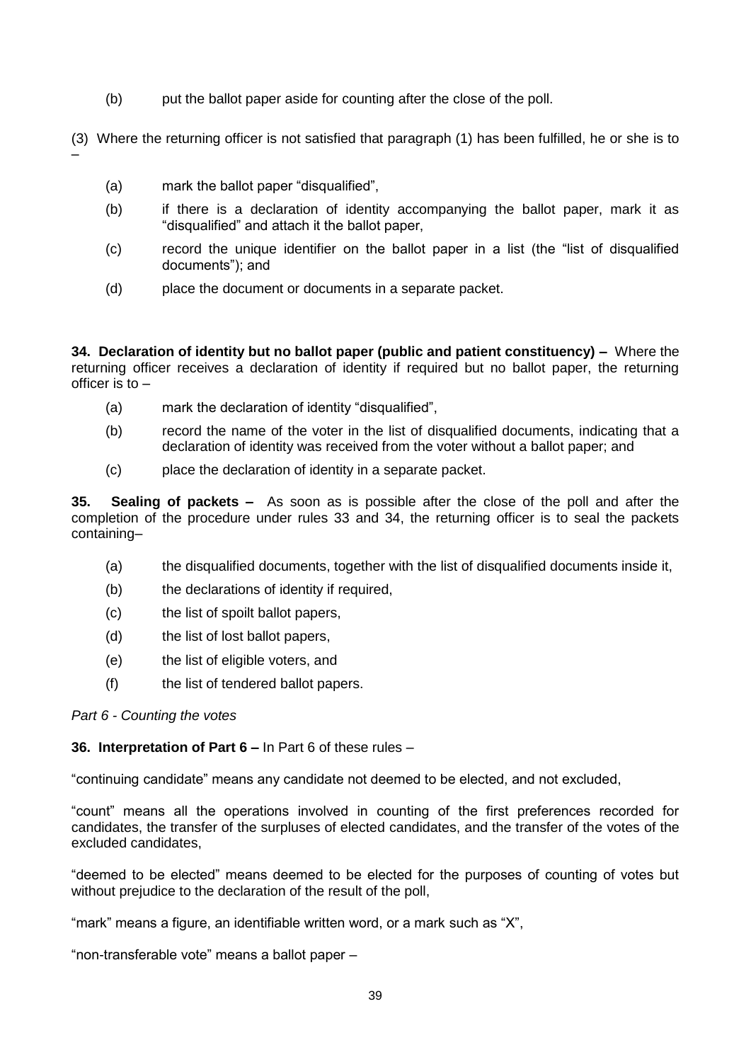(b) put the ballot paper aside for counting after the close of the poll.

(3) Where the returning officer is not satisfied that paragraph (1) has been fulfilled, he or she is to –

(a) mark the ballot paper "disqualified",

(b) if there is a declaration of identity accompanying the ballot paper, mark it as "disqualified" and attach it the ballot paper,

(c) record the unique identifier on the ballot paper in a list (the "list of disqualified documents"); and

(d) place the document or documents in a separate packet.

**34. Declaration of identity but no ballot paper (public and patient constituency) –** Where the returning officer receives a declaration of identity if required but no ballot paper, the returning officer is to –

(a) mark the declaration of identity "disqualified",

(b) record the name of the voter in the list of disqualified documents, indicating that a declaration of identity was received from the voter without a ballot paper; and

(c) place the declaration of identity in a separate packet.

**35. Sealing of packets –** As soon as is possible after the close of the poll and after the completion of the procedure under rules 33 and 34, the returning officer is to seal the packets containing–

(a) the disqualified documents, together with the list of disqualified documents inside it,

(b) the declarations of identity if required,

(c) the list of spoilt ballot papers,

(d) the list of lost ballot papers,

(e) the list of eligible voters, and

(f) the list of tendered ballot papers.

*Part 6 - Counting the votes*

**36. Interpretation of Part 6 –** In Part 6 of these rules –

"continuing candidate" means any candidate not deemed to be elected, and not excluded,

"count" means all the operations involved in counting of the first preferences recorded for candidates, the transfer of the surpluses of elected candidates, and the transfer of the votes of the excluded candidates,

"deemed to be elected" means deemed to be elected for the purposes of counting of votes but without prejudice to the declaration of the result of the poll,

"mark" means a figure, an identifiable written word, or a mark such as "X",

"non-transferable vote" means a ballot paper –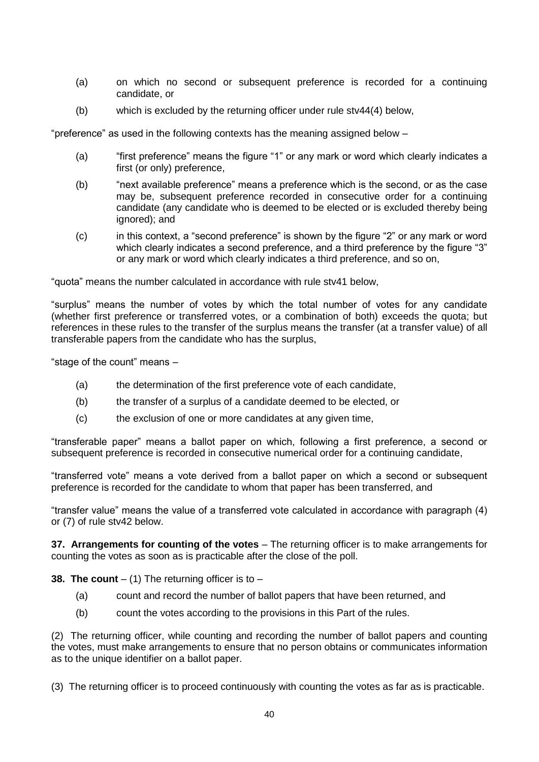(a) on which no second or subsequent preference is recorded for a continuing candidate, or

(b) which is excluded by the returning officer under rule stv44(4) below,

"preference" as used in the following contexts has the meaning assigned below –

(a) "first preference" means the figure "1" or any mark or word which clearly indicates a first (or only) preference,

(b) "next available preference" means a preference which is the second, or as the case may be, subsequent preference recorded in consecutive order for a continuing candidate (any candidate who is deemed to be elected or is excluded thereby being ignored); and

(c) in this context, a "second preference" is shown by the figure "2" or any mark or word which clearly indicates a second preference, and a third preference by the figure "3" or any mark or word which clearly indicates a third preference, and so on,

"quota" means the number calculated in accordance with rule stv41 below,

"surplus" means the number of votes by which the total number of votes for any candidate (whether first preference or transferred votes, or a combination of both) exceeds the quota; but references in these rules to the transfer of the surplus means the transfer (at a transfer value) of all transferable papers from the candidate who has the surplus,

"stage of the count" means –

(a) the determination of the first preference vote of each candidate,

(b) the transfer of a surplus of a candidate deemed to be elected, or

(c) the exclusion of one or more candidates at any given time,

"transferable paper" means a ballot paper on which, following a first preference, a second or subsequent preference is recorded in consecutive numerical order for a continuing candidate,

"transferred vote" means a vote derived from a ballot paper on which a second or subsequent preference is recorded for the candidate to whom that paper has been transferred, and

"transfer value" means the value of a transferred vote calculated in accordance with paragraph (4) or (7) of rule stv42 below.

**37. Arrangements for counting of the votes** – The returning officer is to make arrangements for counting the votes as soon as is practicable after the close of the poll.

**38. The count** – (1) The returning officer is to –

(a) count and record the number of ballot papers that have been returned, and

(b) count the votes according to the provisions in this Part of the rules.

(2) The returning officer, while counting and recording the number of ballot papers and counting the votes, must make arrangements to ensure that no person obtains or communicates information as to the unique identifier on a ballot paper.

(3) The returning officer is to proceed continuously with counting the votes as far as is practicable.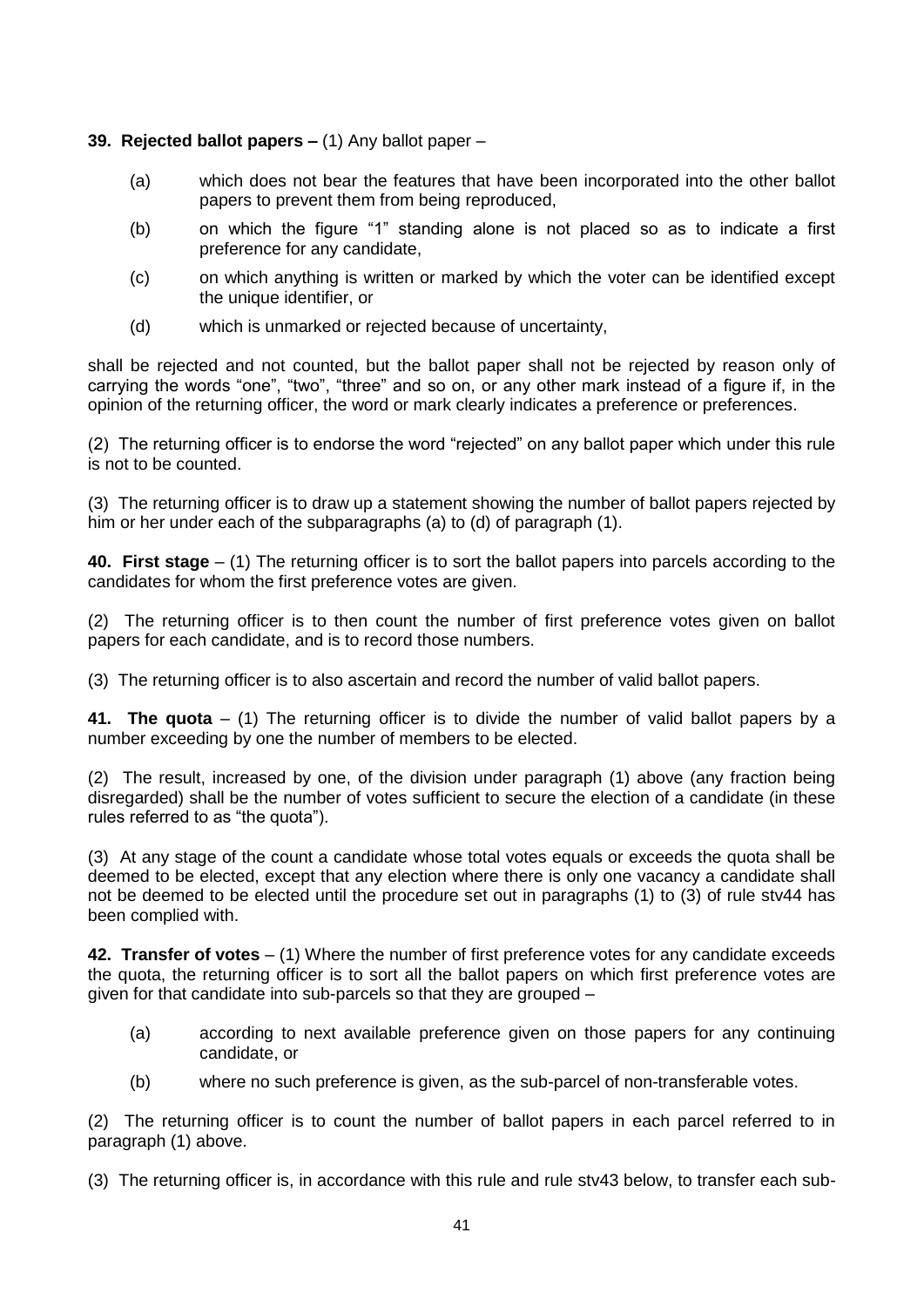**39. Rejected ballot papers –** (1) Any ballot paper –

- (a) which does not bear the features that have been incorporated into the other ballot papers to prevent them from being reproduced,
- (b) on which the figure "1" standing alone is not placed so as to indicate a first preference for any candidate,
- (c) on which anything is written or marked by which the voter can be identified except the unique identifier, or
- (d) which is unmarked or rejected because of uncertainty,

shall be rejected and not counted, but the ballot paper shall not be rejected by reason only of carrying the words "one", "two", "three" and so on, or any other mark instead of a figure if, in the opinion of the returning officer, the word or mark clearly indicates a preference or preferences.

(2) The returning officer is to endorse the word "rejected" on any ballot paper which under this rule is not to be counted.

(3) The returning officer is to draw up a statement showing the number of ballot papers rejected by him or her under each of the subparagraphs (a) to (d) of paragraph (1).

**40. First stage** – (1) The returning officer is to sort the ballot papers into parcels according to the candidates for whom the first preference votes are given.

(2) The returning officer is to then count the number of first preference votes given on ballot papers for each candidate, and is to record those numbers.

(3) The returning officer is to also ascertain and record the number of valid ballot papers.

**41. The quota** – (1) The returning officer is to divide the number of valid ballot papers by a number exceeding by one the number of members to be elected.

(2) The result, increased by one, of the division under paragraph (1) above (any fraction being disregarded) shall be the number of votes sufficient to secure the election of a candidate (in these rules referred to as "the quota").

(3) At any stage of the count a candidate whose total votes equals or exceeds the quota shall be deemed to be elected, except that any election where there is only one vacancy a candidate shall not be deemed to be elected until the procedure set out in paragraphs (1) to (3) of rule stv44 has been complied with.

**42. Transfer of votes** – (1) Where the number of first preference votes for any candidate exceeds the quota, the returning officer is to sort all the ballot papers on which first preference votes are given for that candidate into sub-parcels so that they are grouped –

- (a) according to next available preference given on those papers for any continuing candidate, or
- (b) where no such preference is given, as the sub-parcel of non-transferable votes.

(2) The returning officer is to count the number of ballot papers in each parcel referred to in paragraph (1) above.

(3) The returning officer is, in accordance with this rule and rule stv43 below, to transfer each sub-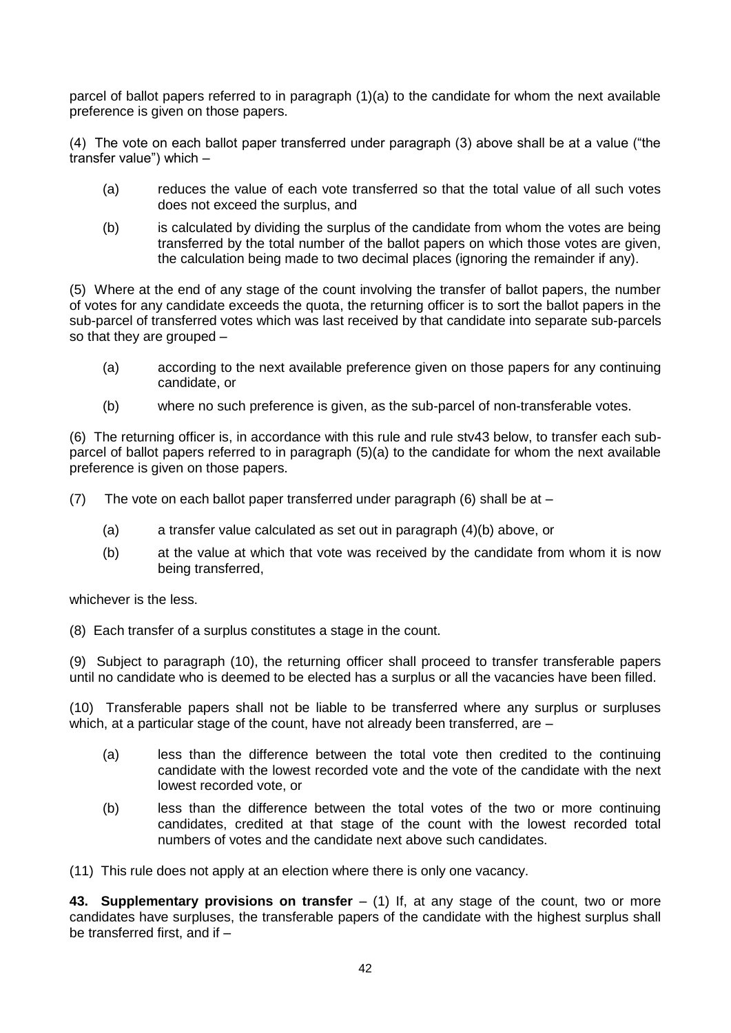parcel of ballot papers referred to in paragraph (1)(a) to the candidate for whom the next available preference is given on those papers.

(4) The vote on each ballot paper transferred under paragraph (3) above shall be at a value ("the transfer value") which –

- (a) reduces the value of each vote transferred so that the total value of all such votes does not exceed the surplus, and
- (b) is calculated by dividing the surplus of the candidate from whom the votes are being transferred by the total number of the ballot papers on which those votes are given, the calculation being made to two decimal places (ignoring the remainder if any).

(5) Where at the end of any stage of the count involving the transfer of ballot papers, the number of votes for any candidate exceeds the quota, the returning officer is to sort the ballot papers in the sub-parcel of transferred votes which was last received by that candidate into separate sub-parcels so that they are grouped –

- (a) according to the next available preference given on those papers for any continuing candidate, or
- (b) where no such preference is given, as the sub-parcel of non-transferable votes.

(6) The returning officer is, in accordance with this rule and rule stv43 below, to transfer each sub-parcel of ballot papers referred to in paragraph (5)(a) to the candidate for whom the next available preference is given on those papers.

(7) The vote on each ballot paper transferred under paragraph (6) shall be at –

- (a) a transfer value calculated as set out in paragraph (4)(b) above, or
- (b) at the value at which that vote was received by the candidate from whom it is now being transferred,

whichever is the less.

(8) Each transfer of a surplus constitutes a stage in the count.

(9) Subject to paragraph (10), the returning officer shall proceed to transfer transferable papers until no candidate who is deemed to be elected has a surplus or all the vacancies have been filled.

(10) Transferable papers shall not be liable to be transferred where any surplus or surpluses which, at a particular stage of the count, have not already been transferred, are –

- (a) less than the difference between the total vote then credited to the continuing candidate with the lowest recorded vote and the vote of the candidate with the next lowest recorded vote, or
- (b) less than the difference between the total votes of the two or more continuing candidates, credited at that stage of the count with the lowest recorded total numbers of votes and the candidate next above such candidates.

(11) This rule does not apply at an election where there is only one vacancy.

**43. Supplementary provisions on transfer** – (1) If, at any stage of the count, two or more candidates have surpluses, the transferable papers of the candidate with the highest surplus shall be transferred first, and if –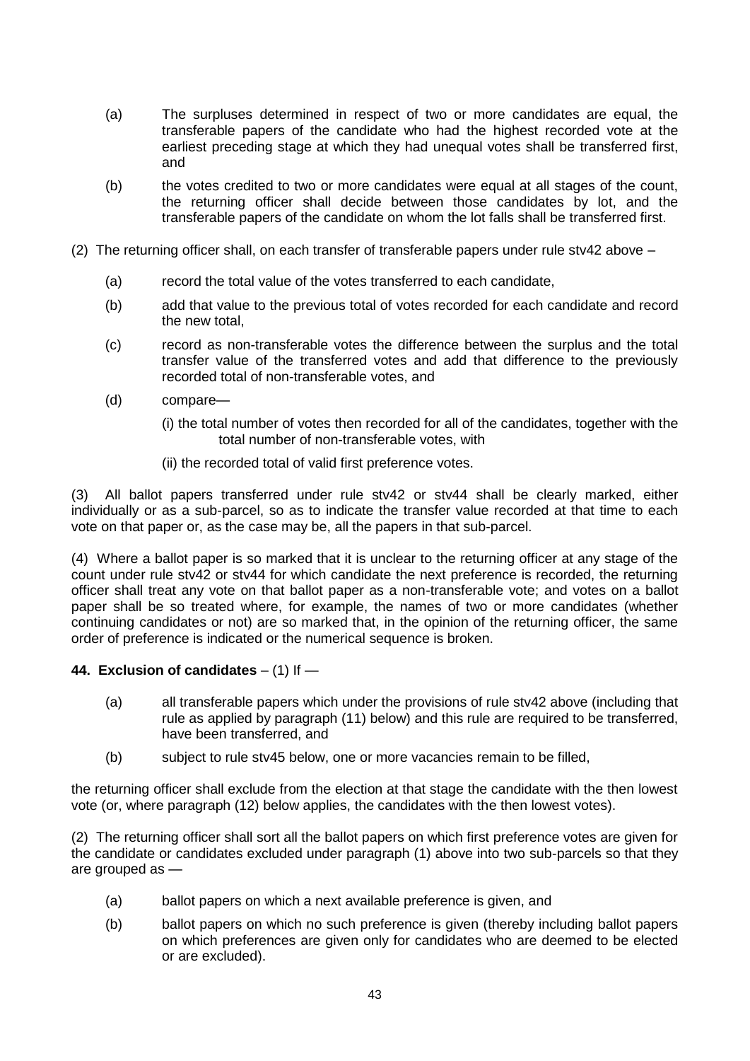(a) The surpluses determined in respect of two or more candidates are equal, the transferable papers of the candidate who had the highest recorded vote at the earliest preceding stage at which they had unequal votes shall be transferred first, and

(b) the votes credited to two or more candidates were equal at all stages of the count, the returning officer shall decide between those candidates by lot, and the transferable papers of the candidate on whom the lot falls shall be transferred first.

(2) The returning officer shall, on each transfer of transferable papers under rule stv42 above –

(a) record the total value of the votes transferred to each candidate,

(b) add that value to the previous total of votes recorded for each candidate and record the new total,

(c) record as non-transferable votes the difference between the surplus and the total transfer value of the transferred votes and add that difference to the previously recorded total of non-transferable votes, and

(d) compare—

(i) the total number of votes then recorded for all of the candidates, together with the total number of non-transferable votes, with

(ii) the recorded total of valid first preference votes.

(3) All ballot papers transferred under rule stv42 or stv44 shall be clearly marked, either individually or as a sub-parcel, so as to indicate the transfer value recorded at that time to each vote on that paper or, as the case may be, all the papers in that sub-parcel.

(4) Where a ballot paper is so marked that it is unclear to the returning officer at any stage of the count under rule stv42 or stv44 for which candidate the next preference is recorded, the returning officer shall treat any vote on that ballot paper as a non-transferable vote; and votes on a ballot paper shall be so treated where, for example, the names of two or more candidates (whether continuing candidates or not) are so marked that, in the opinion of the returning officer, the same order of preference is indicated or the numerical sequence is broken.

**44. Exclusion of candidates** – (1) If —

(a) all transferable papers which under the provisions of rule stv42 above (including that rule as applied by paragraph (11) below) and this rule are required to be transferred, have been transferred, and

(b) subject to rule stv45 below, one or more vacancies remain to be filled,

the returning officer shall exclude from the election at that stage the candidate with the then lowest vote (or, where paragraph (12) below applies, the candidates with the then lowest votes).

(2) The returning officer shall sort all the ballot papers on which first preference votes are given for the candidate or candidates excluded under paragraph (1) above into two sub-parcels so that they are grouped as —

(a) ballot papers on which a next available preference is given, and

(b) ballot papers on which no such preference is given (thereby including ballot papers on which preferences are given only for candidates who are deemed to be elected or are excluded).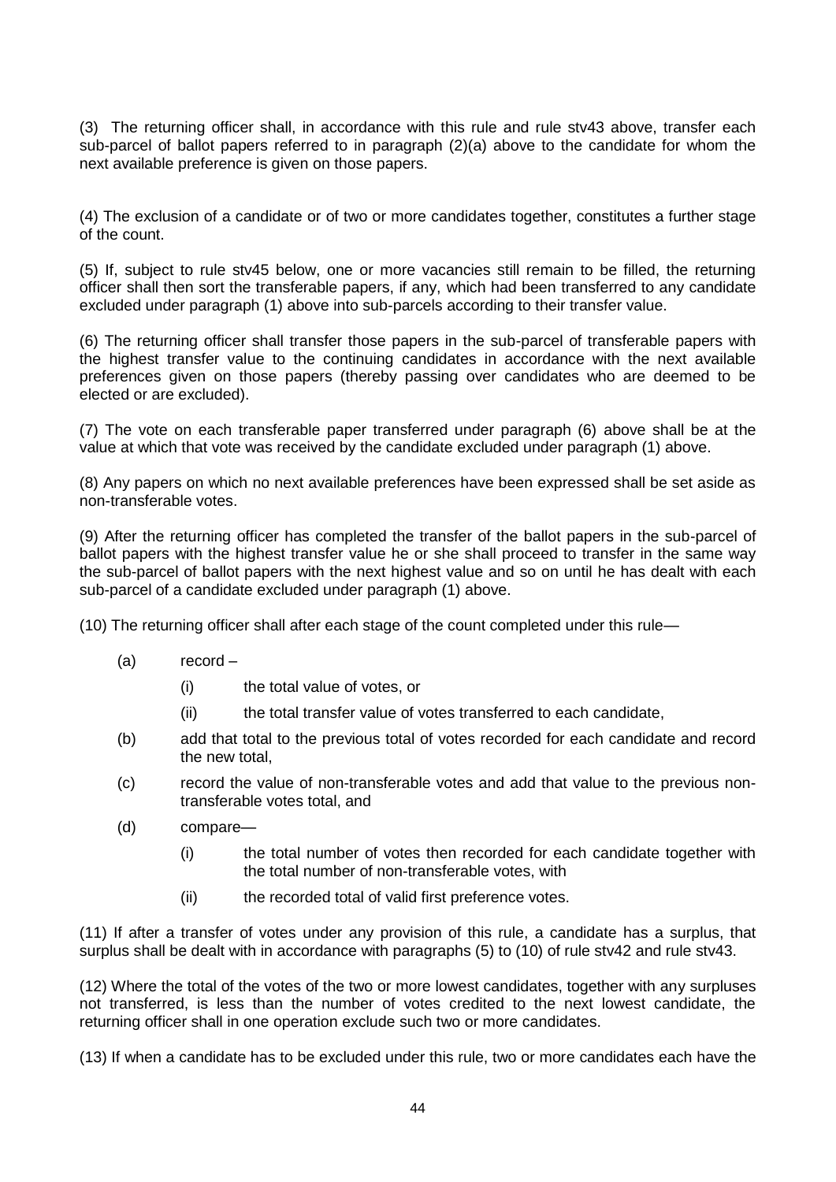(3) The returning officer shall, in accordance with this rule and rule stv43 above, transfer each sub-parcel of ballot papers referred to in paragraph (2)(a) above to the candidate for whom the next available preference is given on those papers.

(4) The exclusion of a candidate or of two or more candidates together, constitutes a further stage of the count.

(5) If, subject to rule stv45 below, one or more vacancies still remain to be filled, the returning officer shall then sort the transferable papers, if any, which had been transferred to any candidate excluded under paragraph (1) above into sub-parcels according to their transfer value.

(6) The returning officer shall transfer those papers in the sub-parcel of transferable papers with the highest transfer value to the continuing candidates in accordance with the next available preferences given on those papers (thereby passing over candidates who are deemed to be elected or are excluded).

(7) The vote on each transferable paper transferred under paragraph (6) above shall be at the value at which that vote was received by the candidate excluded under paragraph (1) above.

(8) Any papers on which no next available preferences have been expressed shall be set aside as non-transferable votes.

(9) After the returning officer has completed the transfer of the ballot papers in the sub-parcel of ballot papers with the highest transfer value he or she shall proceed to transfer in the same way the sub-parcel of ballot papers with the next highest value and so on until he has dealt with each sub-parcel of a candidate excluded under paragraph (1) above.

(10) The returning officer shall after each stage of the count completed under this rule—

- (a) record –
  - (i) the total value of votes, or
  - (ii) the total transfer value of votes transferred to each candidate,
- (b) add that total to the previous total of votes recorded for each candidate and record the new total,
- (c) record the value of non-transferable votes and add that value to the previous non-transferable votes total, and
- (d) compare—
  - (i) the total number of votes then recorded for each candidate together with the total number of non-transferable votes, with
  - (ii) the recorded total of valid first preference votes.

(11) If after a transfer of votes under any provision of this rule, a candidate has a surplus, that surplus shall be dealt with in accordance with paragraphs (5) to (10) of rule stv42 and rule stv43.

(12) Where the total of the votes of the two or more lowest candidates, together with any surpluses not transferred, is less than the number of votes credited to the next lowest candidate, the returning officer shall in one operation exclude such two or more candidates.

(13) If when a candidate has to be excluded under this rule, two or more candidates each have the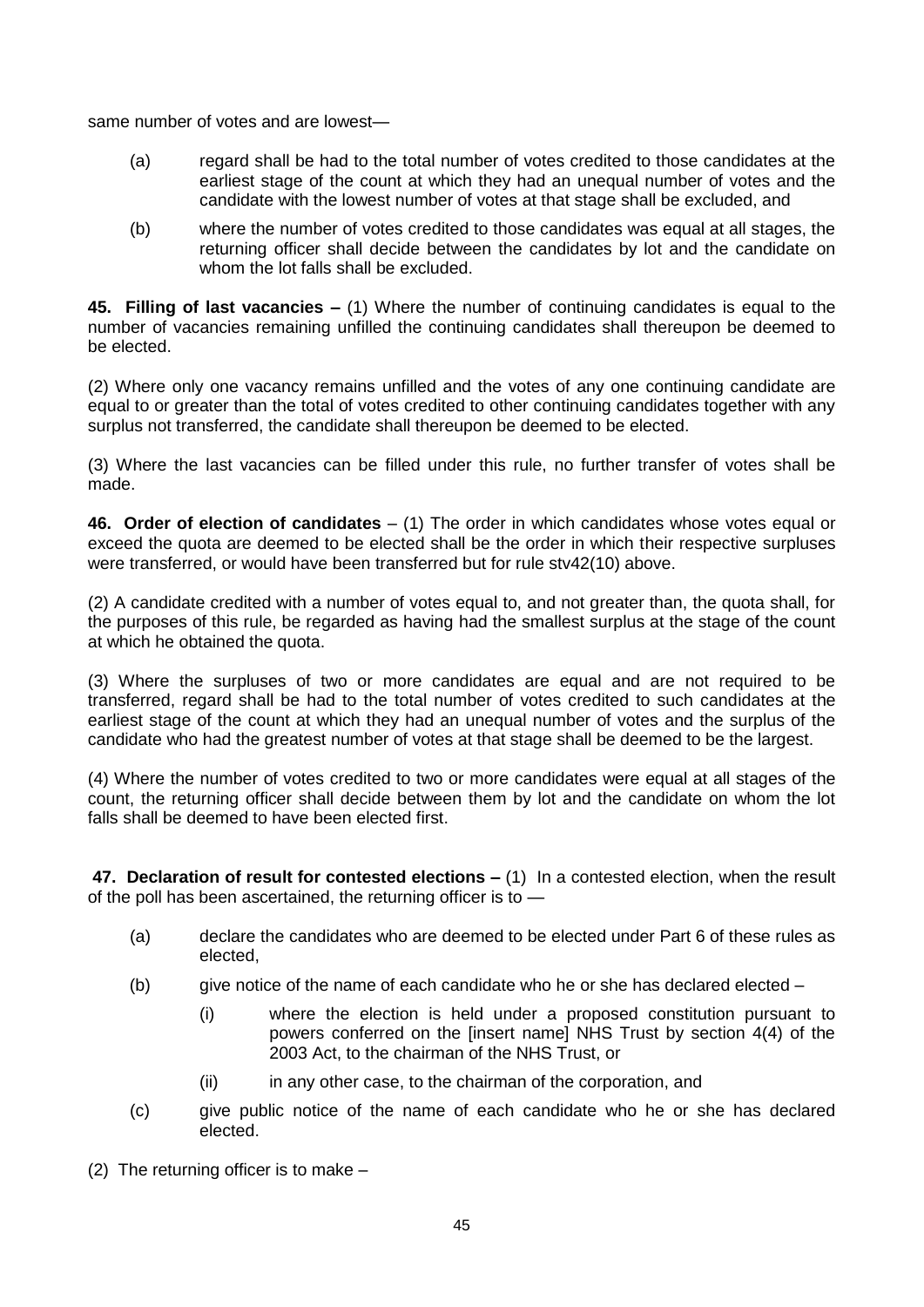same number of votes and are lowest—

(a) regard shall be had to the total number of votes credited to those candidates at the earliest stage of the count at which they had an unequal number of votes and the candidate with the lowest number of votes at that stage shall be excluded, and

(b) where the number of votes credited to those candidates was equal at all stages, the returning officer shall decide between the candidates by lot and the candidate on whom the lot falls shall be excluded.

**45. Filling of last vacancies –** (1) Where the number of continuing candidates is equal to the number of vacancies remaining unfilled the continuing candidates shall thereupon be deemed to be elected.

(2) Where only one vacancy remains unfilled and the votes of any one continuing candidate are equal to or greater than the total of votes credited to other continuing candidates together with any surplus not transferred, the candidate shall thereupon be deemed to be elected.

(3) Where the last vacancies can be filled under this rule, no further transfer of votes shall be made.

**46. Order of election of candidates** – (1) The order in which candidates whose votes equal or exceed the quota are deemed to be elected shall be the order in which their respective surpluses were transferred, or would have been transferred but for rule stv42(10) above.

(2) A candidate credited with a number of votes equal to, and not greater than, the quota shall, for the purposes of this rule, be regarded as having had the smallest surplus at the stage of the count at which he obtained the quota.

(3) Where the surpluses of two or more candidates are equal and are not required to be transferred, regard shall be had to the total number of votes credited to such candidates at the earliest stage of the count at which they had an unequal number of votes and the surplus of the candidate who had the greatest number of votes at that stage shall be deemed to be the largest.

(4) Where the number of votes credited to two or more candidates were equal at all stages of the count, the returning officer shall decide between them by lot and the candidate on whom the lot falls shall be deemed to have been elected first.

**47. Declaration of result for contested elections –** (1) In a contested election, when the result of the poll has been ascertained, the returning officer is to —

(a) declare the candidates who are deemed to be elected under Part 6 of these rules as elected,

(b) give notice of the name of each candidate who he or she has declared elected –

   (i) where the election is held under a proposed constitution pursuant to powers conferred on the [insert name] NHS Trust by section 4(4) of the 2003 Act, to the chairman of the NHS Trust, or

   (ii) in any other case, to the chairman of the corporation, and

(c) give public notice of the name of each candidate who he or she has declared elected.

(2) The returning officer is to make –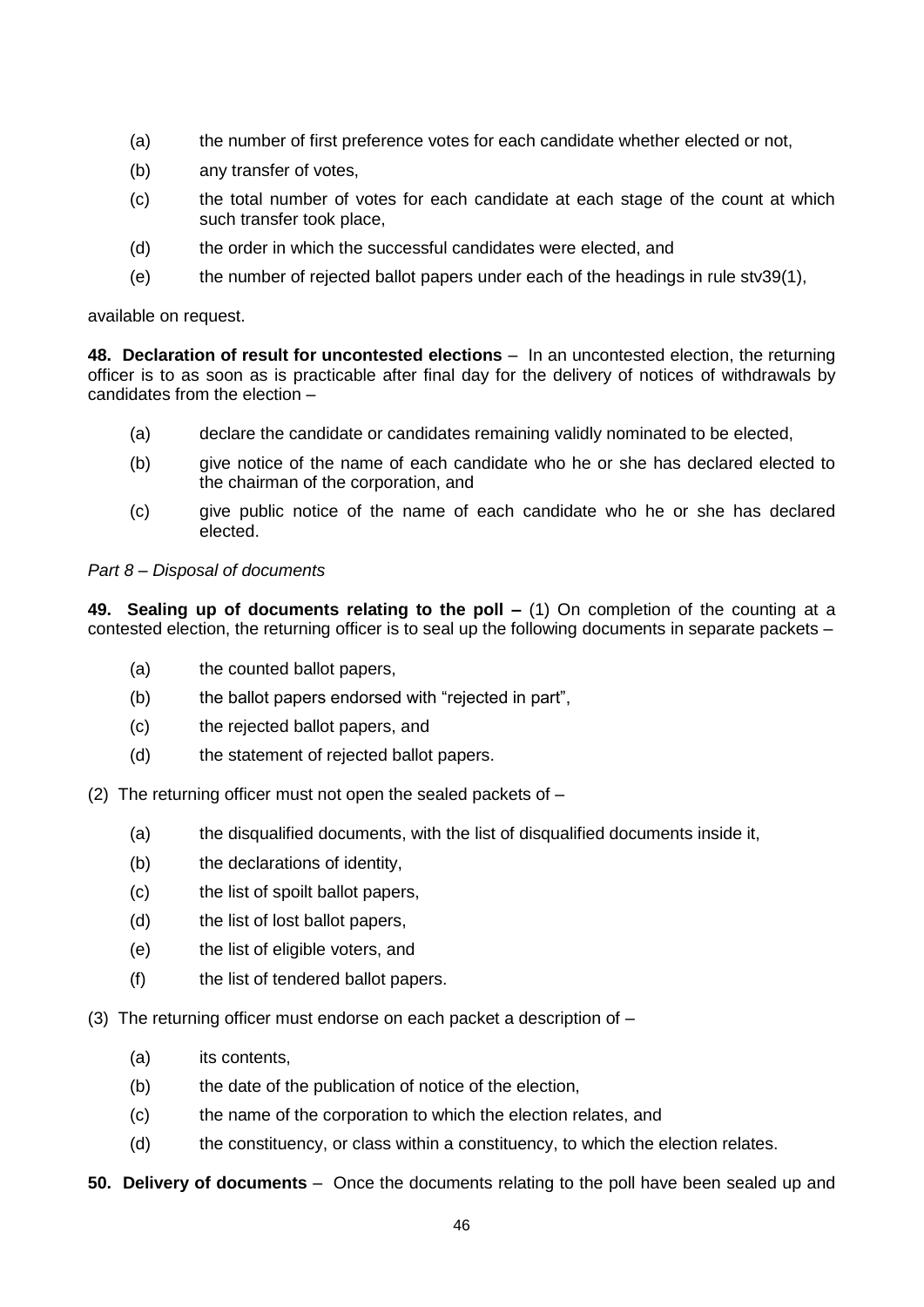(a) the number of first preference votes for each candidate whether elected or not,

(b) any transfer of votes,

(c) the total number of votes for each candidate at each stage of the count at which such transfer took place,

(d) the order in which the successful candidates were elected, and

(e) the number of rejected ballot papers under each of the headings in rule stv39(1),

available on request.

**48. Declaration of result for uncontested elections** – In an uncontested election, the returning officer is to as soon as is practicable after final day for the delivery of notices of withdrawals by candidates from the election –

(a) declare the candidate or candidates remaining validly nominated to be elected,

(b) give notice of the name of each candidate who he or she has declared elected to the chairman of the corporation, and

(c) give public notice of the name of each candidate who he or she has declared elected.

*Part 8 – Disposal of documents*

**49. Sealing up of documents relating to the poll –** (1) On completion of the counting at a contested election, the returning officer is to seal up the following documents in separate packets –

(a) the counted ballot papers,

(b) the ballot papers endorsed with "rejected in part",

(c) the rejected ballot papers, and

(d) the statement of rejected ballot papers.

(2) The returning officer must not open the sealed packets of –

(a) the disqualified documents, with the list of disqualified documents inside it,

(b) the declarations of identity,

(c) the list of spoilt ballot papers,

(d) the list of lost ballot papers,

(e) the list of eligible voters, and

(f) the list of tendered ballot papers.

(3) The returning officer must endorse on each packet a description of –

(a) its contents,

(b) the date of the publication of notice of the election,

(c) the name of the corporation to which the election relates, and

(d) the constituency, or class within a constituency, to which the election relates.

**50. Delivery of documents** – Once the documents relating to the poll have been sealed up and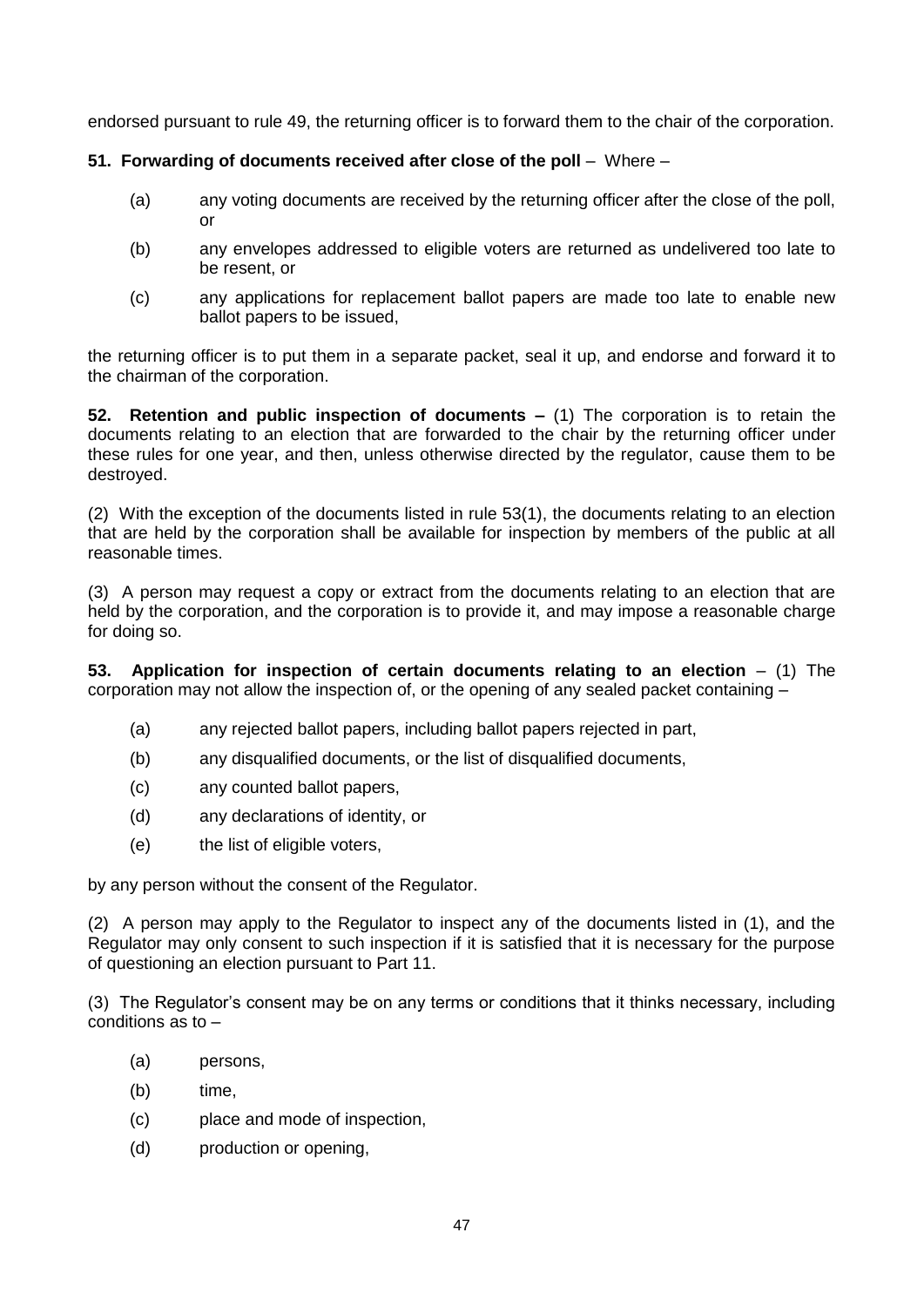endorsed pursuant to rule 49, the returning officer is to forward them to the chair of the corporation.

**51. Forwarding of documents received after close of the poll** – Where –

(a) any voting documents are received by the returning officer after the close of the poll, or

(b) any envelopes addressed to eligible voters are returned as undelivered too late to be resent, or

(c) any applications for replacement ballot papers are made too late to enable new ballot papers to be issued,

the returning officer is to put them in a separate packet, seal it up, and endorse and forward it to the chairman of the corporation.

**52. Retention and public inspection of documents –** (1) The corporation is to retain the documents relating to an election that are forwarded to the chair by the returning officer under these rules for one year, and then, unless otherwise directed by the regulator, cause them to be destroyed.

(2) With the exception of the documents listed in rule 53(1), the documents relating to an election that are held by the corporation shall be available for inspection by members of the public at all reasonable times.

(3) A person may request a copy or extract from the documents relating to an election that are held by the corporation, and the corporation is to provide it, and may impose a reasonable charge for doing so.

**53. Application for inspection of certain documents relating to an election** – (1) The corporation may not allow the inspection of, or the opening of any sealed packet containing –

(a) any rejected ballot papers, including ballot papers rejected in part,

(b) any disqualified documents, or the list of disqualified documents,

(c) any counted ballot papers,

(d) any declarations of identity, or

(e) the list of eligible voters,

by any person without the consent of the Regulator.

(2) A person may apply to the Regulator to inspect any of the documents listed in (1), and the Regulator may only consent to such inspection if it is satisfied that it is necessary for the purpose of questioning an election pursuant to Part 11.

(3) The Regulator's consent may be on any terms or conditions that it thinks necessary, including conditions as to –

(a) persons,

(b) time,

(c) place and mode of inspection,

(d) production or opening,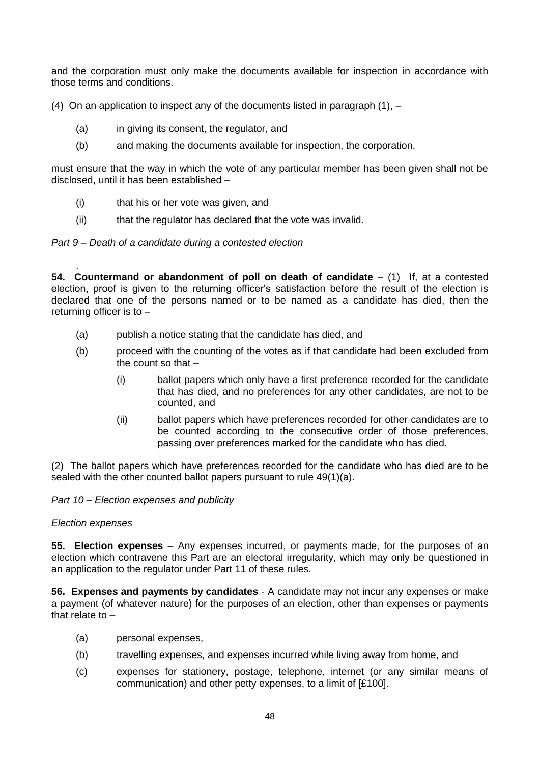and the corporation must only make the documents available for inspection in accordance with those terms and conditions.

(4) On an application to inspect any of the documents listed in paragraph (1), –

(a) in giving its consent, the regulator, and

(b) and making the documents available for inspection, the corporation,

must ensure that the way in which the vote of any particular member has been given shall not be disclosed, until it has been established –

(i) that his or her vote was given, and

(ii) that the regulator has declared that the vote was invalid.

*Part 9 – Death of a candidate during a contested election*

.

**54. Countermand or abandonment of poll on death of candidate** – (1) If, at a contested election, proof is given to the returning officer's satisfaction before the result of the election is declared that one of the persons named or to be named as a candidate has died, then the returning officer is to –

(a) publish a notice stating that the candidate has died, and

(b) proceed with the counting of the votes as if that candidate had been excluded from the count so that –

   (i) ballot papers which only have a first preference recorded for the candidate that has died, and no preferences for any other candidates, are not to be counted, and

   (ii) ballot papers which have preferences recorded for other candidates are to be counted according to the consecutive order of those preferences, passing over preferences marked for the candidate who has died.

(2) The ballot papers which have preferences recorded for the candidate who has died are to be sealed with the other counted ballot papers pursuant to rule 49(1)(a).

*Part 10 – Election expenses and publicity*

*Election expenses*

**55. Election expenses** – Any expenses incurred, or payments made, for the purposes of an election which contravene this Part are an electoral irregularity, which may only be questioned in an application to the regulator under Part 11 of these rules.

**56. Expenses and payments by candidates** - A candidate may not incur any expenses or make a payment (of whatever nature) for the purposes of an election, other than expenses or payments that relate to –

(a) personal expenses,

(b) travelling expenses, and expenses incurred while living away from home, and

(c) expenses for stationery, postage, telephone, internet (or any similar means of communication) and other petty expenses, to a limit of [£100].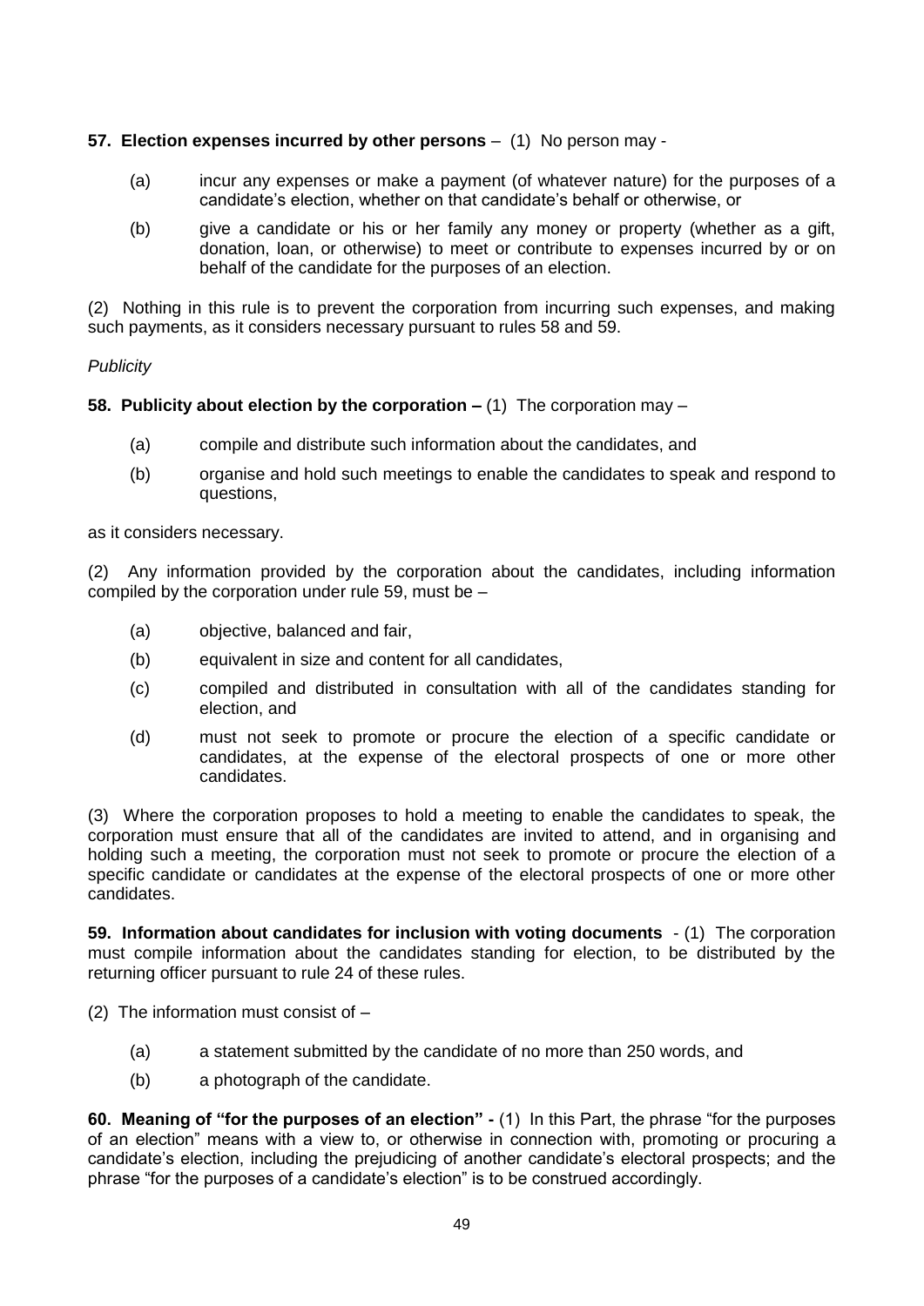**57. Election expenses incurred by other persons** – (1) No person may -

(a) incur any expenses or make a payment (of whatever nature) for the purposes of a candidate's election, whether on that candidate's behalf or otherwise, or

(b) give a candidate or his or her family any money or property (whether as a gift, donation, loan, or otherwise) to meet or contribute to expenses incurred by or on behalf of the candidate for the purposes of an election.

(2) Nothing in this rule is to prevent the corporation from incurring such expenses, and making such payments, as it considers necessary pursuant to rules 58 and 59.

*Publicity*

**58. Publicity about election by the corporation –** (1) The corporation may –

(a) compile and distribute such information about the candidates, and

(b) organise and hold such meetings to enable the candidates to speak and respond to questions,

as it considers necessary.

(2) Any information provided by the corporation about the candidates, including information compiled by the corporation under rule 59, must be –

(a) objective, balanced and fair,

(b) equivalent in size and content for all candidates,

(c) compiled and distributed in consultation with all of the candidates standing for election, and

(d) must not seek to promote or procure the election of a specific candidate or candidates, at the expense of the electoral prospects of one or more other candidates.

(3) Where the corporation proposes to hold a meeting to enable the candidates to speak, the corporation must ensure that all of the candidates are invited to attend, and in organising and holding such a meeting, the corporation must not seek to promote or procure the election of a specific candidate or candidates at the expense of the electoral prospects of one or more other candidates.

**59. Information about candidates for inclusion with voting documents** - (1) The corporation must compile information about the candidates standing for election, to be distributed by the returning officer pursuant to rule 24 of these rules.

(2) The information must consist of –

(a) a statement submitted by the candidate of no more than 250 words, and

(b) a photograph of the candidate.

**60. Meaning of "for the purposes of an election" -** (1) In this Part, the phrase "for the purposes of an election" means with a view to, or otherwise in connection with, promoting or procuring a candidate's election, including the prejudicing of another candidate's electoral prospects; and the phrase "for the purposes of a candidate's election" is to be construed accordingly.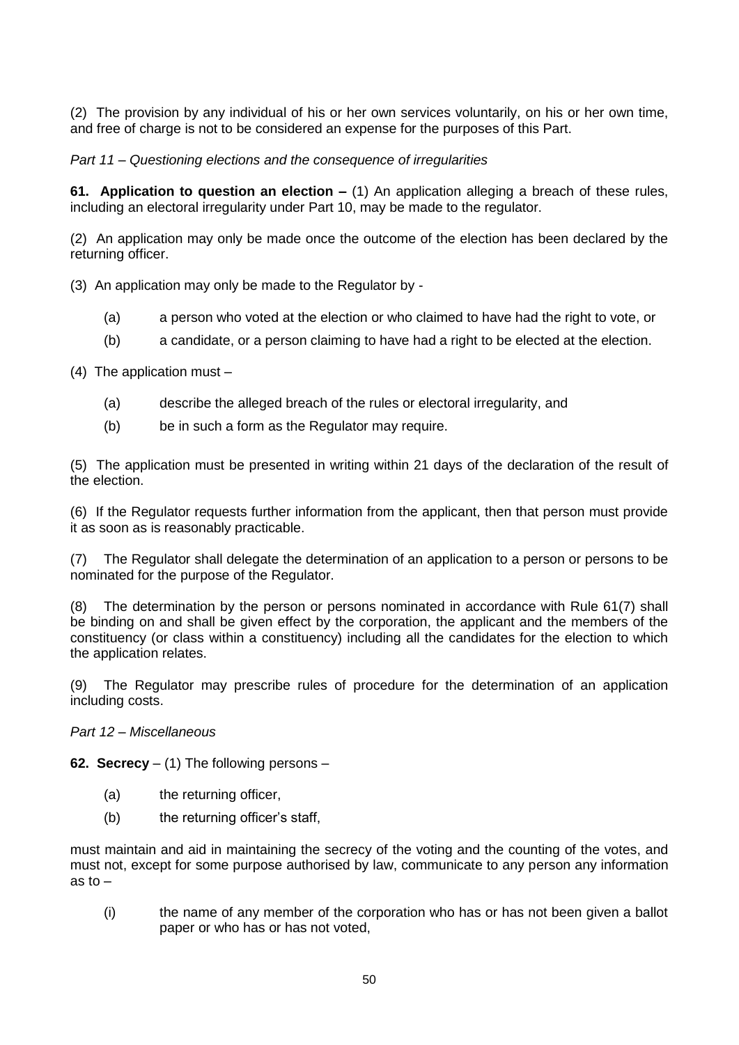(2) The provision by any individual of his or her own services voluntarily, on his or her own time, and free of charge is not to be considered an expense for the purposes of this Part.

*Part 11 – Questioning elections and the consequence of irregularities*

**61. Application to question an election –** (1) An application alleging a breach of these rules, including an electoral irregularity under Part 10, may be made to the regulator.

(2) An application may only be made once the outcome of the election has been declared by the returning officer.

(3) An application may only be made to the Regulator by -

- (a) a person who voted at the election or who claimed to have had the right to vote, or
- (b) a candidate, or a person claiming to have had a right to be elected at the election.

(4) The application must –

- (a) describe the alleged breach of the rules or electoral irregularity, and
- (b) be in such a form as the Regulator may require.

(5) The application must be presented in writing within 21 days of the declaration of the result of the election.

(6) If the Regulator requests further information from the applicant, then that person must provide it as soon as is reasonably practicable.

(7) The Regulator shall delegate the determination of an application to a person or persons to be nominated for the purpose of the Regulator.

(8) The determination by the person or persons nominated in accordance with Rule 61(7) shall be binding on and shall be given effect by the corporation, the applicant and the members of the constituency (or class within a constituency) including all the candidates for the election to which the application relates.

(9) The Regulator may prescribe rules of procedure for the determination of an application including costs.

*Part 12 – Miscellaneous*

**62. Secrecy** – (1) The following persons –

- (a) the returning officer,
- (b) the returning officer's staff,

must maintain and aid in maintaining the secrecy of the voting and the counting of the votes, and must not, except for some purpose authorised by law, communicate to any person any information as to –

- (i) the name of any member of the corporation who has or has not been given a ballot paper or who has or has not voted,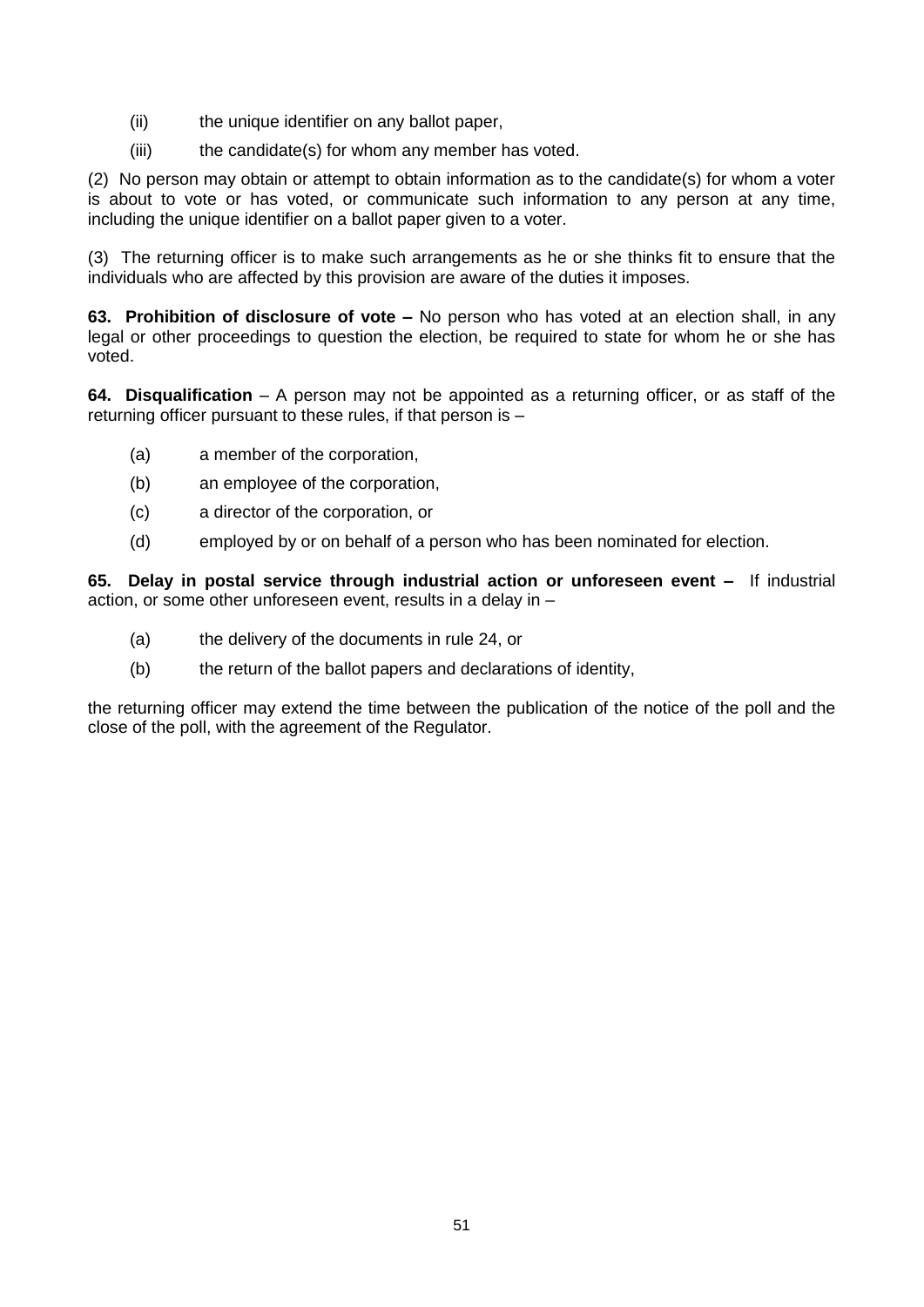(ii) the unique identifier on any ballot paper,

(iii) the candidate(s) for whom any member has voted.

(2) No person may obtain or attempt to obtain information as to the candidate(s) for whom a voter is about to vote or has voted, or communicate such information to any person at any time, including the unique identifier on a ballot paper given to a voter.

(3) The returning officer is to make such arrangements as he or she thinks fit to ensure that the individuals who are affected by this provision are aware of the duties it imposes.

**63. Prohibition of disclosure of vote –** No person who has voted at an election shall, in any legal or other proceedings to question the election, be required to state for whom he or she has voted.

**64. Disqualification** – A person may not be appointed as a returning officer, or as staff of the returning officer pursuant to these rules, if that person is –

(a) a member of the corporation,

(b) an employee of the corporation,

(c) a director of the corporation, or

(d) employed by or on behalf of a person who has been nominated for election.

**65. Delay in postal service through industrial action or unforeseen event –** If industrial action, or some other unforeseen event, results in a delay in –

(a) the delivery of the documents in rule 24, or

(b) the return of the ballot papers and declarations of identity,

the returning officer may extend the time between the publication of the notice of the poll and the close of the poll, with the agreement of the Regulator.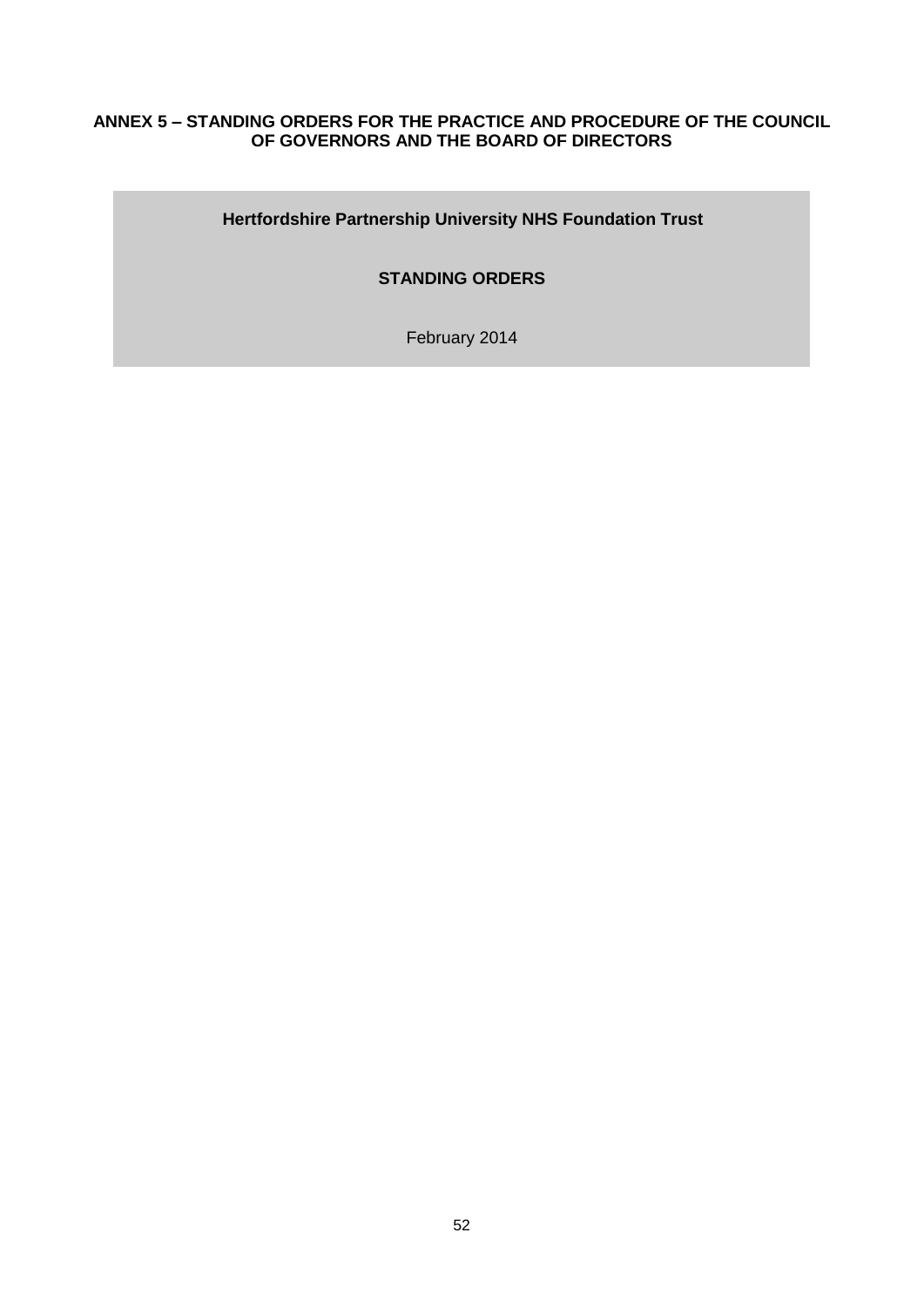## ANNEX 5 – STANDING ORDERS FOR THE PRACTICE AND PROCEDURE OF THE COUNCIL OF GOVERNORS AND THE BOARD OF DIRECTORS

**Hertfordshire Partnership University NHS Foundation Trust**

**STANDING ORDERS**

February 2014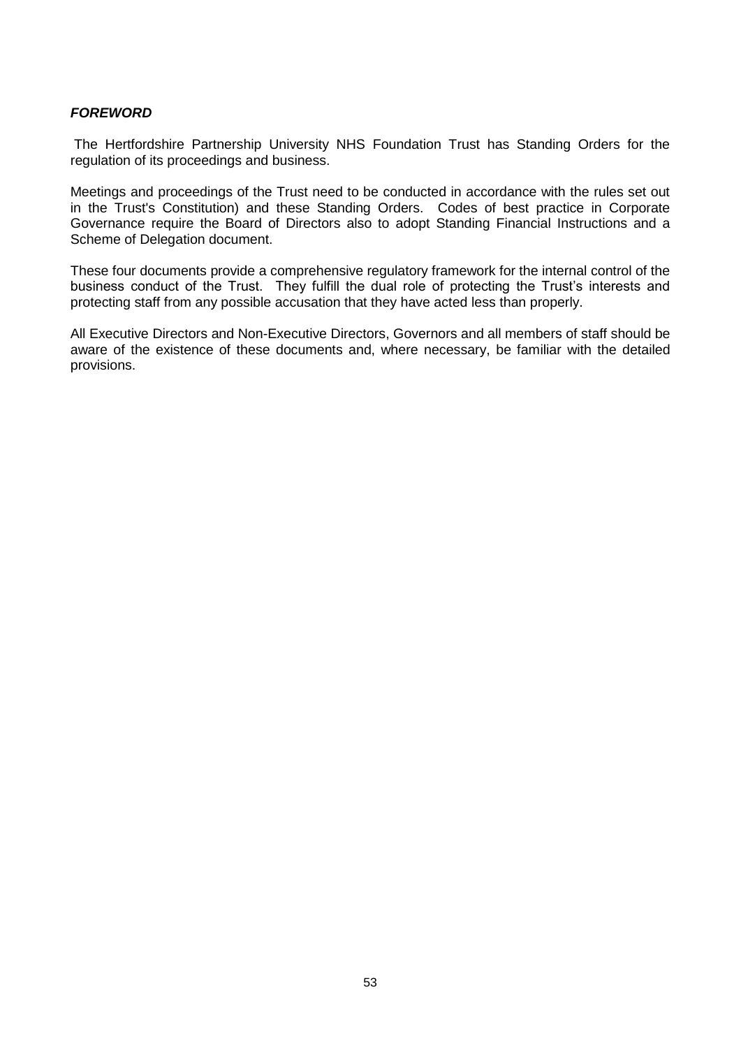***FOREWORD***

The Hertfordshire Partnership University NHS Foundation Trust has Standing Orders for the regulation of its proceedings and business.

Meetings and proceedings of the Trust need to be conducted in accordance with the rules set out in the Trust's Constitution) and these Standing Orders. Codes of best practice in Corporate Governance require the Board of Directors also to adopt Standing Financial Instructions and a Scheme of Delegation document.

These four documents provide a comprehensive regulatory framework for the internal control of the business conduct of the Trust. They fulfill the dual role of protecting the Trust's interests and protecting staff from any possible accusation that they have acted less than properly.

All Executive Directors and Non-Executive Directors, Governors and all members of staff should be aware of the existence of these documents and, where necessary, be familiar with the detailed provisions.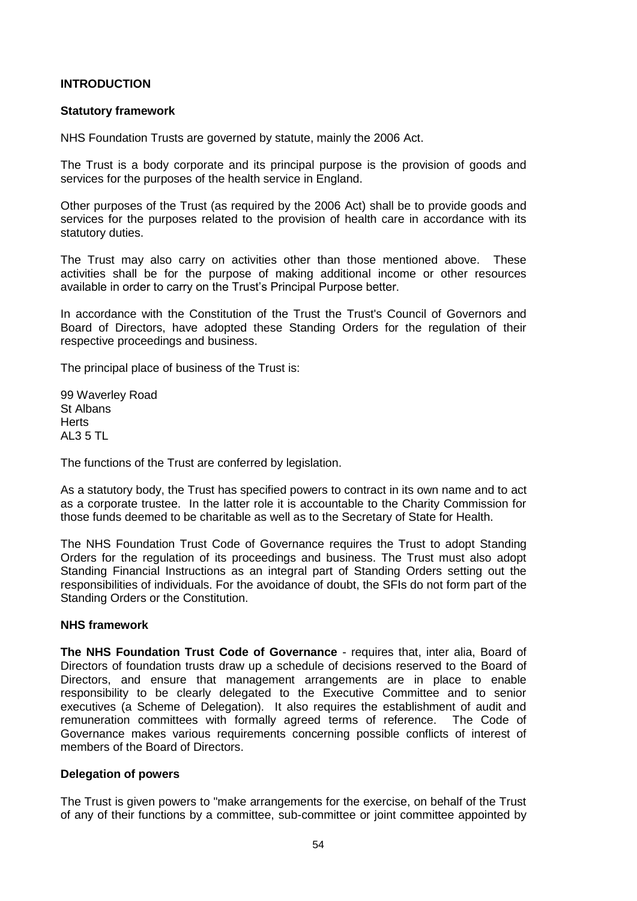## INTRODUCTION

### Statutory framework

NHS Foundation Trusts are governed by statute, mainly the 2006 Act.

The Trust is a body corporate and its principal purpose is the provision of goods and services for the purposes of the health service in England.

Other purposes of the Trust (as required by the 2006 Act) shall be to provide goods and services for the purposes related to the provision of health care in accordance with its statutory duties.

The Trust may also carry on activities other than those mentioned above. These activities shall be for the purpose of making additional income or other resources available in order to carry on the Trust's Principal Purpose better.

In accordance with the Constitution of the Trust the Trust's Council of Governors and Board of Directors, have adopted these Standing Orders for the regulation of their respective proceedings and business.

The principal place of business of the Trust is:

99 Waverley Road
St Albans
Herts
AL3 5 TL

The functions of the Trust are conferred by legislation.

As a statutory body, the Trust has specified powers to contract in its own name and to act as a corporate trustee. In the latter role it is accountable to the Charity Commission for those funds deemed to be charitable as well as to the Secretary of State for Health.

The NHS Foundation Trust Code of Governance requires the Trust to adopt Standing Orders for the regulation of its proceedings and business. The Trust must also adopt Standing Financial Instructions as an integral part of Standing Orders setting out the responsibilities of individuals. For the avoidance of doubt, the SFIs do not form part of the Standing Orders or the Constitution.

### NHS framework

**The NHS Foundation Trust Code of Governance** - requires that, inter alia, Board of Directors of foundation trusts draw up a schedule of decisions reserved to the Board of Directors, and ensure that management arrangements are in place to enable responsibility to be clearly delegated to the Executive Committee and to senior executives (a Scheme of Delegation). It also requires the establishment of audit and remuneration committees with formally agreed terms of reference. The Code of Governance makes various requirements concerning possible conflicts of interest of members of the Board of Directors.

### Delegation of powers

The Trust is given powers to "make arrangements for the exercise, on behalf of the Trust of any of their functions by a committee, sub-committee or joint committee appointed by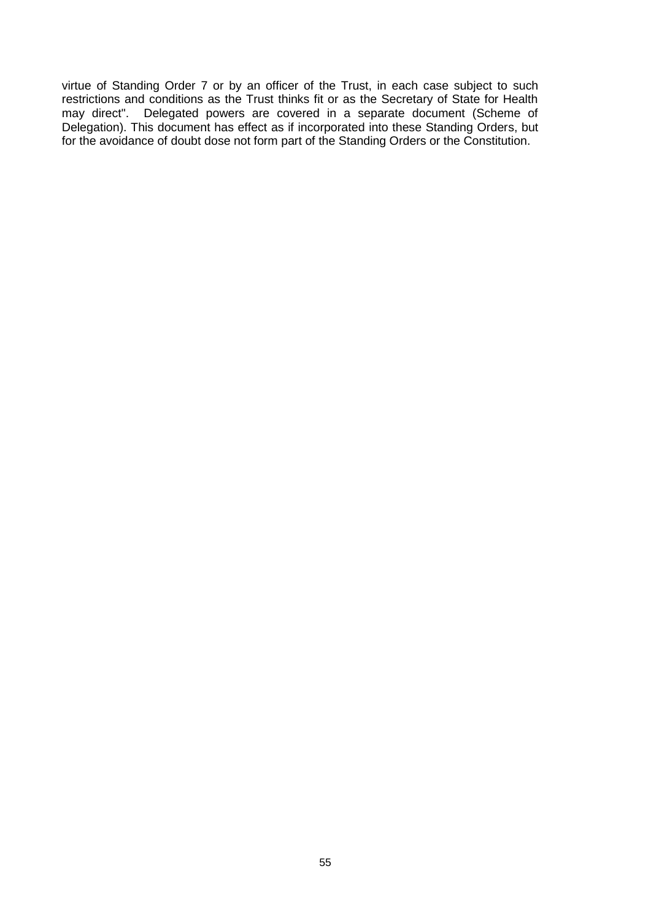virtue of Standing Order 7 or by an officer of the Trust, in each case subject to such restrictions and conditions as the Trust thinks fit or as the Secretary of State for Health may direct". Delegated powers are covered in a separate document (Scheme of Delegation). This document has effect as if incorporated into these Standing Orders, but for the avoidance of doubt dose not form part of the Standing Orders or the Constitution.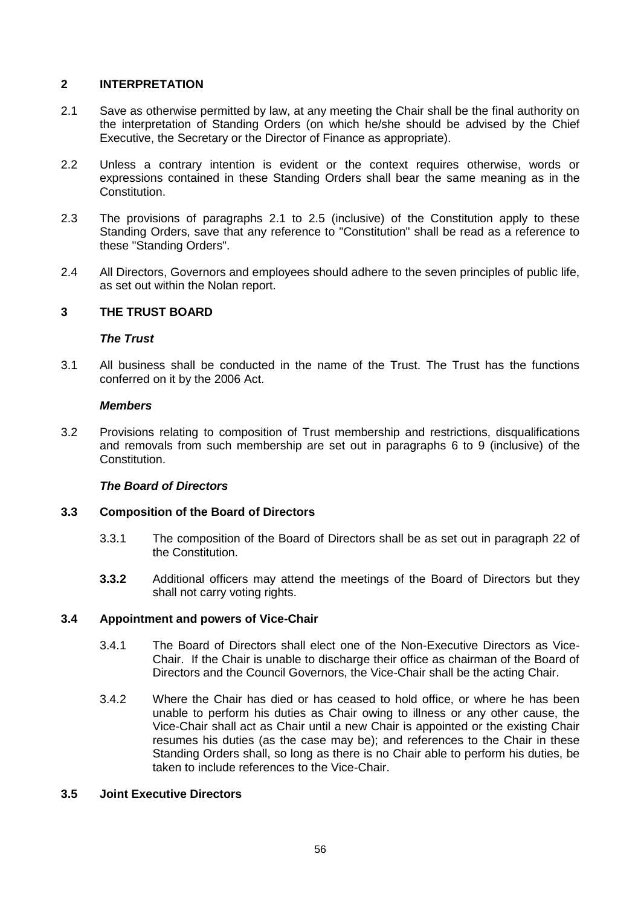## 2 INTERPRETATION

2.1 Save as otherwise permitted by law, at any meeting the Chair shall be the final authority on the interpretation of Standing Orders (on which he/she should be advised by the Chief Executive, the Secretary or the Director of Finance as appropriate).

2.2 Unless a contrary intention is evident or the context requires otherwise, words or expressions contained in these Standing Orders shall bear the same meaning as in the Constitution.

2.3 The provisions of paragraphs 2.1 to 2.5 (inclusive) of the Constitution apply to these Standing Orders, save that any reference to "Constitution" shall be read as a reference to these "Standing Orders".

2.4 All Directors, Governors and employees should adhere to the seven principles of public life, as set out within the Nolan report.

## 3 THE TRUST BOARD

***The Trust***

3.1 All business shall be conducted in the name of the Trust. The Trust has the functions conferred on it by the 2006 Act.

***Members***

3.2 Provisions relating to composition of Trust membership and restrictions, disqualifications and removals from such membership are set out in paragraphs 6 to 9 (inclusive) of the Constitution.

***The Board of Directors***

### 3.3 Composition of the Board of Directors

3.3.1 The composition of the Board of Directors shall be as set out in paragraph 22 of the Constitution.

**3.3.2** Additional officers may attend the meetings of the Board of Directors but they shall not carry voting rights.

### 3.4 Appointment and powers of Vice-Chair

3.4.1 The Board of Directors shall elect one of the Non-Executive Directors as Vice-Chair. If the Chair is unable to discharge their office as chairman of the Board of Directors and the Council Governors, the Vice-Chair shall be the acting Chair.

3.4.2 Where the Chair has died or has ceased to hold office, or where he has been unable to perform his duties as Chair owing to illness or any other cause, the Vice-Chair shall act as Chair until a new Chair is appointed or the existing Chair resumes his duties (as the case may be); and references to the Chair in these Standing Orders shall, so long as there is no Chair able to perform his duties, be taken to include references to the Vice-Chair.

### 3.5 Joint Executive Directors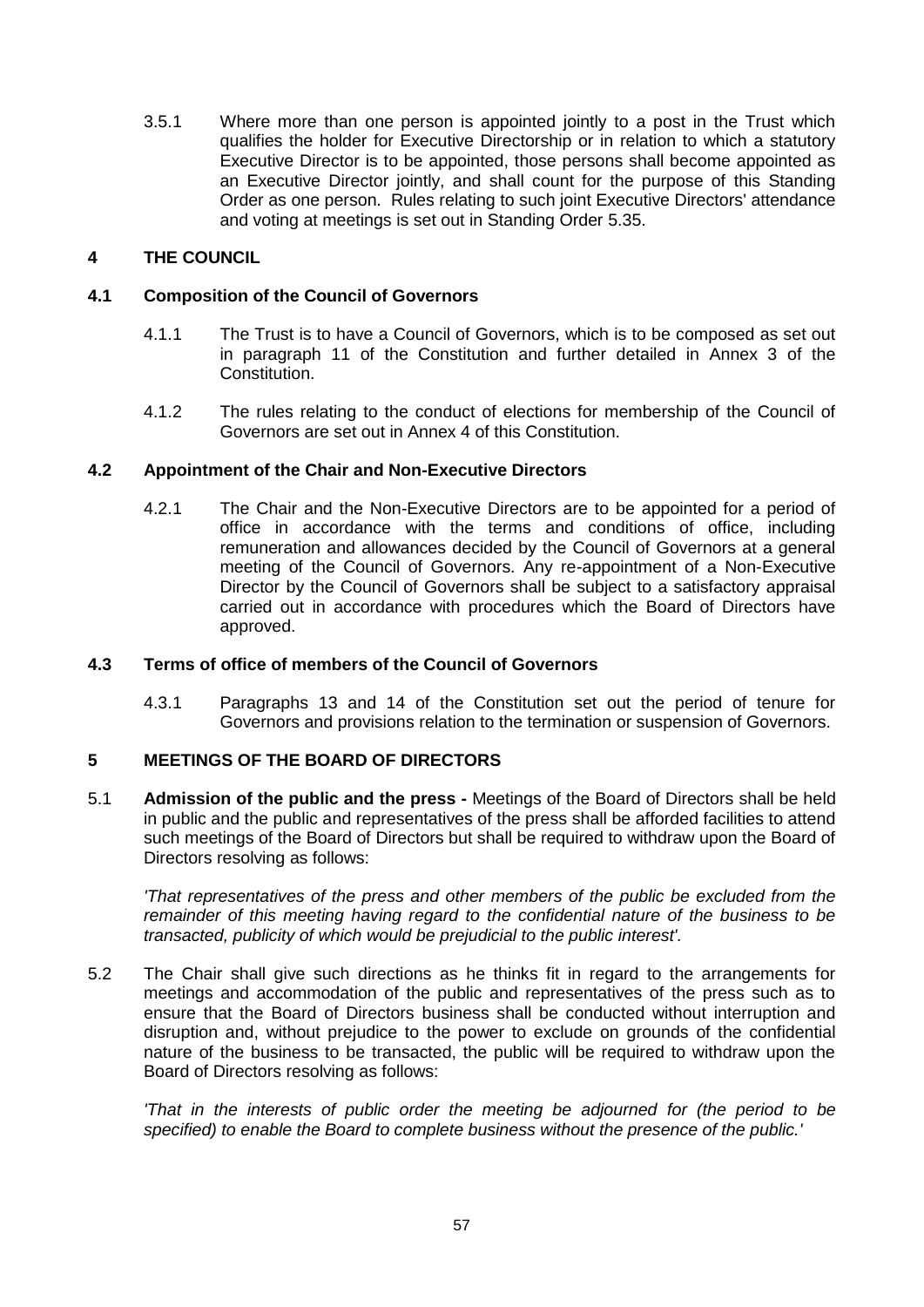3.5.1 Where more than one person is appointed jointly to a post in the Trust which qualifies the holder for Executive Directorship or in relation to which a statutory Executive Director is to be appointed, those persons shall become appointed as an Executive Director jointly, and shall count for the purpose of this Standing Order as one person. Rules relating to such joint Executive Directors' attendance and voting at meetings is set out in Standing Order 5.35.

## 4 THE COUNCIL

### 4.1 Composition of the Council of Governors

4.1.1 The Trust is to have a Council of Governors, which is to be composed as set out in paragraph 11 of the Constitution and further detailed in Annex 3 of the Constitution.

4.1.2 The rules relating to the conduct of elections for membership of the Council of Governors are set out in Annex 4 of this Constitution.

### 4.2 Appointment of the Chair and Non-Executive Directors

4.2.1 The Chair and the Non-Executive Directors are to be appointed for a period of office in accordance with the terms and conditions of office, including remuneration and allowances decided by the Council of Governors at a general meeting of the Council of Governors. Any re-appointment of a Non-Executive Director by the Council of Governors shall be subject to a satisfactory appraisal carried out in accordance with procedures which the Board of Directors have approved.

### 4.3 Terms of office of members of the Council of Governors

4.3.1 Paragraphs 13 and 14 of the Constitution set out the period of tenure for Governors and provisions relation to the termination or suspension of Governors.

## 5 MEETINGS OF THE BOARD OF DIRECTORS

5.1 **Admission of the public and the press -** Meetings of the Board of Directors shall be held in public and the public and representatives of the press shall be afforded facilities to attend such meetings of the Board of Directors but shall be required to withdraw upon the Board of Directors resolving as follows:

*'That representatives of the press and other members of the public be excluded from the remainder of this meeting having regard to the confidential nature of the business to be transacted, publicity of which would be prejudicial to the public interest'.*

5.2 The Chair shall give such directions as he thinks fit in regard to the arrangements for meetings and accommodation of the public and representatives of the press such as to ensure that the Board of Directors business shall be conducted without interruption and disruption and, without prejudice to the power to exclude on grounds of the confidential nature of the business to be transacted, the public will be required to withdraw upon the Board of Directors resolving as follows:

*'That in the interests of public order the meeting be adjourned for (the period to be specified) to enable the Board to complete business without the presence of the public.'*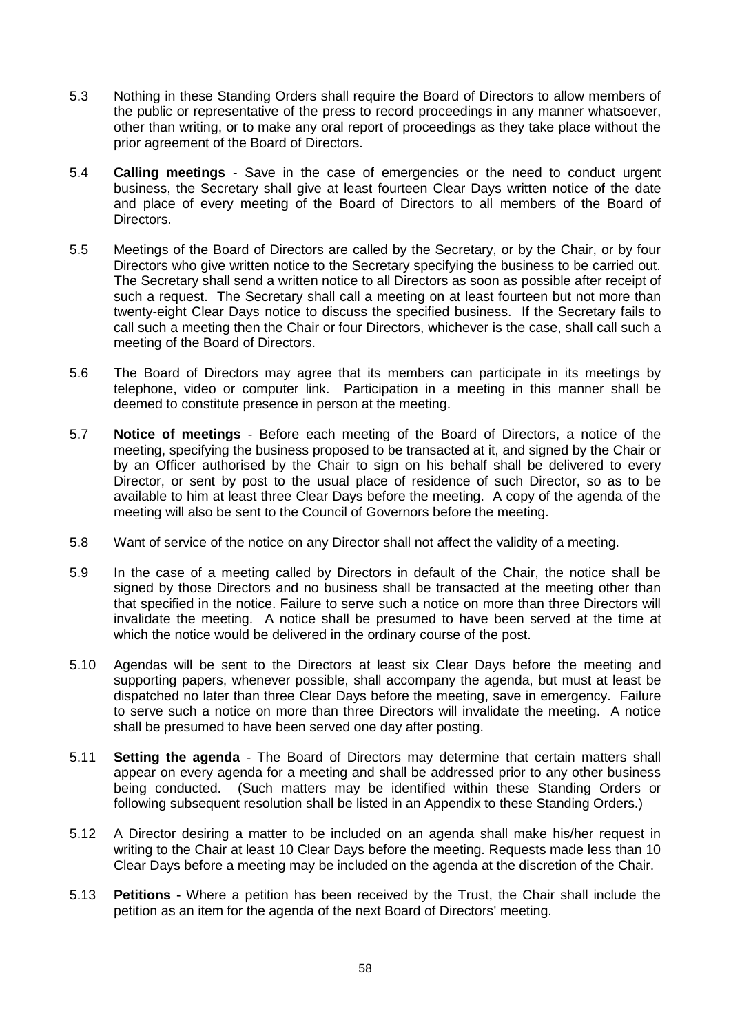5.3 Nothing in these Standing Orders shall require the Board of Directors to allow members of the public or representative of the press to record proceedings in any manner whatsoever, other than writing, or to make any oral report of proceedings as they take place without the prior agreement of the Board of Directors.

5.4 **Calling meetings** - Save in the case of emergencies or the need to conduct urgent business, the Secretary shall give at least fourteen Clear Days written notice of the date and place of every meeting of the Board of Directors to all members of the Board of Directors.

5.5 Meetings of the Board of Directors are called by the Secretary, or by the Chair, or by four Directors who give written notice to the Secretary specifying the business to be carried out. The Secretary shall send a written notice to all Directors as soon as possible after receipt of such a request. The Secretary shall call a meeting on at least fourteen but not more than twenty-eight Clear Days notice to discuss the specified business. If the Secretary fails to call such a meeting then the Chair or four Directors, whichever is the case, shall call such a meeting of the Board of Directors.

5.6 The Board of Directors may agree that its members can participate in its meetings by telephone, video or computer link. Participation in a meeting in this manner shall be deemed to constitute presence in person at the meeting.

5.7 **Notice of meetings** - Before each meeting of the Board of Directors, a notice of the meeting, specifying the business proposed to be transacted at it, and signed by the Chair or by an Officer authorised by the Chair to sign on his behalf shall be delivered to every Director, or sent by post to the usual place of residence of such Director, so as to be available to him at least three Clear Days before the meeting. A copy of the agenda of the meeting will also be sent to the Council of Governors before the meeting.

5.8 Want of service of the notice on any Director shall not affect the validity of a meeting.

5.9 In the case of a meeting called by Directors in default of the Chair, the notice shall be signed by those Directors and no business shall be transacted at the meeting other than that specified in the notice. Failure to serve such a notice on more than three Directors will invalidate the meeting. A notice shall be presumed to have been served at the time at which the notice would be delivered in the ordinary course of the post.

5.10 Agendas will be sent to the Directors at least six Clear Days before the meeting and supporting papers, whenever possible, shall accompany the agenda, but must at least be dispatched no later than three Clear Days before the meeting, save in emergency. Failure to serve such a notice on more than three Directors will invalidate the meeting. A notice shall be presumed to have been served one day after posting.

5.11 **Setting the agenda** - The Board of Directors may determine that certain matters shall appear on every agenda for a meeting and shall be addressed prior to any other business being conducted. (Such matters may be identified within these Standing Orders or following subsequent resolution shall be listed in an Appendix to these Standing Orders.)

5.12 A Director desiring a matter to be included on an agenda shall make his/her request in writing to the Chair at least 10 Clear Days before the meeting. Requests made less than 10 Clear Days before a meeting may be included on the agenda at the discretion of the Chair.

5.13 **Petitions** - Where a petition has been received by the Trust, the Chair shall include the petition as an item for the agenda of the next Board of Directors' meeting.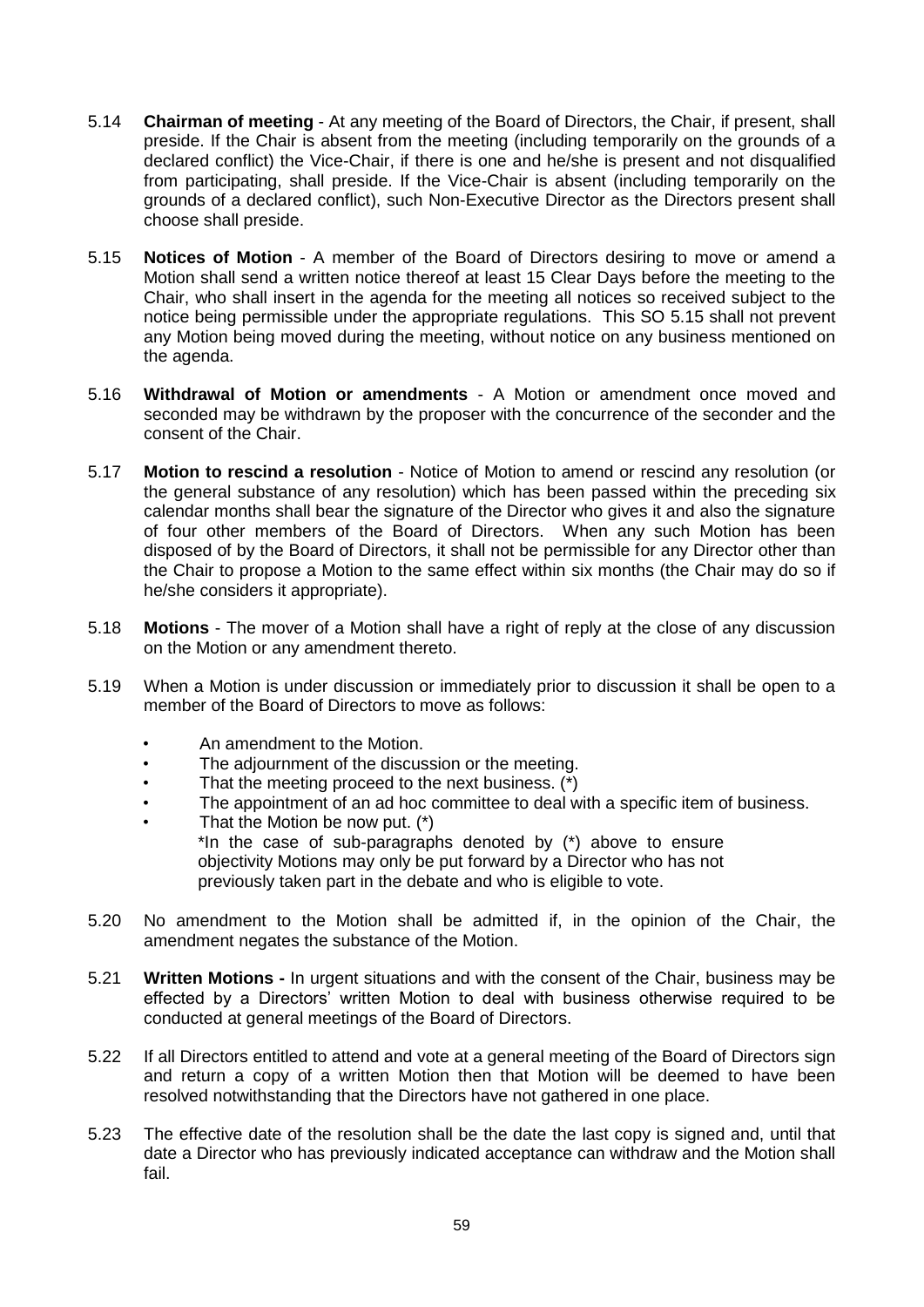5.14 **Chairman of meeting** - At any meeting of the Board of Directors, the Chair, if present, shall preside. If the Chair is absent from the meeting (including temporarily on the grounds of a declared conflict) the Vice-Chair, if there is one and he/she is present and not disqualified from participating, shall preside. If the Vice-Chair is absent (including temporarily on the grounds of a declared conflict), such Non-Executive Director as the Directors present shall choose shall preside.

5.15 **Notices of Motion** - A member of the Board of Directors desiring to move or amend a Motion shall send a written notice thereof at least 15 Clear Days before the meeting to the Chair, who shall insert in the agenda for the meeting all notices so received subject to the notice being permissible under the appropriate regulations. This SO 5.15 shall not prevent any Motion being moved during the meeting, without notice on any business mentioned on the agenda.

5.16 **Withdrawal of Motion or amendments** - A Motion or amendment once moved and seconded may be withdrawn by the proposer with the concurrence of the seconder and the consent of the Chair.

5.17 **Motion to rescind a resolution** - Notice of Motion to amend or rescind any resolution (or the general substance of any resolution) which has been passed within the preceding six calendar months shall bear the signature of the Director who gives it and also the signature of four other members of the Board of Directors. When any such Motion has been disposed of by the Board of Directors, it shall not be permissible for any Director other than the Chair to propose a Motion to the same effect within six months (the Chair may do so if he/she considers it appropriate).

5.18 **Motions** - The mover of a Motion shall have a right of reply at the close of any discussion on the Motion or any amendment thereto.

5.19 When a Motion is under discussion or immediately prior to discussion it shall be open to a member of the Board of Directors to move as follows:

- An amendment to the Motion.
- The adjournment of the discussion or the meeting.
- That the meeting proceed to the next business. (*)
- The appointment of an ad hoc committee to deal with a specific item of business.
- That the Motion be now put. (*)

  *In the case of sub-paragraphs denoted by (*) above to ensure objectivity Motions may only be put forward by a Director who has not previously taken part in the debate and who is eligible to vote.

5.20 No amendment to the Motion shall be admitted if, in the opinion of the Chair, the amendment negates the substance of the Motion.

5.21 **Written Motions -** In urgent situations and with the consent of the Chair, business may be effected by a Directors' written Motion to deal with business otherwise required to be conducted at general meetings of the Board of Directors.

5.22 If all Directors entitled to attend and vote at a general meeting of the Board of Directors sign and return a copy of a written Motion then that Motion will be deemed to have been resolved notwithstanding that the Directors have not gathered in one place.

5.23 The effective date of the resolution shall be the date the last copy is signed and, until that date a Director who has previously indicated acceptance can withdraw and the Motion shall fail.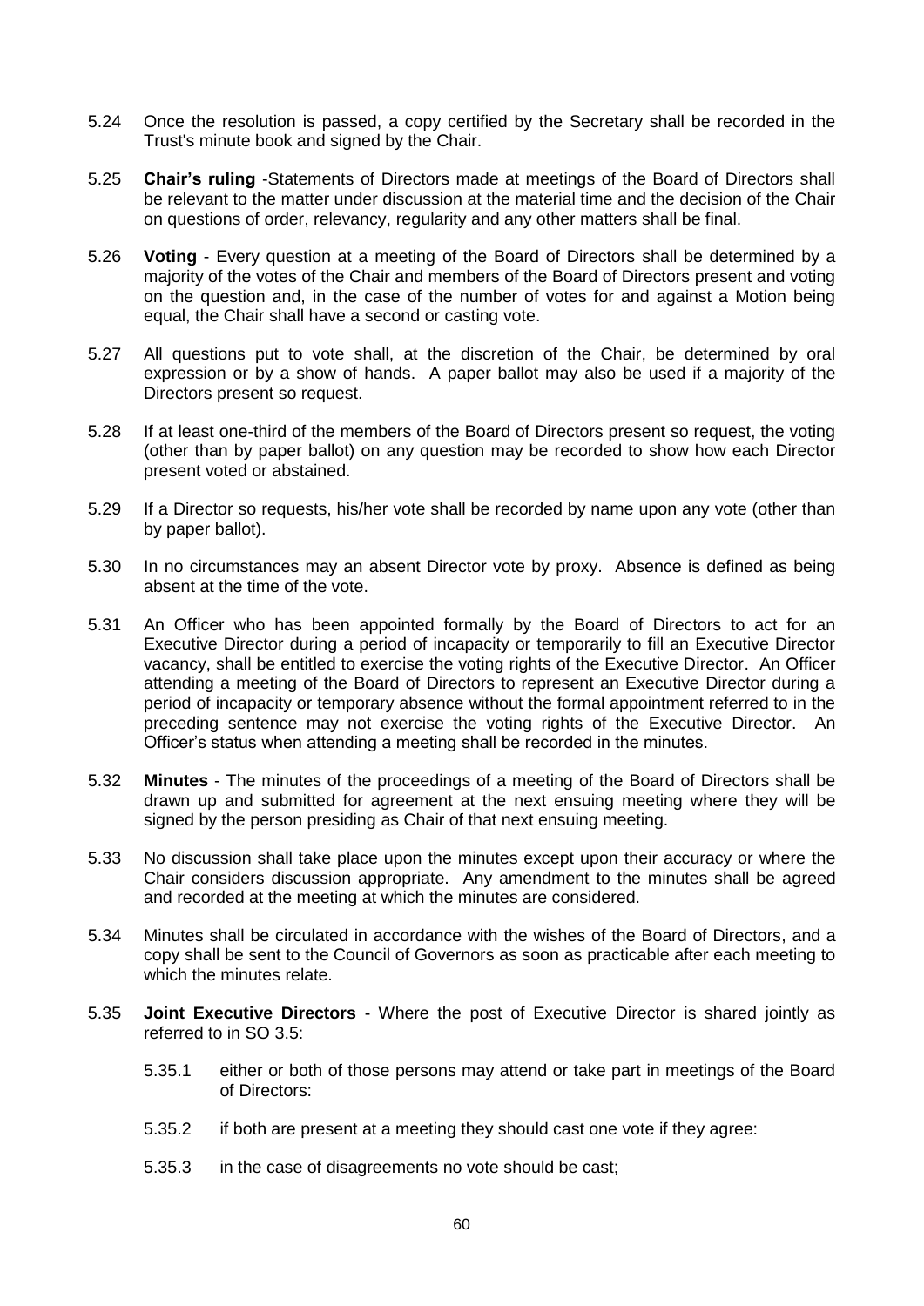5.24 Once the resolution is passed, a copy certified by the Secretary shall be recorded in the Trust's minute book and signed by the Chair.

5.25 **Chair's ruling** -Statements of Directors made at meetings of the Board of Directors shall be relevant to the matter under discussion at the material time and the decision of the Chair on questions of order, relevancy, regularity and any other matters shall be final.

5.26 **Voting** - Every question at a meeting of the Board of Directors shall be determined by a majority of the votes of the Chair and members of the Board of Directors present and voting on the question and, in the case of the number of votes for and against a Motion being equal, the Chair shall have a second or casting vote.

5.27 All questions put to vote shall, at the discretion of the Chair, be determined by oral expression or by a show of hands. A paper ballot may also be used if a majority of the Directors present so request.

5.28 If at least one-third of the members of the Board of Directors present so request, the voting (other than by paper ballot) on any question may be recorded to show how each Director present voted or abstained.

5.29 If a Director so requests, his/her vote shall be recorded by name upon any vote (other than by paper ballot).

5.30 In no circumstances may an absent Director vote by proxy. Absence is defined as being absent at the time of the vote.

5.31 An Officer who has been appointed formally by the Board of Directors to act for an Executive Director during a period of incapacity or temporarily to fill an Executive Director vacancy, shall be entitled to exercise the voting rights of the Executive Director. An Officer attending a meeting of the Board of Directors to represent an Executive Director during a period of incapacity or temporary absence without the formal appointment referred to in the preceding sentence may not exercise the voting rights of the Executive Director. An Officer's status when attending a meeting shall be recorded in the minutes.

5.32 **Minutes** - The minutes of the proceedings of a meeting of the Board of Directors shall be drawn up and submitted for agreement at the next ensuing meeting where they will be signed by the person presiding as Chair of that next ensuing meeting.

5.33 No discussion shall take place upon the minutes except upon their accuracy or where the Chair considers discussion appropriate. Any amendment to the minutes shall be agreed and recorded at the meeting at which the minutes are considered.

5.34 Minutes shall be circulated in accordance with the wishes of the Board of Directors, and a copy shall be sent to the Council of Governors as soon as practicable after each meeting to which the minutes relate.

5.35 **Joint Executive Directors** - Where the post of Executive Director is shared jointly as referred to in SO 3.5:

5.35.1 either or both of those persons may attend or take part in meetings of the Board of Directors:

5.35.2 if both are present at a meeting they should cast one vote if they agree:

5.35.3 in the case of disagreements no vote should be cast;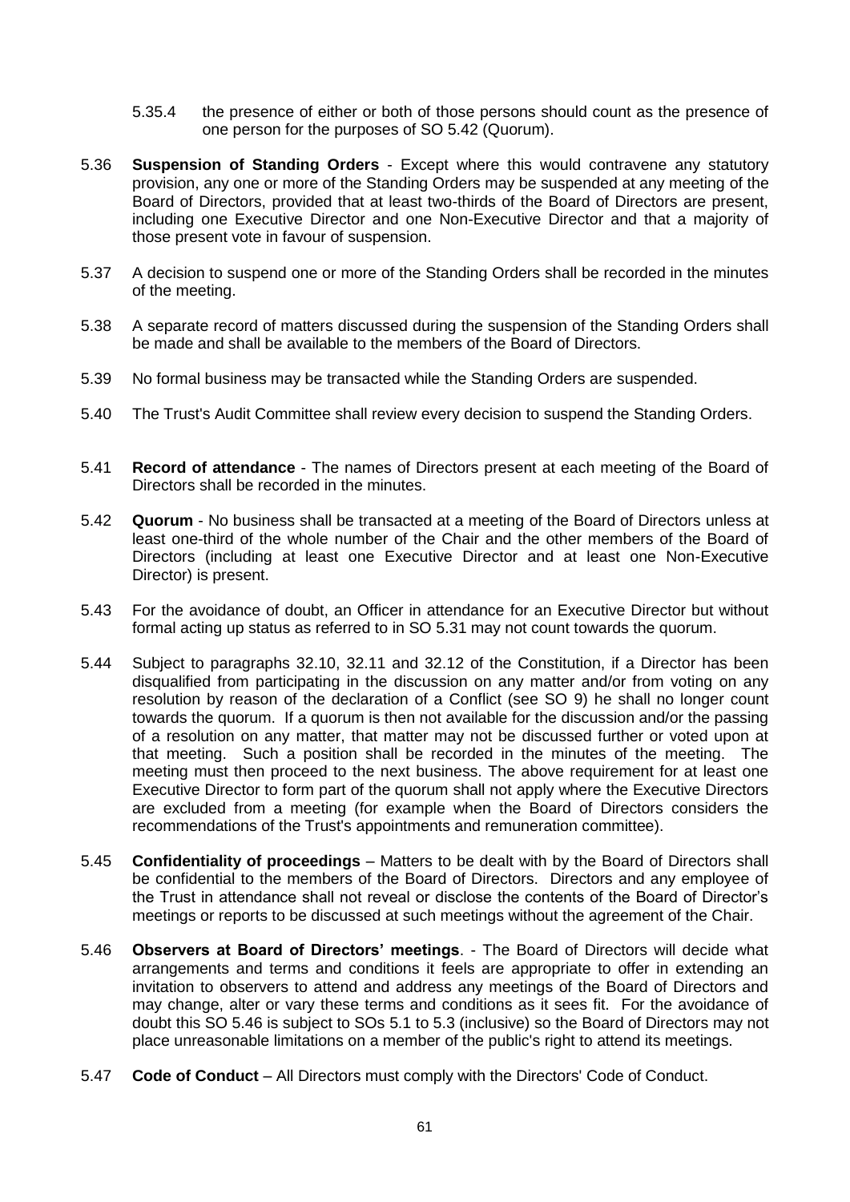5.35.4 the presence of either or both of those persons should count as the presence of one person for the purposes of SO 5.42 (Quorum).

5.36 **Suspension of Standing Orders** - Except where this would contravene any statutory provision, any one or more of the Standing Orders may be suspended at any meeting of the Board of Directors, provided that at least two-thirds of the Board of Directors are present, including one Executive Director and one Non-Executive Director and that a majority of those present vote in favour of suspension.

5.37 A decision to suspend one or more of the Standing Orders shall be recorded in the minutes of the meeting.

5.38 A separate record of matters discussed during the suspension of the Standing Orders shall be made and shall be available to the members of the Board of Directors.

5.39 No formal business may be transacted while the Standing Orders are suspended.

5.40 The Trust's Audit Committee shall review every decision to suspend the Standing Orders.

5.41 **Record of attendance** - The names of Directors present at each meeting of the Board of Directors shall be recorded in the minutes.

5.42 **Quorum** - No business shall be transacted at a meeting of the Board of Directors unless at least one-third of the whole number of the Chair and the other members of the Board of Directors (including at least one Executive Director and at least one Non-Executive Director) is present.

5.43 For the avoidance of doubt, an Officer in attendance for an Executive Director but without formal acting up status as referred to in SO 5.31 may not count towards the quorum.

5.44 Subject to paragraphs 32.10, 32.11 and 32.12 of the Constitution, if a Director has been disqualified from participating in the discussion on any matter and/or from voting on any resolution by reason of the declaration of a Conflict (see SO 9) he shall no longer count towards the quorum. If a quorum is then not available for the discussion and/or the passing of a resolution on any matter, that matter may not be discussed further or voted upon at that meeting. Such a position shall be recorded in the minutes of the meeting. The meeting must then proceed to the next business. The above requirement for at least one Executive Director to form part of the quorum shall not apply where the Executive Directors are excluded from a meeting (for example when the Board of Directors considers the recommendations of the Trust's appointments and remuneration committee).

5.45 **Confidentiality of proceedings** – Matters to be dealt with by the Board of Directors shall be confidential to the members of the Board of Directors. Directors and any employee of the Trust in attendance shall not reveal or disclose the contents of the Board of Director's meetings or reports to be discussed at such meetings without the agreement of the Chair.

5.46 **Observers at Board of Directors' meetings**. - The Board of Directors will decide what arrangements and terms and conditions it feels are appropriate to offer in extending an invitation to observers to attend and address any meetings of the Board of Directors and may change, alter or vary these terms and conditions as it sees fit. For the avoidance of doubt this SO 5.46 is subject to SOs 5.1 to 5.3 (inclusive) so the Board of Directors may not place unreasonable limitations on a member of the public's right to attend its meetings.

5.47 **Code of Conduct** – All Directors must comply with the Directors' Code of Conduct.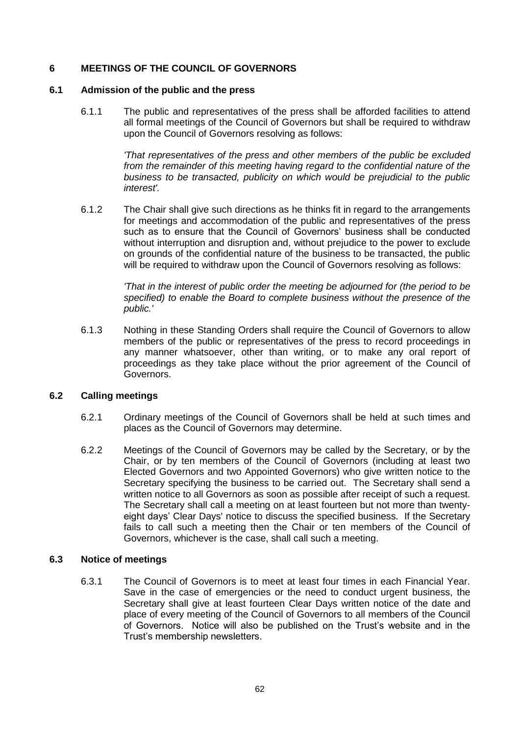## 6 MEETINGS OF THE COUNCIL OF GOVERNORS

### 6.1 Admission of the public and the press

6.1.1 The public and representatives of the press shall be afforded facilities to attend all formal meetings of the Council of Governors but shall be required to withdraw upon the Council of Governors resolving as follows:

*'That representatives of the press and other members of the public be excluded from the remainder of this meeting having regard to the confidential nature of the business to be transacted, publicity on which would be prejudicial to the public interest'.*

6.1.2 The Chair shall give such directions as he thinks fit in regard to the arrangements for meetings and accommodation of the public and representatives of the press such as to ensure that the Council of Governors' business shall be conducted without interruption and disruption and, without prejudice to the power to exclude on grounds of the confidential nature of the business to be transacted, the public will be required to withdraw upon the Council of Governors resolving as follows:

*'That in the interest of public order the meeting be adjourned for (the period to be specified) to enable the Board to complete business without the presence of the public.'*

6.1.3 Nothing in these Standing Orders shall require the Council of Governors to allow members of the public or representatives of the press to record proceedings in any manner whatsoever, other than writing, or to make any oral report of proceedings as they take place without the prior agreement of the Council of Governors.

### 6.2 Calling meetings

6.2.1 Ordinary meetings of the Council of Governors shall be held at such times and places as the Council of Governors may determine.

6.2.2 Meetings of the Council of Governors may be called by the Secretary, or by the Chair, or by ten members of the Council of Governors (including at least two Elected Governors and two Appointed Governors) who give written notice to the Secretary specifying the business to be carried out. The Secretary shall send a written notice to all Governors as soon as possible after receipt of such a request. The Secretary shall call a meeting on at least fourteen but not more than twenty-eight days' Clear Days' notice to discuss the specified business. If the Secretary fails to call such a meeting then the Chair or ten members of the Council of Governors, whichever is the case, shall call such a meeting.

### 6.3 Notice of meetings

6.3.1 The Council of Governors is to meet at least four times in each Financial Year. Save in the case of emergencies or the need to conduct urgent business, the Secretary shall give at least fourteen Clear Days written notice of the date and place of every meeting of the Council of Governors to all members of the Council of Governors. Notice will also be published on the Trust's website and in the Trust's membership newsletters.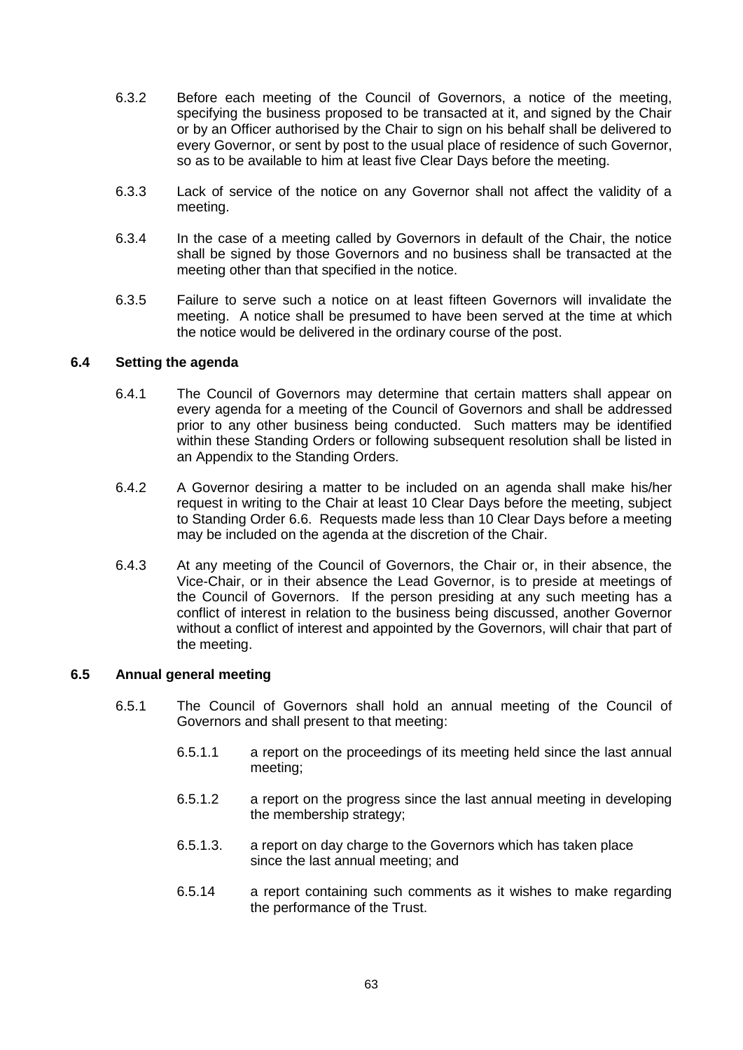6.3.2 Before each meeting of the Council of Governors, a notice of the meeting, specifying the business proposed to be transacted at it, and signed by the Chair or by an Officer authorised by the Chair to sign on his behalf shall be delivered to every Governor, or sent by post to the usual place of residence of such Governor, so as to be available to him at least five Clear Days before the meeting.

6.3.3 Lack of service of the notice on any Governor shall not affect the validity of a meeting.

6.3.4 In the case of a meeting called by Governors in default of the Chair, the notice shall be signed by those Governors and no business shall be transacted at the meeting other than that specified in the notice.

6.3.5 Failure to serve such a notice on at least fifteen Governors will invalidate the meeting. A notice shall be presumed to have been served at the time at which the notice would be delivered in the ordinary course of the post.

### 6.4 Setting the agenda

6.4.1 The Council of Governors may determine that certain matters shall appear on every agenda for a meeting of the Council of Governors and shall be addressed prior to any other business being conducted. Such matters may be identified within these Standing Orders or following subsequent resolution shall be listed in an Appendix to the Standing Orders.

6.4.2 A Governor desiring a matter to be included on an agenda shall make his/her request in writing to the Chair at least 10 Clear Days before the meeting, subject to Standing Order 6.6. Requests made less than 10 Clear Days before a meeting may be included on the agenda at the discretion of the Chair.

6.4.3 At any meeting of the Council of Governors, the Chair or, in their absence, the Vice-Chair, or in their absence the Lead Governor, is to preside at meetings of the Council of Governors. If the person presiding at any such meeting has a conflict of interest in relation to the business being discussed, another Governor without a conflict of interest and appointed by the Governors, will chair that part of the meeting.

### 6.5 Annual general meeting

6.5.1 The Council of Governors shall hold an annual meeting of the Council of Governors and shall present to that meeting:

6.5.1.1 a report on the proceedings of its meeting held since the last annual meeting;

6.5.1.2 a report on the progress since the last annual meeting in developing the membership strategy;

6.5.1.3. a report on day charge to the Governors which has taken place since the last annual meeting; and

6.5.14 a report containing such comments as it wishes to make regarding the performance of the Trust.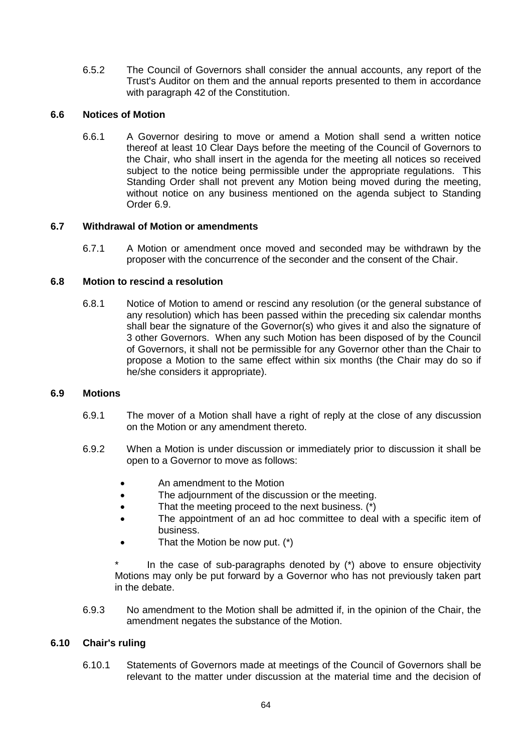6.5.2 The Council of Governors shall consider the annual accounts, any report of the Trust's Auditor on them and the annual reports presented to them in accordance with paragraph 42 of the Constitution.

### 6.6 Notices of Motion

6.6.1 A Governor desiring to move or amend a Motion shall send a written notice thereof at least 10 Clear Days before the meeting of the Council of Governors to the Chair, who shall insert in the agenda for the meeting all notices so received subject to the notice being permissible under the appropriate regulations. This Standing Order shall not prevent any Motion being moved during the meeting, without notice on any business mentioned on the agenda subject to Standing Order 6.9.

### 6.7 Withdrawal of Motion or amendments

6.7.1 A Motion or amendment once moved and seconded may be withdrawn by the proposer with the concurrence of the seconder and the consent of the Chair.

### 6.8 Motion to rescind a resolution

6.8.1 Notice of Motion to amend or rescind any resolution (or the general substance of any resolution) which has been passed within the preceding six calendar months shall bear the signature of the Governor(s) who gives it and also the signature of 3 other Governors. When any such Motion has been disposed of by the Council of Governors, it shall not be permissible for any Governor other than the Chair to propose a Motion to the same effect within six months (the Chair may do so if he/she considers it appropriate).

### 6.9 Motions

6.9.1 The mover of a Motion shall have a right of reply at the close of any discussion on the Motion or any amendment thereto.

6.9.2 When a Motion is under discussion or immediately prior to discussion it shall be open to a Governor to move as follows:

- An amendment to the Motion
- The adjournment of the discussion or the meeting.
- That the meeting proceed to the next business. (*)
- The appointment of an ad hoc committee to deal with a specific item of business.
- That the Motion be now put. (*)

\* In the case of sub-paragraphs denoted by (*) above to ensure objectivity Motions may only be put forward by a Governor who has not previously taken part in the debate.

6.9.3 No amendment to the Motion shall be admitted if, in the opinion of the Chair, the amendment negates the substance of the Motion.

### 6.10 Chair's ruling

6.10.1 Statements of Governors made at meetings of the Council of Governors shall be relevant to the matter under discussion at the material time and the decision of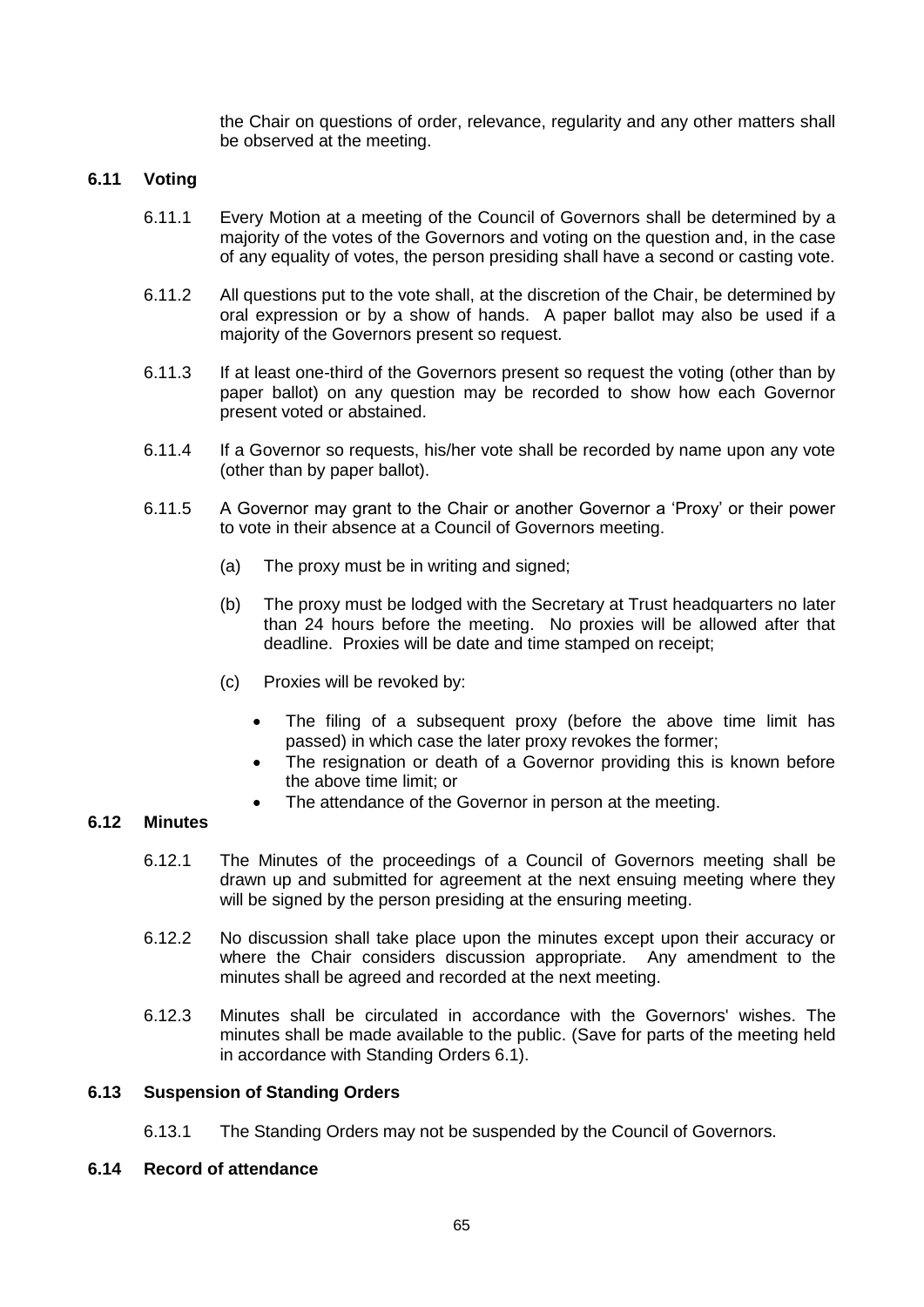the Chair on questions of order, relevance, regularity and any other matters shall be observed at the meeting.

### 6.11 Voting

6.11.1 Every Motion at a meeting of the Council of Governors shall be determined by a majority of the votes of the Governors and voting on the question and, in the case of any equality of votes, the person presiding shall have a second or casting vote.

6.11.2 All questions put to the vote shall, at the discretion of the Chair, be determined by oral expression or by a show of hands. A paper ballot may also be used if a majority of the Governors present so request.

6.11.3 If at least one-third of the Governors present so request the voting (other than by paper ballot) on any question may be recorded to show how each Governor present voted or abstained.

6.11.4 If a Governor so requests, his/her vote shall be recorded by name upon any vote (other than by paper ballot).

6.11.5 A Governor may grant to the Chair or another Governor a 'Proxy' or their power to vote in their absence at a Council of Governors meeting.

(a) The proxy must be in writing and signed;

(b) The proxy must be lodged with the Secretary at Trust headquarters no later than 24 hours before the meeting. No proxies will be allowed after that deadline. Proxies will be date and time stamped on receipt;

(c) Proxies will be revoked by:

- The filing of a subsequent proxy (before the above time limit has passed) in which case the later proxy revokes the former;
- The resignation or death of a Governor providing this is known before the above time limit; or
- The attendance of the Governor in person at the meeting.

### 6.12 Minutes

6.12.1 The Minutes of the proceedings of a Council of Governors meeting shall be drawn up and submitted for agreement at the next ensuing meeting where they will be signed by the person presiding at the ensuring meeting.

6.12.2 No discussion shall take place upon the minutes except upon their accuracy or where the Chair considers discussion appropriate. Any amendment to the minutes shall be agreed and recorded at the next meeting.

6.12.3 Minutes shall be circulated in accordance with the Governors' wishes. The minutes shall be made available to the public. (Save for parts of the meeting held in accordance with Standing Orders 6.1).

### 6.13 Suspension of Standing Orders

6.13.1 The Standing Orders may not be suspended by the Council of Governors.

### 6.14 Record of attendance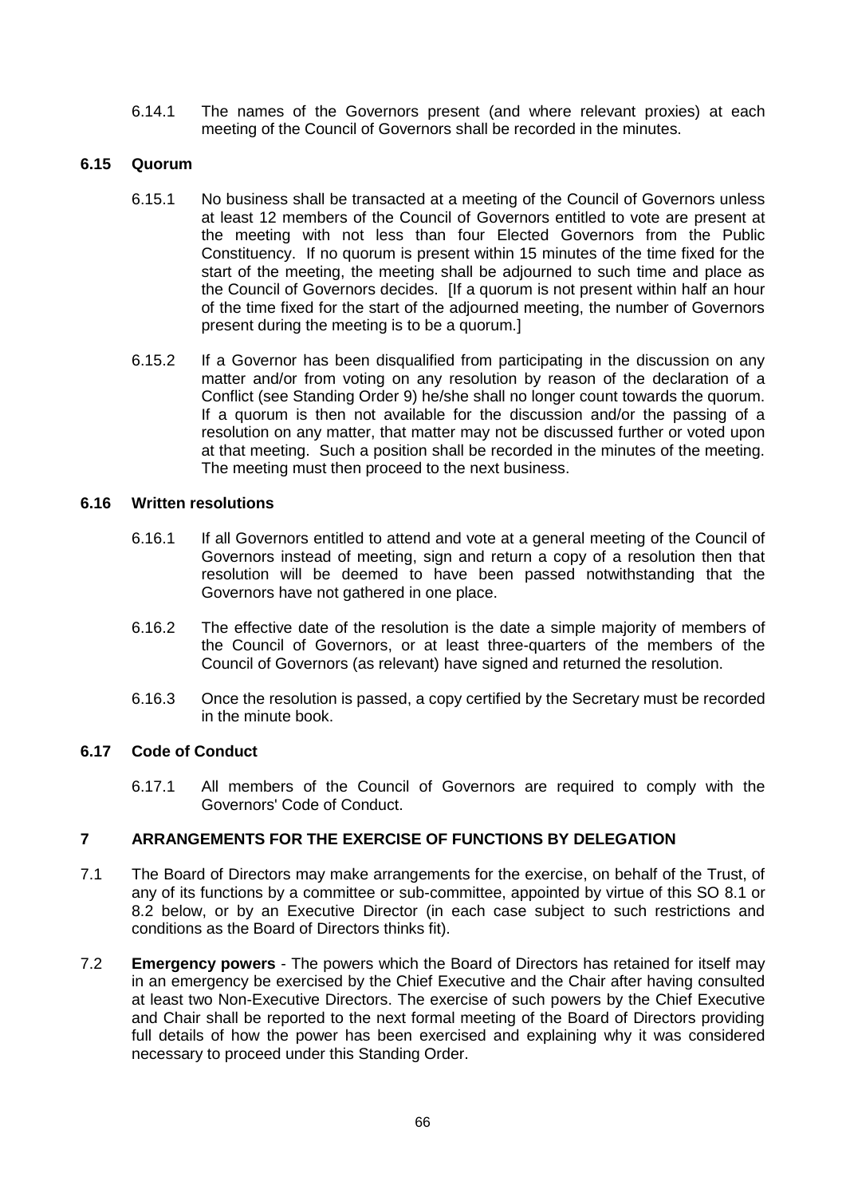6.14.1 The names of the Governors present (and where relevant proxies) at each meeting of the Council of Governors shall be recorded in the minutes.

### 6.15 Quorum

6.15.1 No business shall be transacted at a meeting of the Council of Governors unless at least 12 members of the Council of Governors entitled to vote are present at the meeting with not less than four Elected Governors from the Public Constituency. If no quorum is present within 15 minutes of the time fixed for the start of the meeting, the meeting shall be adjourned to such time and place as the Council of Governors decides. [If a quorum is not present within half an hour of the time fixed for the start of the adjourned meeting, the number of Governors present during the meeting is to be a quorum.]

6.15.2 If a Governor has been disqualified from participating in the discussion on any matter and/or from voting on any resolution by reason of the declaration of a Conflict (see Standing Order 9) he/she shall no longer count towards the quorum. If a quorum is then not available for the discussion and/or the passing of a resolution on any matter, that matter may not be discussed further or voted upon at that meeting. Such a position shall be recorded in the minutes of the meeting. The meeting must then proceed to the next business.

### 6.16 Written resolutions

6.16.1 If all Governors entitled to attend and vote at a general meeting of the Council of Governors instead of meeting, sign and return a copy of a resolution then that resolution will be deemed to have been passed notwithstanding that the Governors have not gathered in one place.

6.16.2 The effective date of the resolution is the date a simple majority of members of the Council of Governors, or at least three-quarters of the members of the Council of Governors (as relevant) have signed and returned the resolution.

6.16.3 Once the resolution is passed, a copy certified by the Secretary must be recorded in the minute book.

### 6.17 Code of Conduct

6.17.1 All members of the Council of Governors are required to comply with the Governors' Code of Conduct.

## 7 ARRANGEMENTS FOR THE EXERCISE OF FUNCTIONS BY DELEGATION

7.1 The Board of Directors may make arrangements for the exercise, on behalf of the Trust, of any of its functions by a committee or sub-committee, appointed by virtue of this SO 8.1 or 8.2 below, or by an Executive Director (in each case subject to such restrictions and conditions as the Board of Directors thinks fit).

7.2 **Emergency powers** - The powers which the Board of Directors has retained for itself may in an emergency be exercised by the Chief Executive and the Chair after having consulted at least two Non-Executive Directors. The exercise of such powers by the Chief Executive and Chair shall be reported to the next formal meeting of the Board of Directors providing full details of how the power has been exercised and explaining why it was considered necessary to proceed under this Standing Order.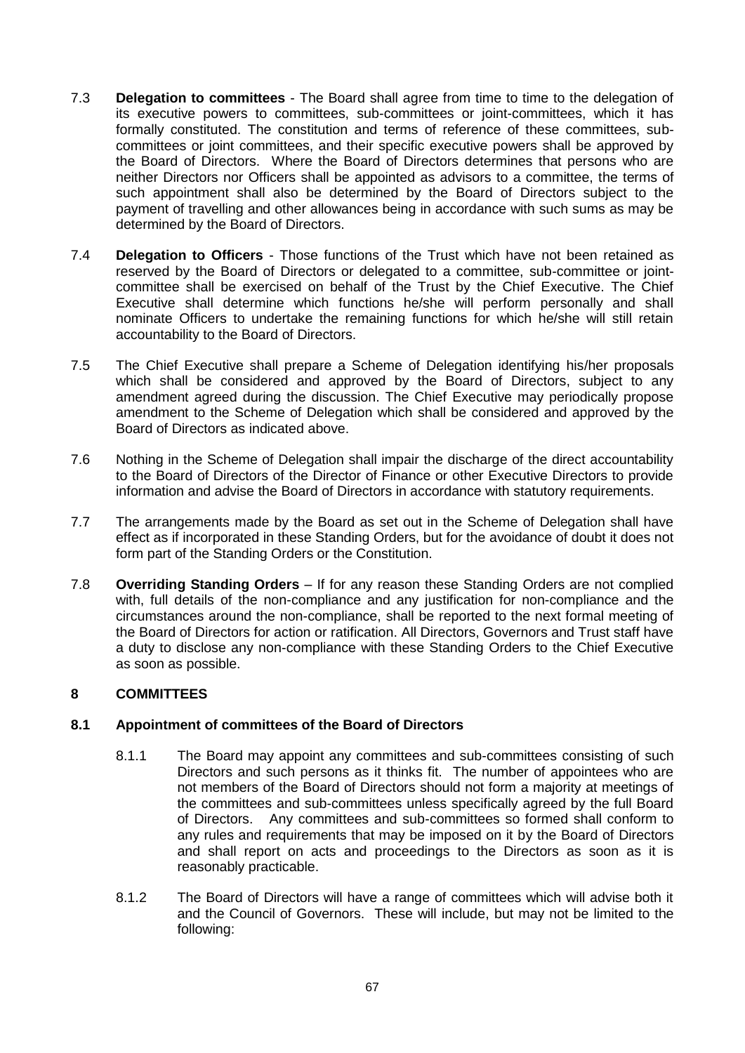7.3 **Delegation to committees** - The Board shall agree from time to time to the delegation of its executive powers to committees, sub-committees or joint-committees, which it has formally constituted. The constitution and terms of reference of these committees, sub-committees or joint committees, and their specific executive powers shall be approved by the Board of Directors. Where the Board of Directors determines that persons who are neither Directors nor Officers shall be appointed as advisors to a committee, the terms of such appointment shall also be determined by the Board of Directors subject to the payment of travelling and other allowances being in accordance with such sums as may be determined by the Board of Directors.

7.4 **Delegation to Officers** - Those functions of the Trust which have not been retained as reserved by the Board of Directors or delegated to a committee, sub-committee or joint-committee shall be exercised on behalf of the Trust by the Chief Executive. The Chief Executive shall determine which functions he/she will perform personally and shall nominate Officers to undertake the remaining functions for which he/she will still retain accountability to the Board of Directors.

7.5 The Chief Executive shall prepare a Scheme of Delegation identifying his/her proposals which shall be considered and approved by the Board of Directors, subject to any amendment agreed during the discussion. The Chief Executive may periodically propose amendment to the Scheme of Delegation which shall be considered and approved by the Board of Directors as indicated above.

7.6 Nothing in the Scheme of Delegation shall impair the discharge of the direct accountability to the Board of Directors of the Director of Finance or other Executive Directors to provide information and advise the Board of Directors in accordance with statutory requirements.

7.7 The arrangements made by the Board as set out in the Scheme of Delegation shall have effect as if incorporated in these Standing Orders, but for the avoidance of doubt it does not form part of the Standing Orders or the Constitution.

7.8 **Overriding Standing Orders** – If for any reason these Standing Orders are not complied with, full details of the non-compliance and any justification for non-compliance and the circumstances around the non-compliance, shall be reported to the next formal meeting of the Board of Directors for action or ratification. All Directors, Governors and Trust staff have a duty to disclose any non-compliance with these Standing Orders to the Chief Executive as soon as possible.

## 8 COMMITTEES

### 8.1 Appointment of committees of the Board of Directors

8.1.1 The Board may appoint any committees and sub-committees consisting of such Directors and such persons as it thinks fit. The number of appointees who are not members of the Board of Directors should not form a majority at meetings of the committees and sub-committees unless specifically agreed by the full Board of Directors. Any committees and sub-committees so formed shall conform to any rules and requirements that may be imposed on it by the Board of Directors and shall report on acts and proceedings to the Directors as soon as it is reasonably practicable.

8.1.2 The Board of Directors will have a range of committees which will advise both it and the Council of Governors. These will include, but may not be limited to the following: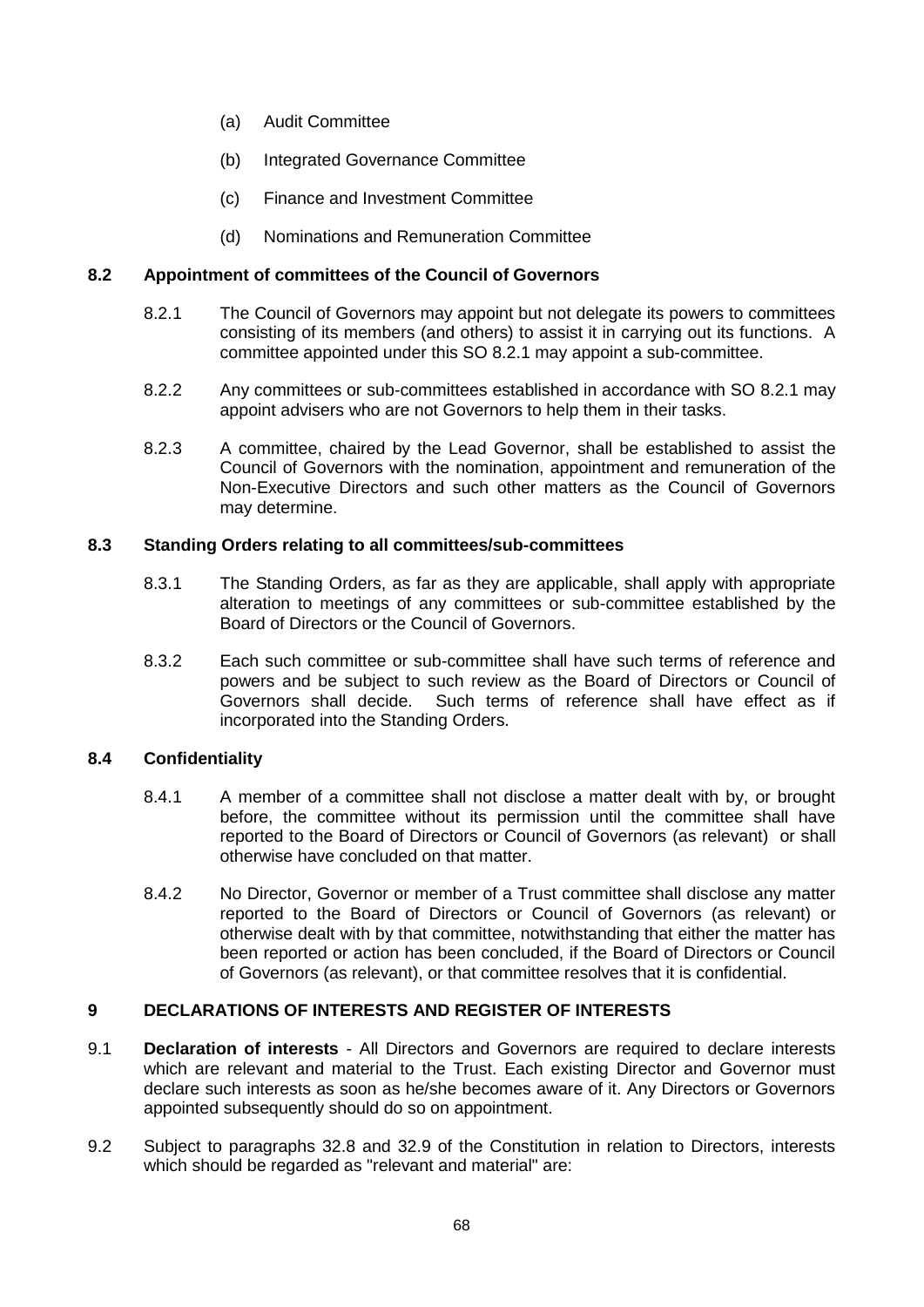(a) Audit Committee

(b) Integrated Governance Committee

(c) Finance and Investment Committee

(d) Nominations and Remuneration Committee

**8.2 Appointment of committees of the Council of Governors**

8.2.1 The Council of Governors may appoint but not delegate its powers to committees consisting of its members (and others) to assist it in carrying out its functions. A committee appointed under this SO 8.2.1 may appoint a sub-committee.

8.2.2 Any committees or sub-committees established in accordance with SO 8.2.1 may appoint advisers who are not Governors to help them in their tasks.

8.2.3 A committee, chaired by the Lead Governor, shall be established to assist the Council of Governors with the nomination, appointment and remuneration of the Non-Executive Directors and such other matters as the Council of Governors may determine.

**8.3 Standing Orders relating to all committees/sub-committees**

8.3.1 The Standing Orders, as far as they are applicable, shall apply with appropriate alteration to meetings of any committees or sub-committee established by the Board of Directors or the Council of Governors.

8.3.2 Each such committee or sub-committee shall have such terms of reference and powers and be subject to such review as the Board of Directors or Council of Governors shall decide. Such terms of reference shall have effect as if incorporated into the Standing Orders.

**8.4 Confidentiality**

8.4.1 A member of a committee shall not disclose a matter dealt with by, or brought before, the committee without its permission until the committee shall have reported to the Board of Directors or Council of Governors (as relevant) or shall otherwise have concluded on that matter.

8.4.2 No Director, Governor or member of a Trust committee shall disclose any matter reported to the Board of Directors or Council of Governors (as relevant) or otherwise dealt with by that committee, notwithstanding that either the matter has been reported or action has been concluded, if the Board of Directors or Council of Governors (as relevant), or that committee resolves that it is confidential.

## 9 DECLARATIONS OF INTERESTS AND REGISTER OF INTERESTS

9.1 **Declaration of interests** - All Directors and Governors are required to declare interests which are relevant and material to the Trust. Each existing Director and Governor must declare such interests as soon as he/she becomes aware of it. Any Directors or Governors appointed subsequently should do so on appointment.

9.2 Subject to paragraphs 32.8 and 32.9 of the Constitution in relation to Directors, interests which should be regarded as "relevant and material" are: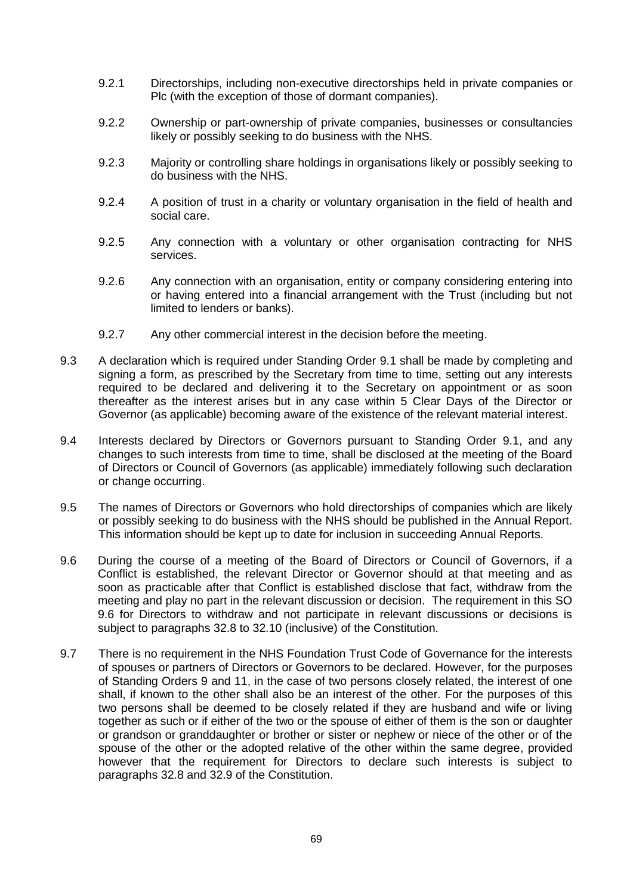9.2.1 Directorships, including non-executive directorships held in private companies or Plc (with the exception of those of dormant companies).

9.2.2 Ownership or part-ownership of private companies, businesses or consultancies likely or possibly seeking to do business with the NHS.

9.2.3 Majority or controlling share holdings in organisations likely or possibly seeking to do business with the NHS.

9.2.4 A position of trust in a charity or voluntary organisation in the field of health and social care.

9.2.5 Any connection with a voluntary or other organisation contracting for NHS services.

9.2.6 Any connection with an organisation, entity or company considering entering into or having entered into a financial arrangement with the Trust (including but not limited to lenders or banks).

9.2.7 Any other commercial interest in the decision before the meeting.

9.3 A declaration which is required under Standing Order 9.1 shall be made by completing and signing a form, as prescribed by the Secretary from time to time, setting out any interests required to be declared and delivering it to the Secretary on appointment or as soon thereafter as the interest arises but in any case within 5 Clear Days of the Director or Governor (as applicable) becoming aware of the existence of the relevant material interest.

9.4 Interests declared by Directors or Governors pursuant to Standing Order 9.1, and any changes to such interests from time to time, shall be disclosed at the meeting of the Board of Directors or Council of Governors (as applicable) immediately following such declaration or change occurring.

9.5 The names of Directors or Governors who hold directorships of companies which are likely or possibly seeking to do business with the NHS should be published in the Annual Report. This information should be kept up to date for inclusion in succeeding Annual Reports.

9.6 During the course of a meeting of the Board of Directors or Council of Governors, if a Conflict is established, the relevant Director or Governor should at that meeting and as soon as practicable after that Conflict is established disclose that fact, withdraw from the meeting and play no part in the relevant discussion or decision. The requirement in this SO 9.6 for Directors to withdraw and not participate in relevant discussions or decisions is subject to paragraphs 32.8 to 32.10 (inclusive) of the Constitution.

9.7 There is no requirement in the NHS Foundation Trust Code of Governance for the interests of spouses or partners of Directors or Governors to be declared. However, for the purposes of Standing Orders 9 and 11, in the case of two persons closely related, the interest of one shall, if known to the other shall also be an interest of the other. For the purposes of this two persons shall be deemed to be closely related if they are husband and wife or living together as such or if either of the two or the spouse of either of them is the son or daughter or grandson or granddaughter or brother or sister or nephew or niece of the other or of the spouse of the other or the adopted relative of the other within the same degree, provided however that the requirement for Directors to declare such interests is subject to paragraphs 32.8 and 32.9 of the Constitution.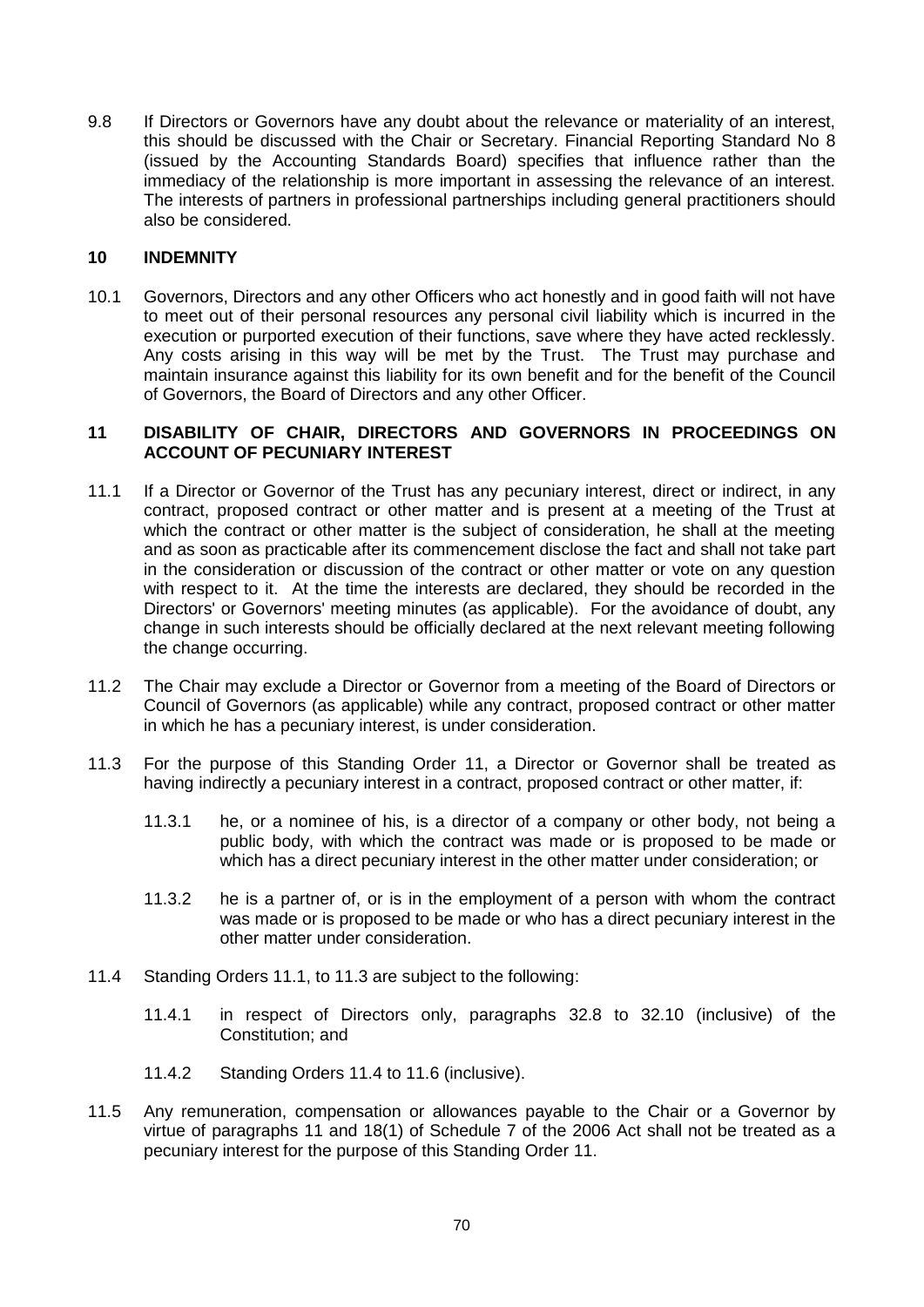9.8 If Directors or Governors have any doubt about the relevance or materiality of an interest, this should be discussed with the Chair or Secretary. Financial Reporting Standard No 8 (issued by the Accounting Standards Board) specifies that influence rather than the immediacy of the relationship is more important in assessing the relevance of an interest. The interests of partners in professional partnerships including general practitioners should also be considered.

## 10 INDEMNITY

10.1 Governors, Directors and any other Officers who act honestly and in good faith will not have to meet out of their personal resources any personal civil liability which is incurred in the execution or purported execution of their functions, save where they have acted recklessly. Any costs arising in this way will be met by the Trust. The Trust may purchase and maintain insurance against this liability for its own benefit and for the benefit of the Council of Governors, the Board of Directors and any other Officer.

## 11 DISABILITY OF CHAIR, DIRECTORS AND GOVERNORS IN PROCEEDINGS ON ACCOUNT OF PECUNIARY INTEREST

11.1 If a Director or Governor of the Trust has any pecuniary interest, direct or indirect, in any contract, proposed contract or other matter and is present at a meeting of the Trust at which the contract or other matter is the subject of consideration, he shall at the meeting and as soon as practicable after its commencement disclose the fact and shall not take part in the consideration or discussion of the contract or other matter or vote on any question with respect to it. At the time the interests are declared, they should be recorded in the Directors' or Governors' meeting minutes (as applicable). For the avoidance of doubt, any change in such interests should be officially declared at the next relevant meeting following the change occurring.

11.2 The Chair may exclude a Director or Governor from a meeting of the Board of Directors or Council of Governors (as applicable) while any contract, proposed contract or other matter in which he has a pecuniary interest, is under consideration.

11.3 For the purpose of this Standing Order 11, a Director or Governor shall be treated as having indirectly a pecuniary interest in a contract, proposed contract or other matter, if:

11.3.1 he, or a nominee of his, is a director of a company or other body, not being a public body, with which the contract was made or is proposed to be made or which has a direct pecuniary interest in the other matter under consideration; or

11.3.2 he is a partner of, or is in the employment of a person with whom the contract was made or is proposed to be made or who has a direct pecuniary interest in the other matter under consideration.

11.4 Standing Orders 11.1, to 11.3 are subject to the following:

11.4.1 in respect of Directors only, paragraphs 32.8 to 32.10 (inclusive) of the Constitution; and

11.4.2 Standing Orders 11.4 to 11.6 (inclusive).

11.5 Any remuneration, compensation or allowances payable to the Chair or a Governor by virtue of paragraphs 11 and 18(1) of Schedule 7 of the 2006 Act shall not be treated as a pecuniary interest for the purpose of this Standing Order 11.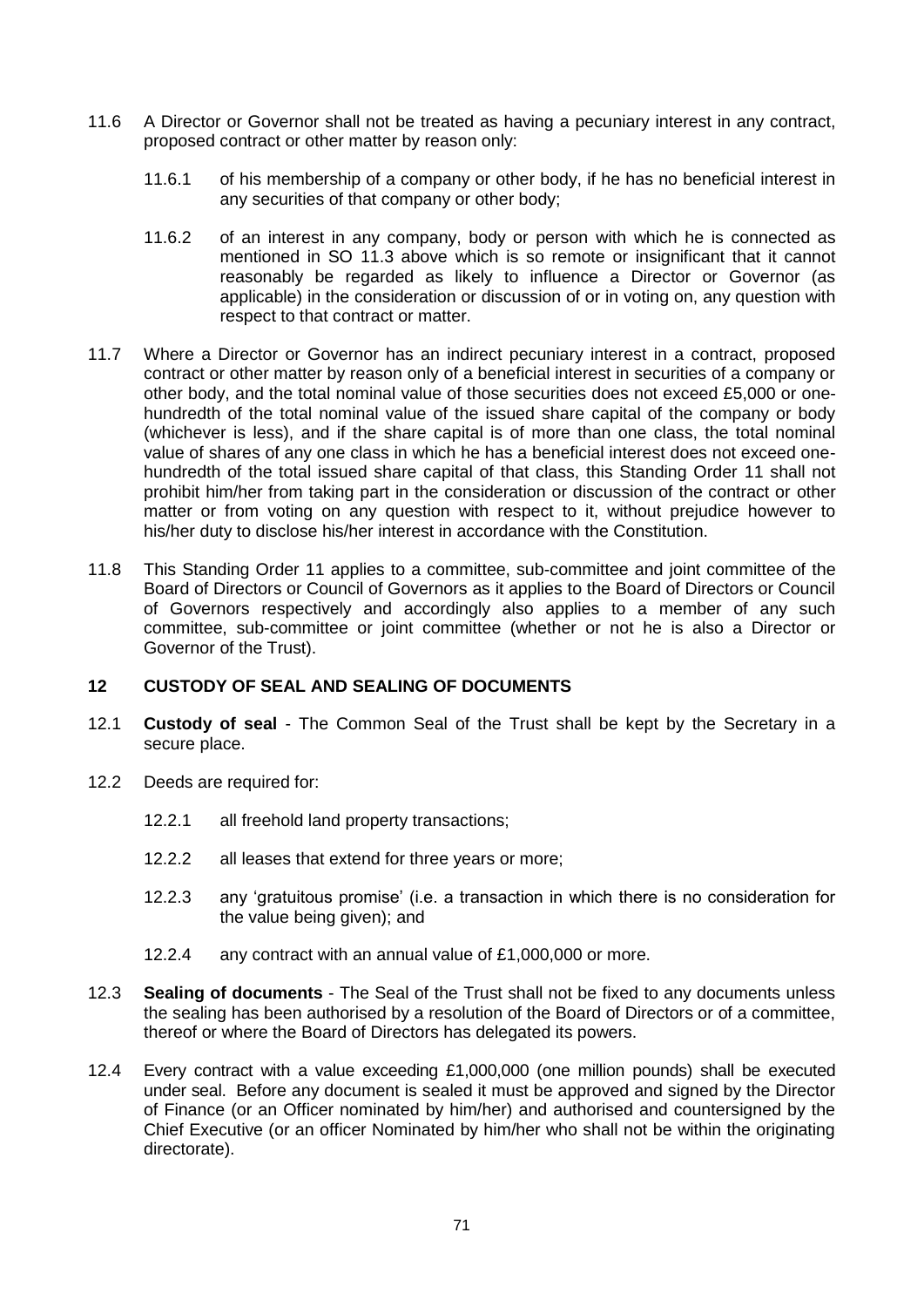11.6 A Director or Governor shall not be treated as having a pecuniary interest in any contract, proposed contract or other matter by reason only:

11.6.1 of his membership of a company or other body, if he has no beneficial interest in any securities of that company or other body;

11.6.2 of an interest in any company, body or person with which he is connected as mentioned in SO 11.3 above which is so remote or insignificant that it cannot reasonably be regarded as likely to influence a Director or Governor (as applicable) in the consideration or discussion of or in voting on, any question with respect to that contract or matter.

11.7 Where a Director or Governor has an indirect pecuniary interest in a contract, proposed contract or other matter by reason only of a beneficial interest in securities of a company or other body, and the total nominal value of those securities does not exceed £5,000 or one-hundredth of the total nominal value of the issued share capital of the company or body (whichever is less), and if the share capital is of more than one class, the total nominal value of shares of any one class in which he has a beneficial interest does not exceed one-hundredth of the total issued share capital of that class, this Standing Order 11 shall not prohibit him/her from taking part in the consideration or discussion of the contract or other matter or from voting on any question with respect to it, without prejudice however to his/her duty to disclose his/her interest in accordance with the Constitution.

11.8 This Standing Order 11 applies to a committee, sub-committee and joint committee of the Board of Directors or Council of Governors as it applies to the Board of Directors or Council of Governors respectively and accordingly also applies to a member of any such committee, sub-committee or joint committee (whether or not he is also a Director or Governor of the Trust).

## 12 CUSTODY OF SEAL AND SEALING OF DOCUMENTS

12.1 **Custody of seal** - The Common Seal of the Trust shall be kept by the Secretary in a secure place.

12.2 Deeds are required for:

12.2.1 all freehold land property transactions;

12.2.2 all leases that extend for three years or more;

12.2.3 any 'gratuitous promise' (i.e. a transaction in which there is no consideration for the value being given); and

12.2.4 any contract with an annual value of £1,000,000 or more.

12.3 **Sealing of documents** - The Seal of the Trust shall not be fixed to any documents unless the sealing has been authorised by a resolution of the Board of Directors or of a committee, thereof or where the Board of Directors has delegated its powers.

12.4 Every contract with a value exceeding £1,000,000 (one million pounds) shall be executed under seal. Before any document is sealed it must be approved and signed by the Director of Finance (or an Officer nominated by him/her) and authorised and countersigned by the Chief Executive (or an officer Nominated by him/her who shall not be within the originating directorate).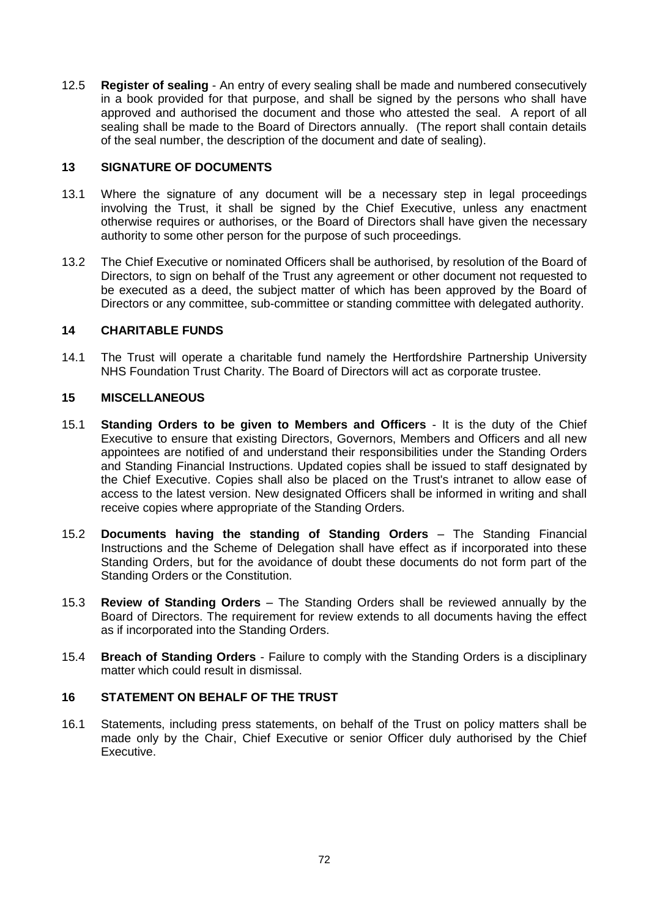12.5 **Register of sealing** - An entry of every sealing shall be made and numbered consecutively in a book provided for that purpose, and shall be signed by the persons who shall have approved and authorised the document and those who attested the seal. A report of all sealing shall be made to the Board of Directors annually. (The report shall contain details of the seal number, the description of the document and date of sealing).

## 13 SIGNATURE OF DOCUMENTS

13.1 Where the signature of any document will be a necessary step in legal proceedings involving the Trust, it shall be signed by the Chief Executive, unless any enactment otherwise requires or authorises, or the Board of Directors shall have given the necessary authority to some other person for the purpose of such proceedings.

13.2 The Chief Executive or nominated Officers shall be authorised, by resolution of the Board of Directors, to sign on behalf of the Trust any agreement or other document not requested to be executed as a deed, the subject matter of which has been approved by the Board of Directors or any committee, sub-committee or standing committee with delegated authority.

## 14 CHARITABLE FUNDS

14.1 The Trust will operate a charitable fund namely the Hertfordshire Partnership University NHS Foundation Trust Charity. The Board of Directors will act as corporate trustee.

## 15 MISCELLANEOUS

15.1 **Standing Orders to be given to Members and Officers** - It is the duty of the Chief Executive to ensure that existing Directors, Governors, Members and Officers and all new appointees are notified of and understand their responsibilities under the Standing Orders and Standing Financial Instructions. Updated copies shall be issued to staff designated by the Chief Executive. Copies shall also be placed on the Trust's intranet to allow ease of access to the latest version. New designated Officers shall be informed in writing and shall receive copies where appropriate of the Standing Orders.

15.2 **Documents having the standing of Standing Orders** – The Standing Financial Instructions and the Scheme of Delegation shall have effect as if incorporated into these Standing Orders, but for the avoidance of doubt these documents do not form part of the Standing Orders or the Constitution.

15.3 **Review of Standing Orders** – The Standing Orders shall be reviewed annually by the Board of Directors. The requirement for review extends to all documents having the effect as if incorporated into the Standing Orders.

15.4 **Breach of Standing Orders** - Failure to comply with the Standing Orders is a disciplinary matter which could result in dismissal.

## 16 STATEMENT ON BEHALF OF THE TRUST

16.1 Statements, including press statements, on behalf of the Trust on policy matters shall be made only by the Chair, Chief Executive or senior Officer duly authorised by the Chief Executive.